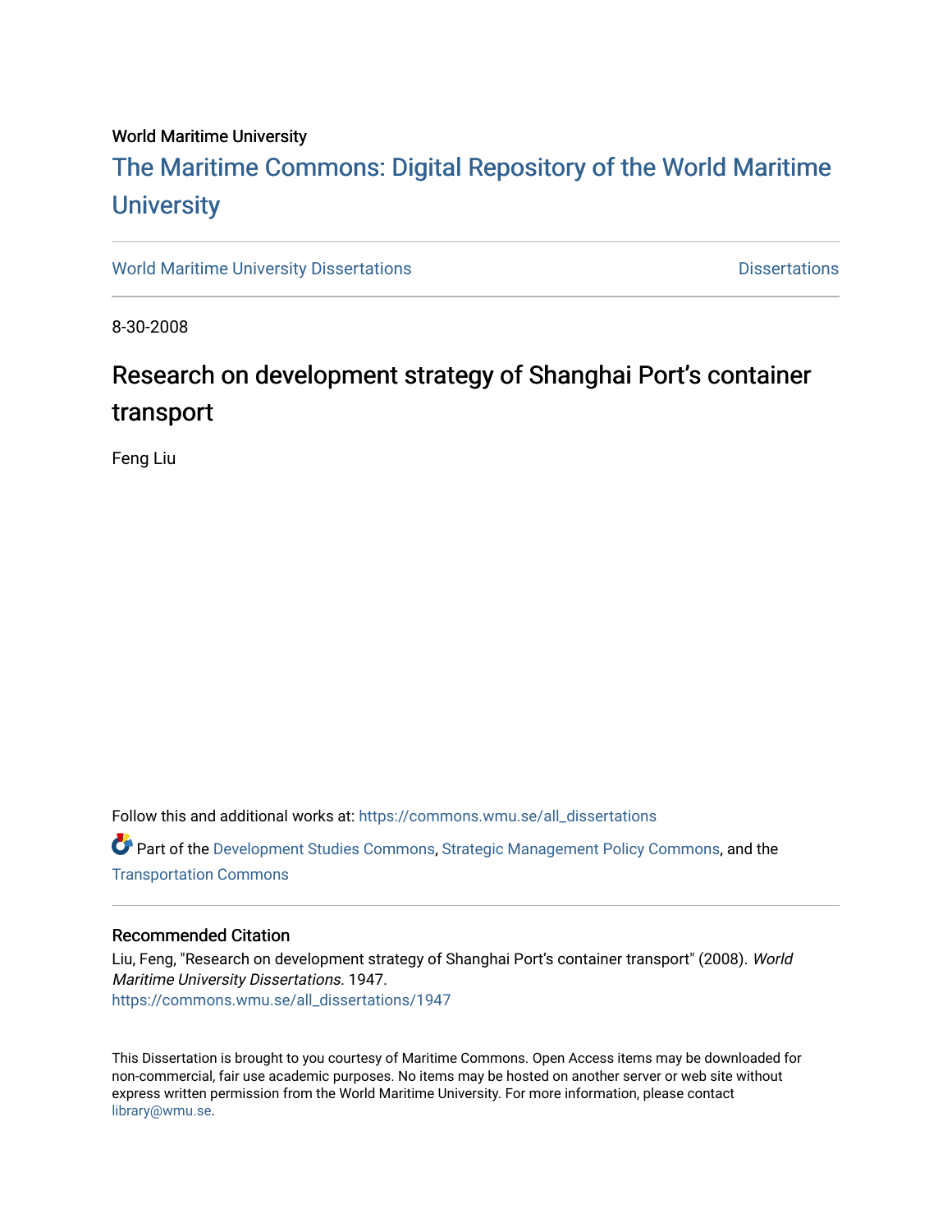World Maritime University

# The Maritime Commons: Digital Repository of the World Maritime University

World Maritime University Dissertations　　　　Dissertations

8-30-2008

## Research on development strategy of Shanghai Port's container transport

Feng Liu

Follow this and additional works at: https://commons.wmu.se/all_dissertations

Part of the Development Studies Commons, Strategic Management Policy Commons, and the Transportation Commons

### Recommended Citation

Liu, Feng, "Research on development strategy of Shanghai Port's container transport" (2008). *World Maritime University Dissertations*. 1947.
https://commons.wmu.se/all_dissertations/1947

This Dissertation is brought to you courtesy of Maritime Commons. Open Access items may be downloaded for non-commercial, fair use academic purposes. No items may be hosted on another server or web site without express written permission from the World Maritime University. For more information, please contact library@wmu.se.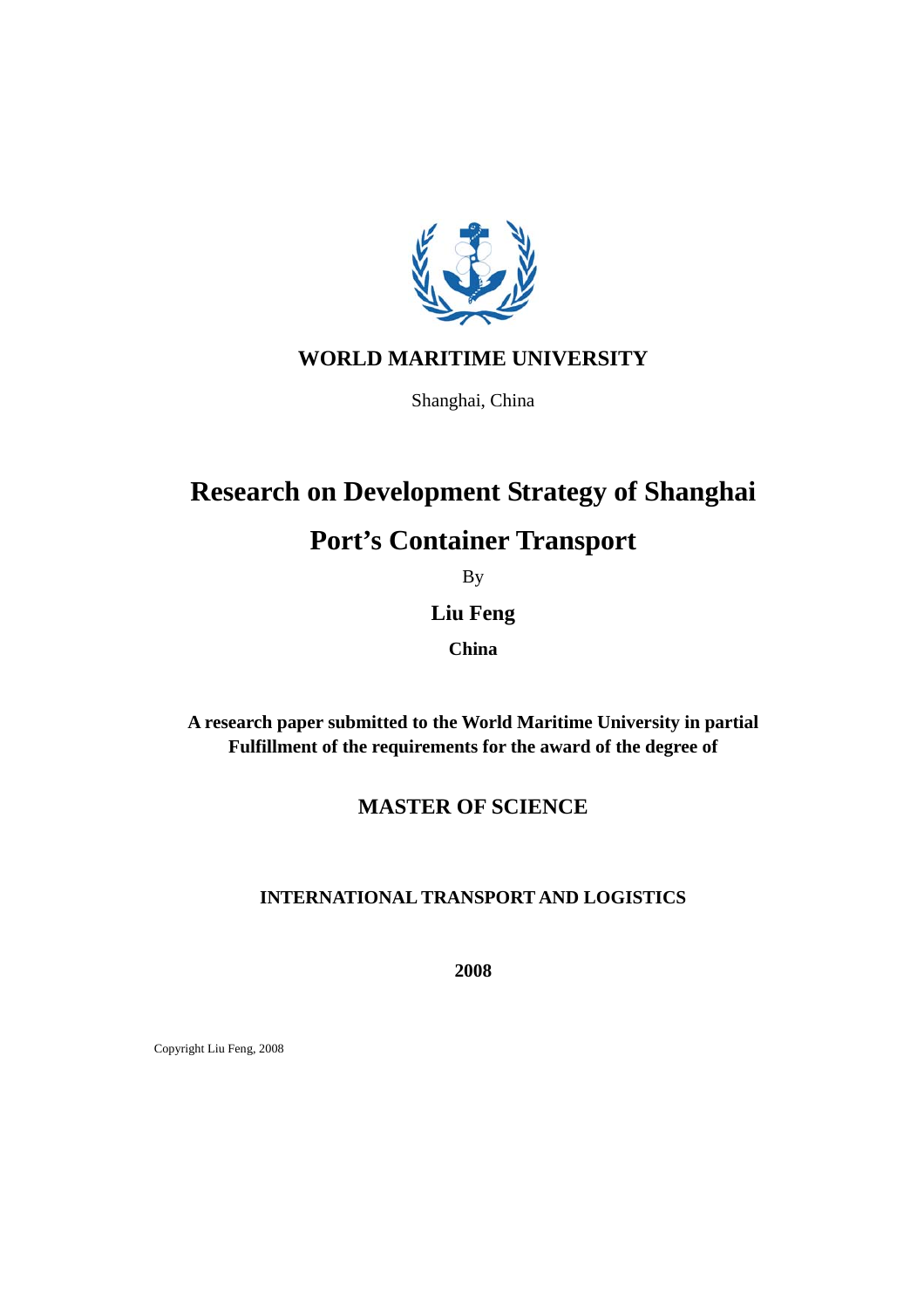**WORLD MARITIME UNIVERSITY**

Shanghai, China

# Research on Development Strategy of Shanghai Port's Container Transport

By

**Liu Feng**

**China**

**A research paper submitted to the World Maritime University in partial Fulfillment of the requirements for the award of the degree of**

## MASTER OF SCIENCE

**INTERNATIONAL TRANSPORT AND LOGISTICS**

**2008**

Copyright Liu Feng, 2008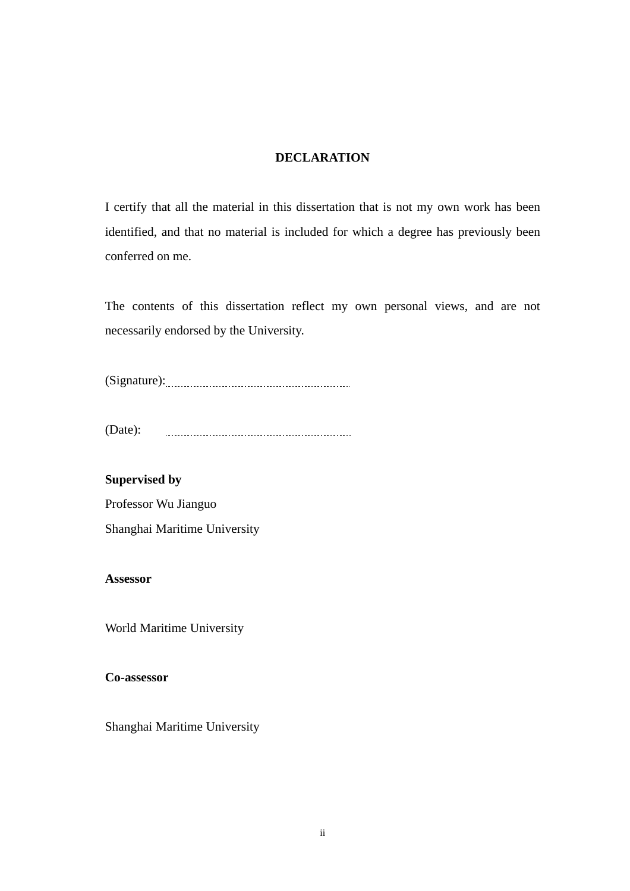**DECLARATION**

I certify that all the material in this dissertation that is not my own work has been identified, and that no material is included for which a degree has previously been conferred on me.

The contents of this dissertation reflect my own personal views, and are not necessarily endorsed by the University.

(Signature): ..................................................

(Date): ..................................................

**Supervised by**
Professor Wu Jianguo
Shanghai Maritime University

**Assessor**

World Maritime University

**Co-assessor**

Shanghai Maritime University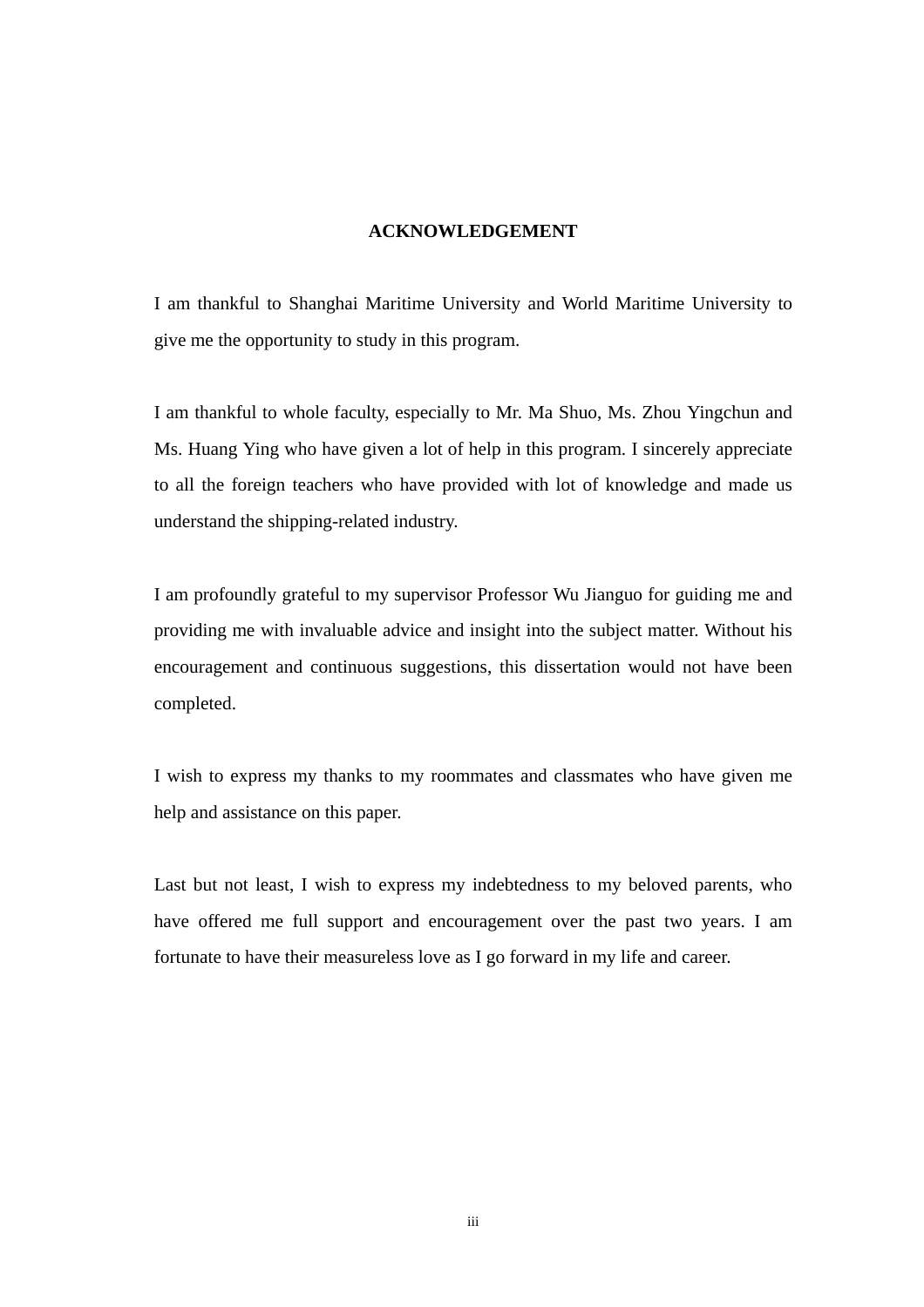# ACKNOWLEDGEMENT

I am thankful to Shanghai Maritime University and World Maritime University to give me the opportunity to study in this program.

I am thankful to whole faculty, especially to Mr. Ma Shuo, Ms. Zhou Yingchun and Ms. Huang Ying who have given a lot of help in this program. I sincerely appreciate to all the foreign teachers who have provided with lot of knowledge and made us understand the shipping-related industry.

I am profoundly grateful to my supervisor Professor Wu Jianguo for guiding me and providing me with invaluable advice and insight into the subject matter. Without his encouragement and continuous suggestions, this dissertation would not have been completed.

I wish to express my thanks to my roommates and classmates who have given me help and assistance on this paper.

Last but not least, I wish to express my indebtedness to my beloved parents, who have offered me full support and encouragement over the past two years. I am fortunate to have their measureless love as I go forward in my life and career.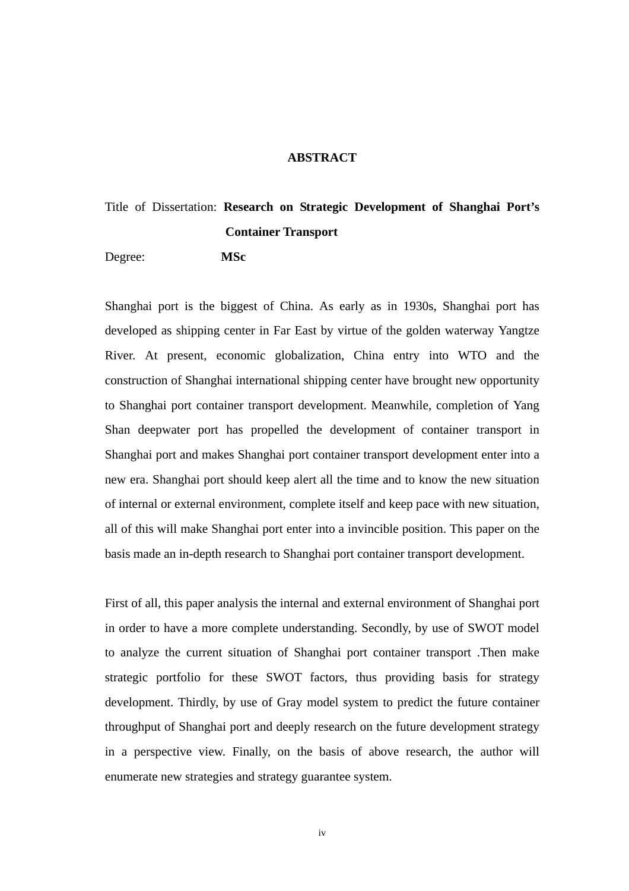# ABSTRACT

Title of Dissertation: **Research on Strategic Development of Shanghai Port's Container Transport**

Degree: **MSc**

Shanghai port is the biggest of China. As early as in 1930s, Shanghai port has developed as shipping center in Far East by virtue of the golden waterway Yangtze River. At present, economic globalization, China entry into WTO and the construction of Shanghai international shipping center have brought new opportunity to Shanghai port container transport development. Meanwhile, completion of Yang Shan deepwater port has propelled the development of container transport in Shanghai port and makes Shanghai port container transport development enter into a new era. Shanghai port should keep alert all the time and to know the new situation of internal or external environment, complete itself and keep pace with new situation, all of this will make Shanghai port enter into a invincible position. This paper on the basis made an in-depth research to Shanghai port container transport development.

First of all, this paper analysis the internal and external environment of Shanghai port in order to have a more complete understanding. Secondly, by use of SWOT model to analyze the current situation of Shanghai port container transport .Then make strategic portfolio for these SWOT factors, thus providing basis for strategy development. Thirdly, by use of Gray model system to predict the future container throughput of Shanghai port and deeply research on the future development strategy in a perspective view. Finally, on the basis of above research, the author will enumerate new strategies and strategy guarantee system.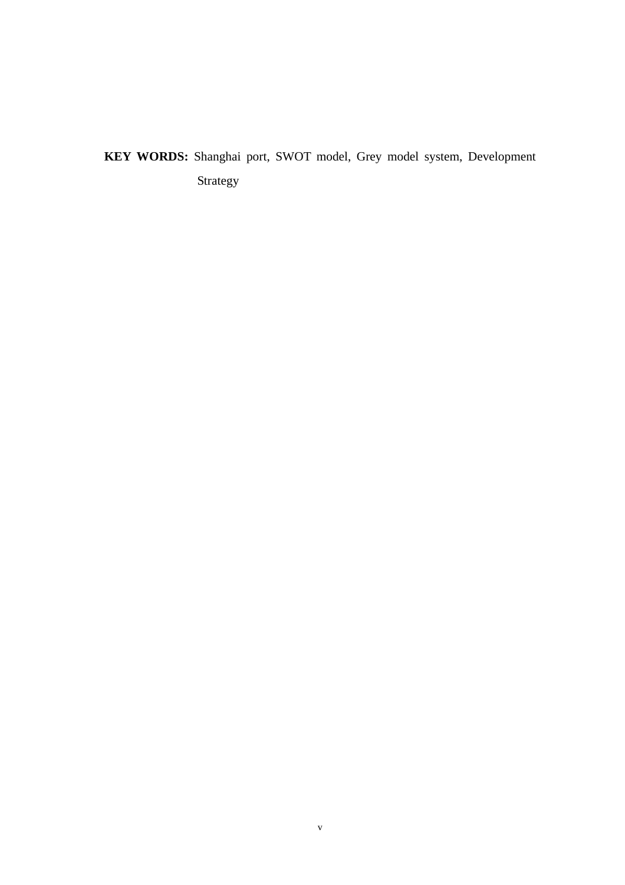**KEY WORDS:** Shanghai port, SWOT model, Grey model system, Development Strategy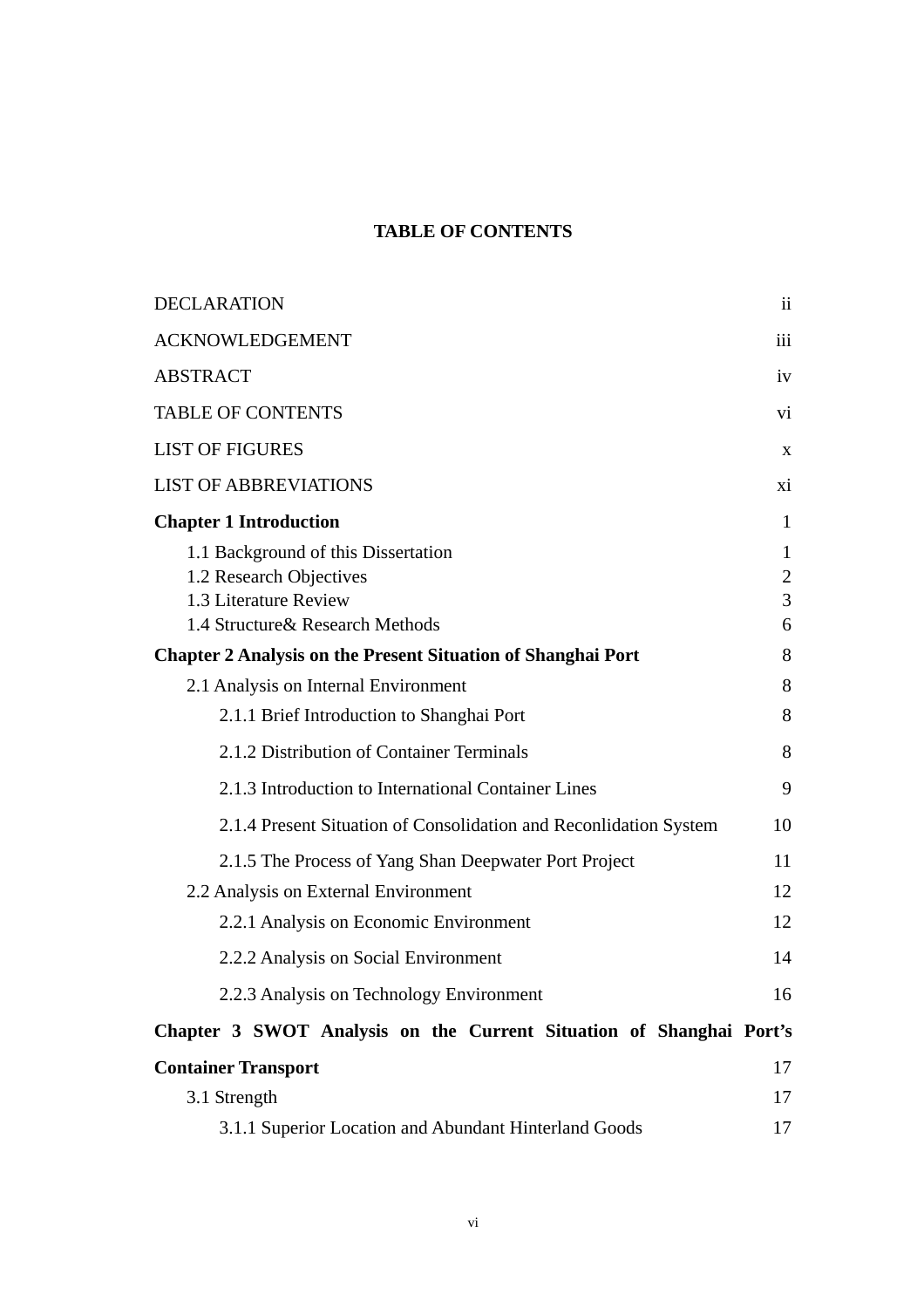# TABLE OF CONTENTS

| | |
|---|---|
| DECLARATION | ii |
| ACKNOWLEDGEMENT | iii |
| ABSTRACT | iv |
| TABLE OF CONTENTS | vi |
| LIST OF FIGURES | x |
| LIST OF ABBREVIATIONS | xi |
| **Chapter 1 Introduction** | 1 |
| 1.1 Background of this Dissertation | 1 |
| 1.2 Research Objectives | 2 |
| 1.3 Literature Review | 3 |
| 1.4 Structure& Research Methods | 6 |
| **Chapter 2 Analysis on the Present Situation of Shanghai Port** | 8 |
| 2.1 Analysis on Internal Environment | 8 |
| 2.1.1 Brief Introduction to Shanghai Port | 8 |
| 2.1.2 Distribution of Container Terminals | 8 |
| 2.1.3 Introduction to International Container Lines | 9 |
| 2.1.4 Present Situation of Consolidation and Reconlidation System | 10 |
| 2.1.5 The Process of Yang Shan Deepwater Port Project | 11 |
| 2.2 Analysis on External Environment | 12 |
| 2.2.1 Analysis on Economic Environment | 12 |
| 2.2.2 Analysis on Social Environment | 14 |
| 2.2.3 Analysis on Technology Environment | 16 |
| **Chapter 3 SWOT Analysis on the Current Situation of Shanghai Port's Container Transport** | 17 |
| 3.1 Strength | 17 |
| 3.1.1 Superior Location and Abundant Hinterland Goods | 17 |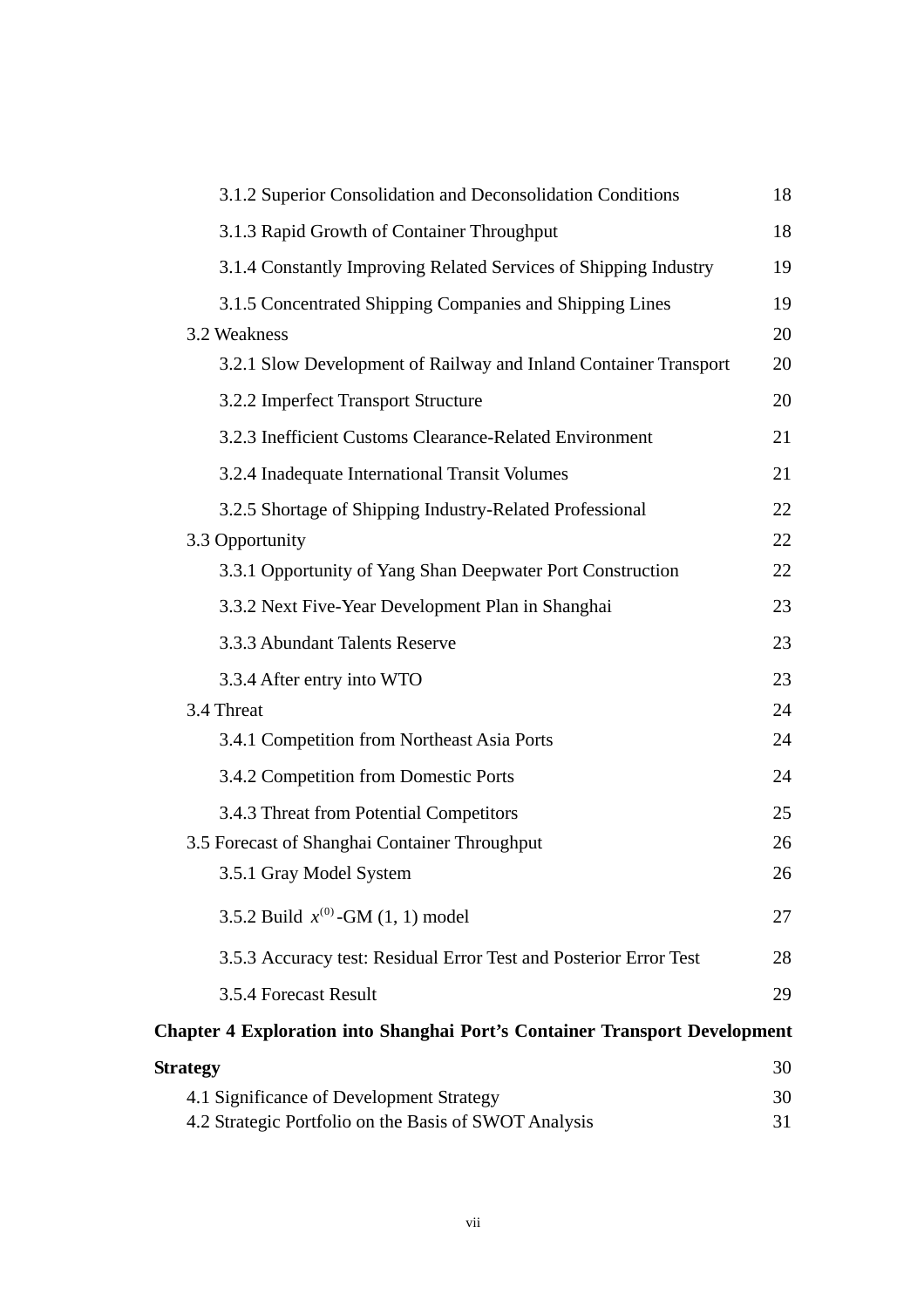3.1.2 Superior Consolidation and Deconsolidation Conditions 18

3.1.3 Rapid Growth of Container Throughput 18

3.1.4 Constantly Improving Related Services of Shipping Industry 19

3.1.5 Concentrated Shipping Companies and Shipping Lines 19

3.2 Weakness 20

3.2.1 Slow Development of Railway and Inland Container Transport 20

3.2.2 Imperfect Transport Structure 20

3.2.3 Inefficient Customs Clearance-Related Environment 21

3.2.4 Inadequate International Transit Volumes 21

3.2.5 Shortage of Shipping Industry-Related Professional 22

3.3 Opportunity 22

3.3.1 Opportunity of Yang Shan Deepwater Port Construction 22

3.3.2 Next Five-Year Development Plan in Shanghai 23

3.3.3 Abundant Talents Reserve 23

3.3.4 After entry into WTO 23

3.4 Threat 24

3.4.1 Competition from Northeast Asia Ports 24

3.4.2 Competition from Domestic Ports 24

3.4.3 Threat from Potential Competitors 25

3.5 Forecast of Shanghai Container Throughput 26

3.5.1 Gray Model System 26

3.5.2 Build $x^{(0)}$-GM (1, 1) model 27

3.5.3 Accuracy test: Residual Error Test and Posterior Error Test 28

3.5.4 Forecast Result 29

**Chapter 4 Exploration into Shanghai Port's Container Transport Development Strategy** 30

4.1 Significance of Development Strategy 30

4.2 Strategic Portfolio on the Basis of SWOT Analysis 31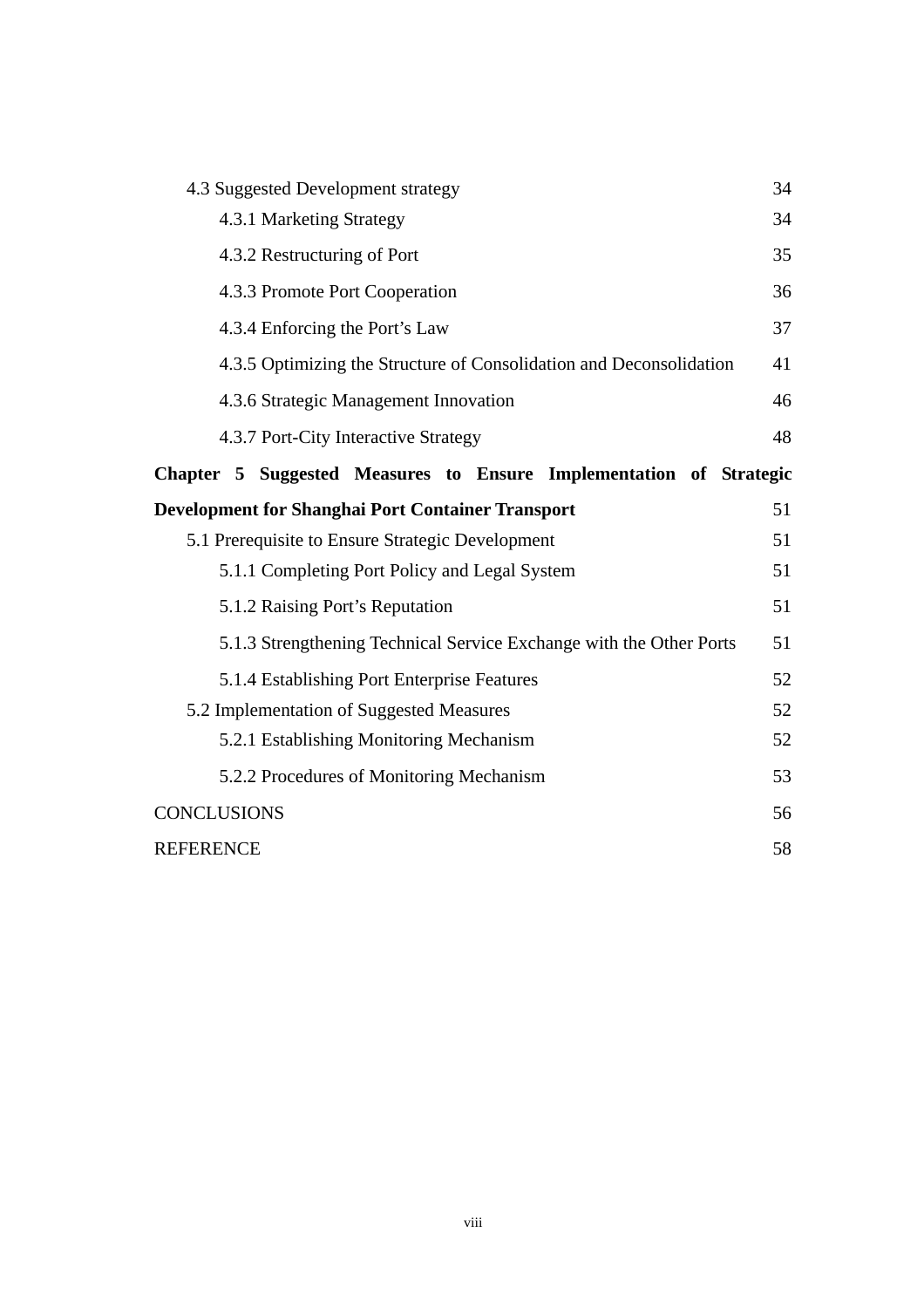4.3 Suggested Development strategy 34

4.3.1 Marketing Strategy 34

4.3.2 Restructuring of Port 35

4.3.3 Promote Port Cooperation 36

4.3.4 Enforcing the Port's Law 37

4.3.5 Optimizing the Structure of Consolidation and Deconsolidation 41

4.3.6 Strategic Management Innovation 46

4.3.7 Port-City Interactive Strategy 48

**Chapter 5 Suggested Measures to Ensure Implementation of Strategic Development for Shanghai Port Container Transport** 51

5.1 Prerequisite to Ensure Strategic Development 51

5.1.1 Completing Port Policy and Legal System 51

5.1.2 Raising Port's Reputation 51

5.1.3 Strengthening Technical Service Exchange with the Other Ports 51

5.1.4 Establishing Port Enterprise Features 52

5.2 Implementation of Suggested Measures 52

5.2.1 Establishing Monitoring Mechanism 52

5.2.2 Procedures of Monitoring Mechanism 53

CONCLUSIONS 56

REFERENCE 58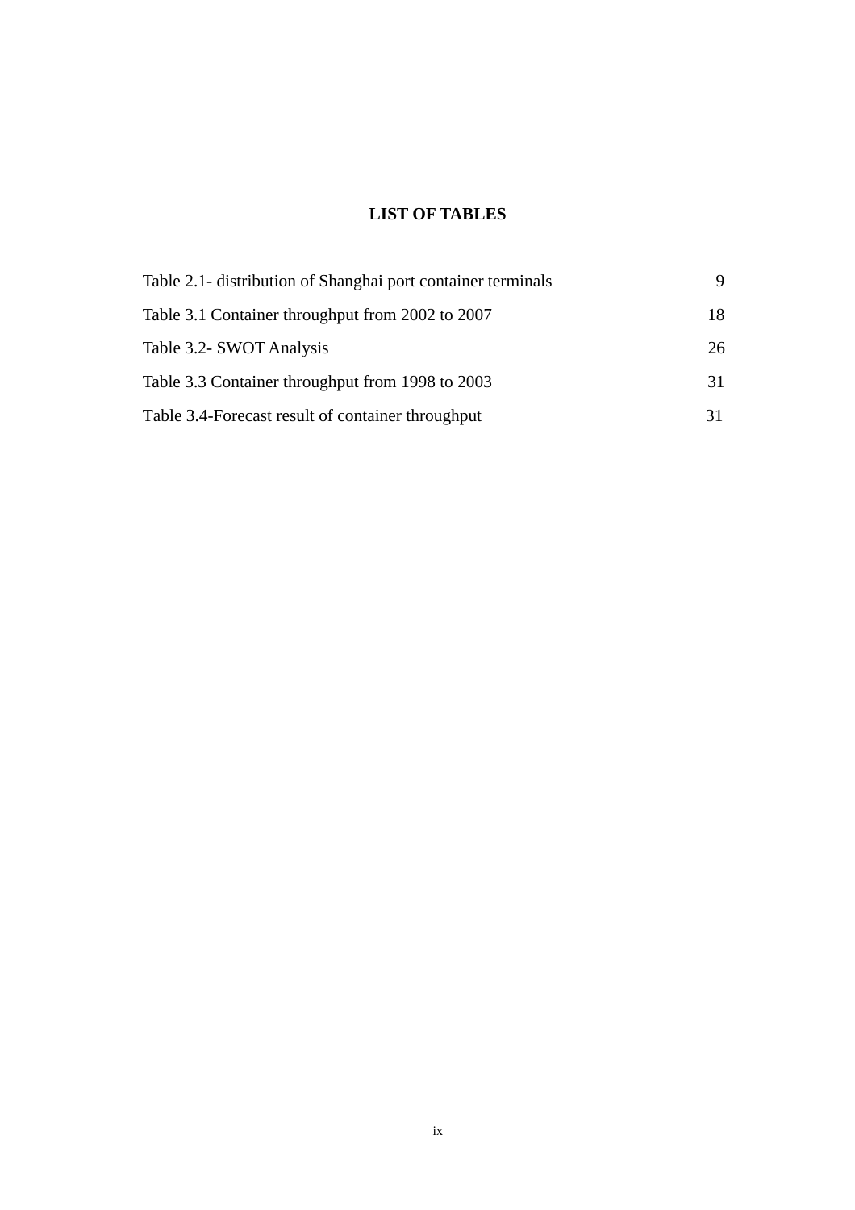# LIST OF TABLES

| | |
|---|---|
| Table 2.1- distribution of Shanghai port container terminals | 9 |
| Table 3.1 Container throughput from 2002 to 2007 | 18 |
| Table 3.2- SWOT Analysis | 26 |
| Table 3.3 Container throughput from 1998 to 2003 | 31 |
| Table 3.4-Forecast result of container throughput | 31 |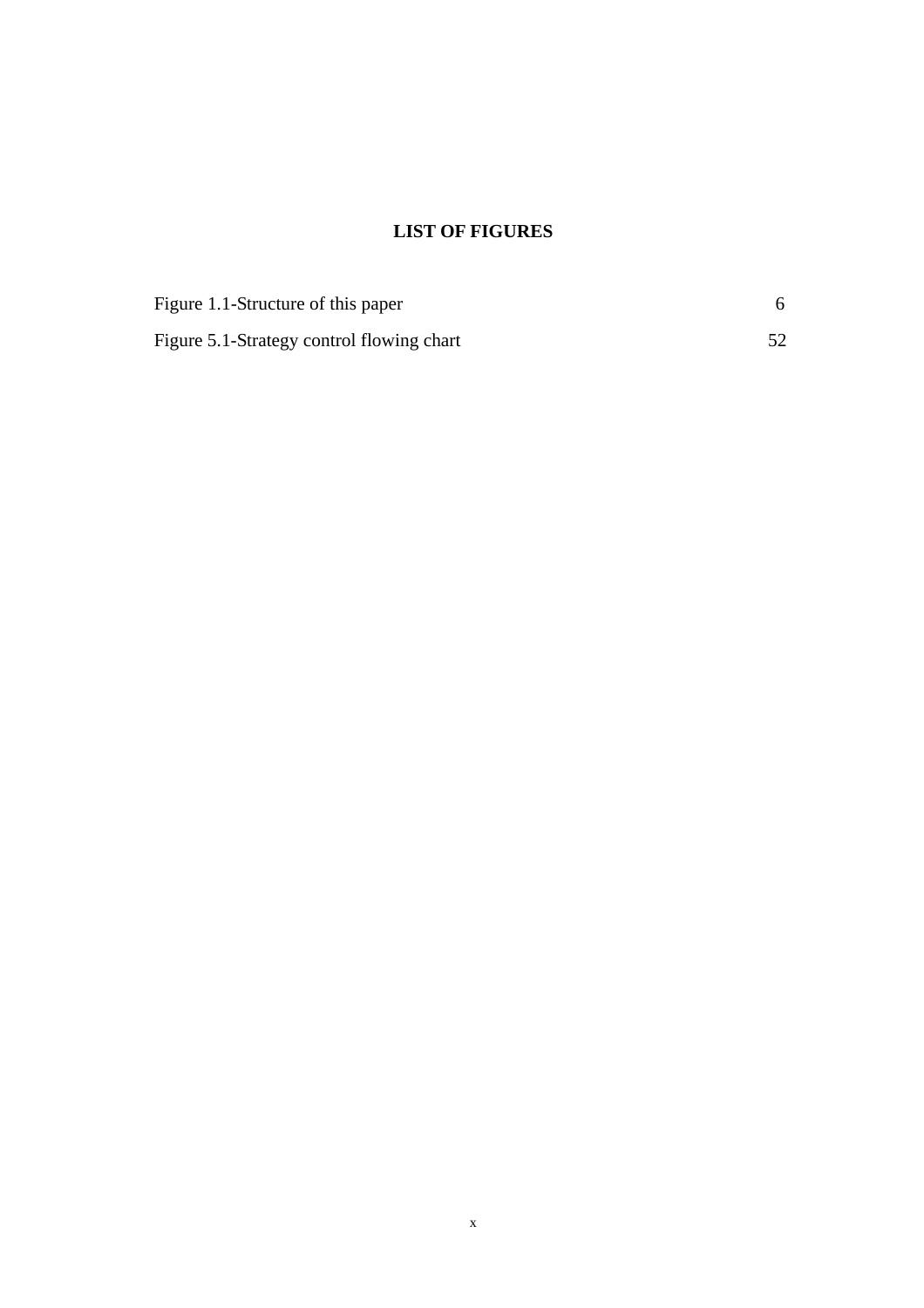# LIST OF FIGURES

| | |
|---|---|
| Figure 1.1-Structure of this paper | 6 |
| Figure 5.1-Strategy control flowing chart | 52 |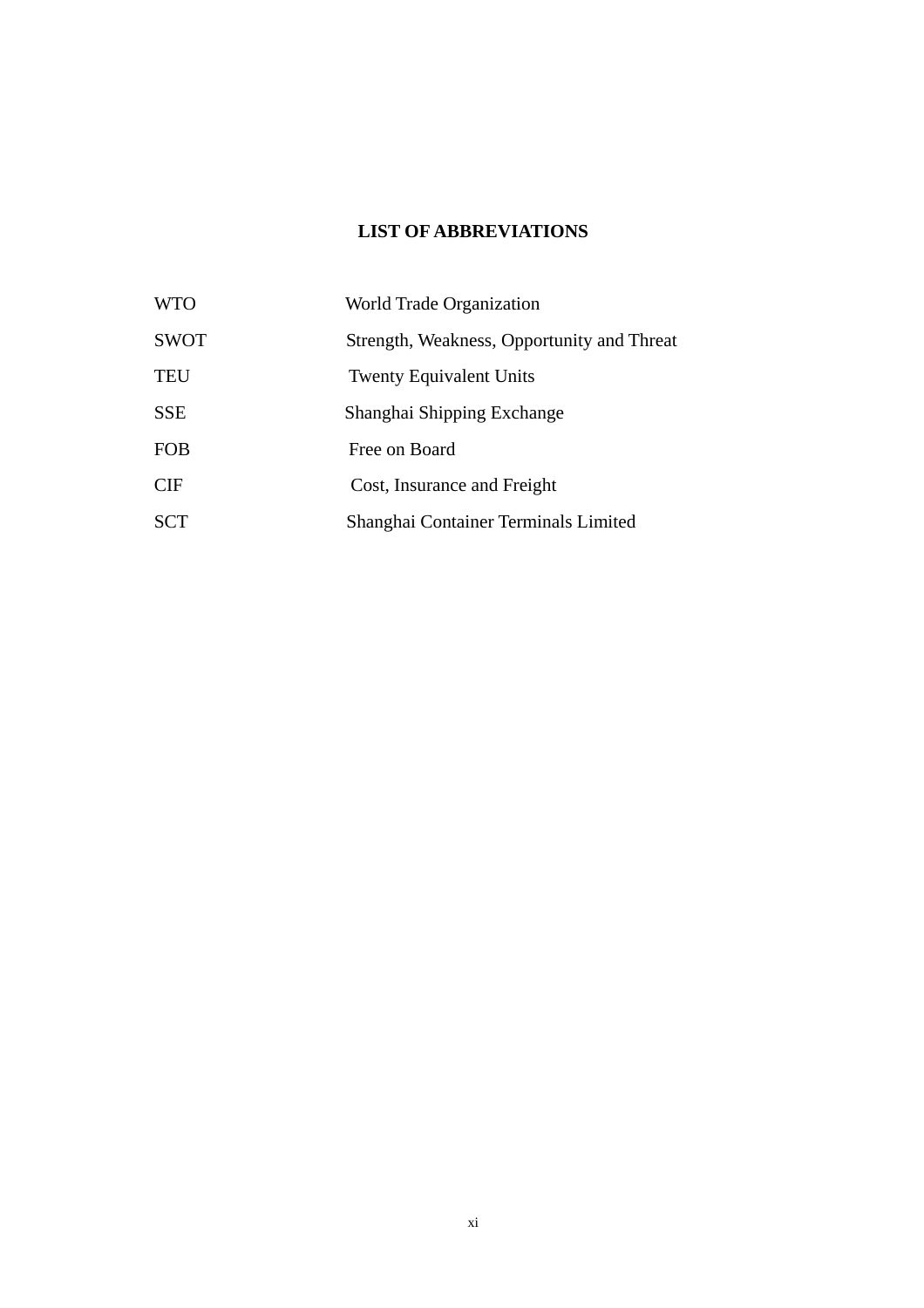# LIST OF ABBREVIATIONS

| | |
|---|---|
| WTO | World Trade Organization |
| SWOT | Strength, Weakness, Opportunity and Threat |
| TEU | Twenty Equivalent Units |
| SSE | Shanghai Shipping Exchange |
| FOB | Free on Board |
| CIF | Cost, Insurance and Freight |
| SCT | Shanghai Container Terminals Limited |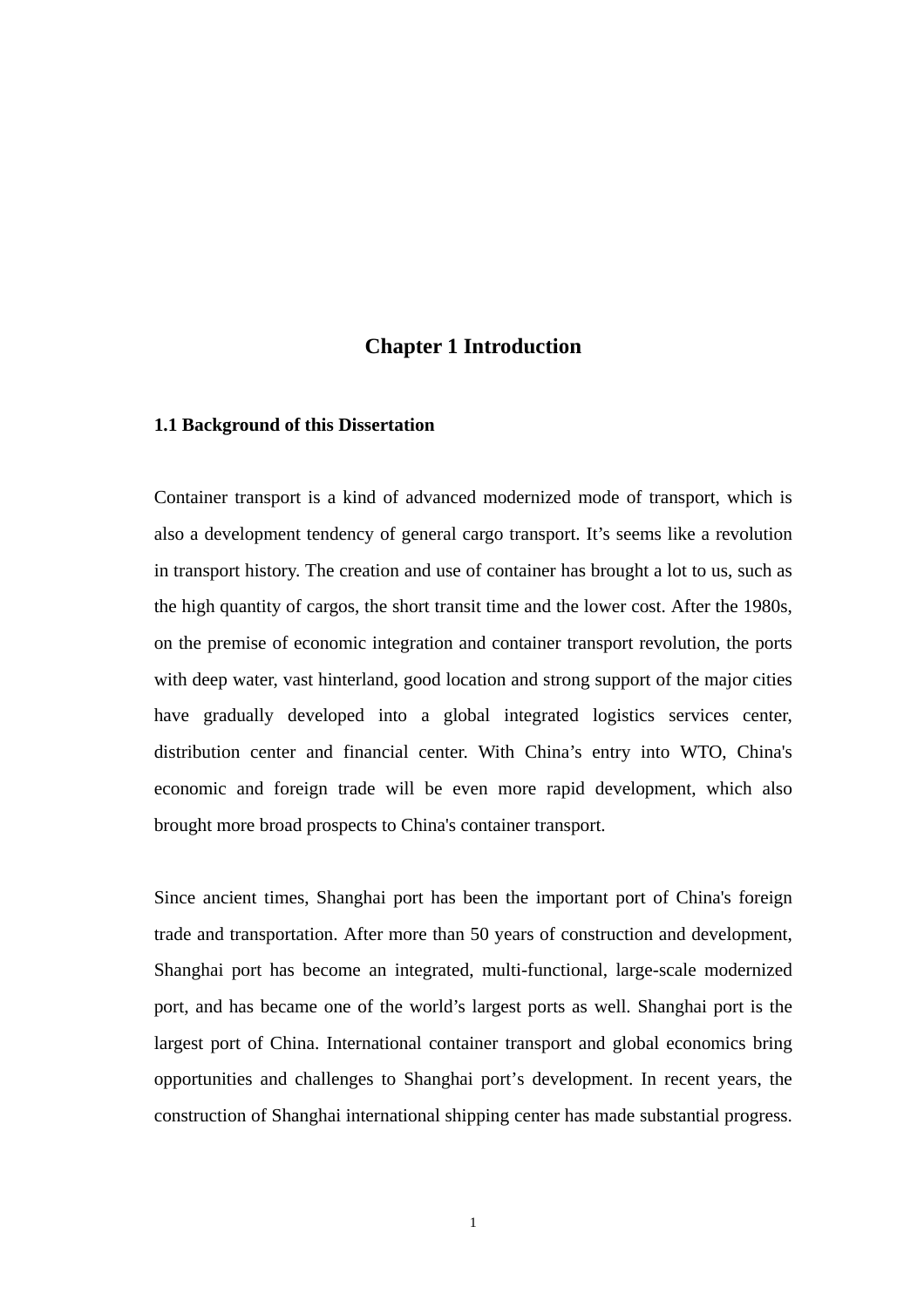# Chapter 1 Introduction

## 1.1 Background of this Dissertation

Container transport is a kind of advanced modernized mode of transport, which is also a development tendency of general cargo transport. It's seems like a revolution in transport history. The creation and use of container has brought a lot to us, such as the high quantity of cargos, the short transit time and the lower cost. After the 1980s, on the premise of economic integration and container transport revolution, the ports with deep water, vast hinterland, good location and strong support of the major cities have gradually developed into a global integrated logistics services center, distribution center and financial center. With China's entry into WTO, China's economic and foreign trade will be even more rapid development, which also brought more broad prospects to China's container transport.

Since ancient times, Shanghai port has been the important port of China's foreign trade and transportation. After more than 50 years of construction and development, Shanghai port has become an integrated, multi-functional, large-scale modernized port, and has became one of the world's largest ports as well. Shanghai port is the largest port of China. International container transport and global economics bring opportunities and challenges to Shanghai port's development. In recent years, the construction of Shanghai international shipping center has made substantial progress.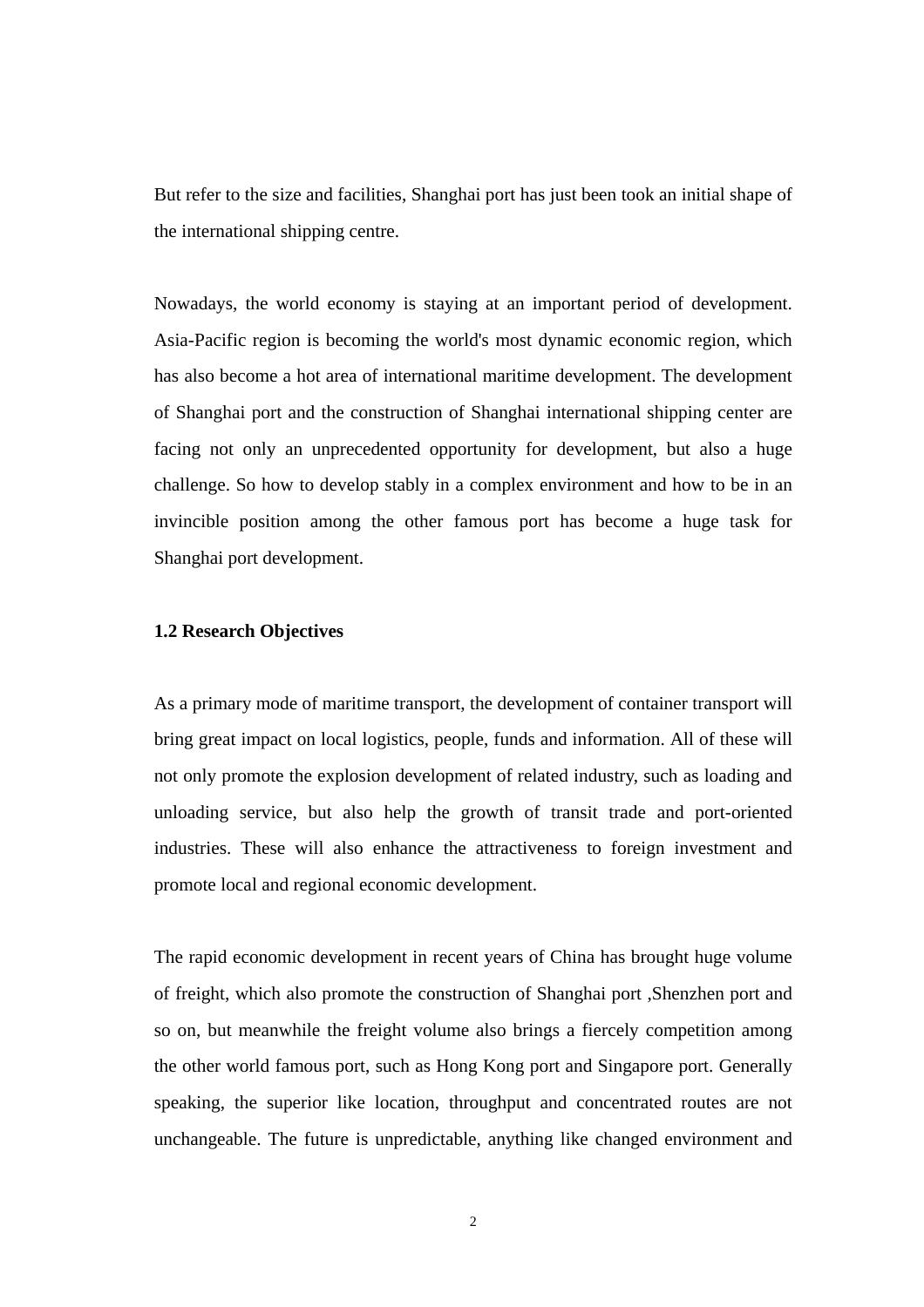But refer to the size and facilities, Shanghai port has just been took an initial shape of the international shipping centre.

Nowadays, the world economy is staying at an important period of development. Asia-Pacific region is becoming the world's most dynamic economic region, which has also become a hot area of international maritime development. The development of Shanghai port and the construction of Shanghai international shipping center are facing not only an unprecedented opportunity for development, but also a huge challenge. So how to develop stably in a complex environment and how to be in an invincible position among the other famous port has become a huge task for Shanghai port development.

### 1.2 Research Objectives

As a primary mode of maritime transport, the development of container transport will bring great impact on local logistics, people, funds and information. All of these will not only promote the explosion development of related industry, such as loading and unloading service, but also help the growth of transit trade and port-oriented industries. These will also enhance the attractiveness to foreign investment and promote local and regional economic development.

The rapid economic development in recent years of China has brought huge volume of freight, which also promote the construction of Shanghai port ,Shenzhen port and so on, but meanwhile the freight volume also brings a fiercely competition among the other world famous port, such as Hong Kong port and Singapore port. Generally speaking, the superior like location, throughput and concentrated routes are not unchangeable. The future is unpredictable, anything like changed environment and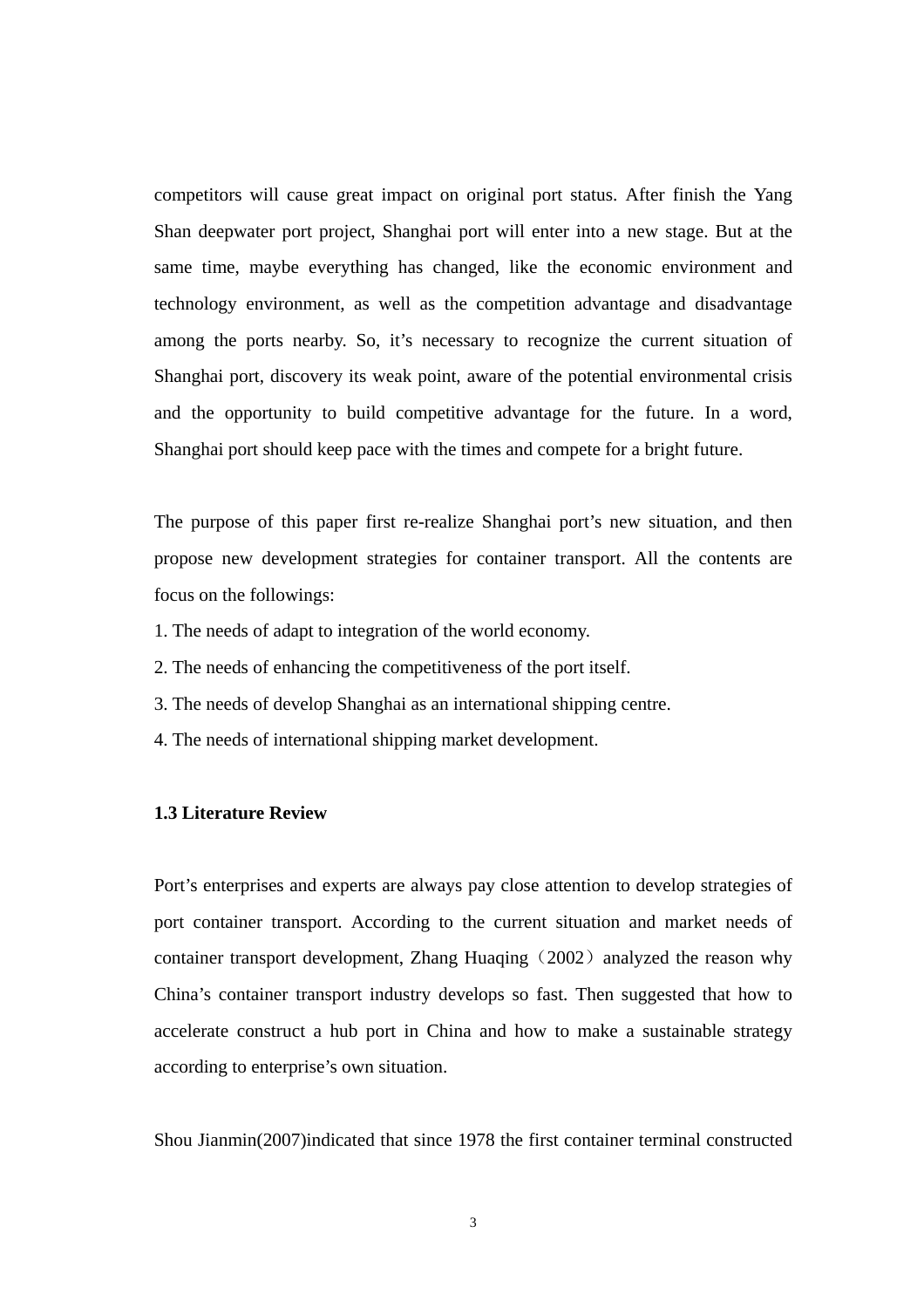competitors will cause great impact on original port status. After finish the Yang Shan deepwater port project, Shanghai port will enter into a new stage. But at the same time, maybe everything has changed, like the economic environment and technology environment, as well as the competition advantage and disadvantage among the ports nearby. So, it's necessary to recognize the current situation of Shanghai port, discovery its weak point, aware of the potential environmental crisis and the opportunity to build competitive advantage for the future. In a word, Shanghai port should keep pace with the times and compete for a bright future.

The purpose of this paper first re-realize Shanghai port's new situation, and then propose new development strategies for container transport. All the contents are focus on the followings:

1. The needs of adapt to integration of the world economy.
2. The needs of enhancing the competitiveness of the port itself.
3. The needs of develop Shanghai as an international shipping centre.
4. The needs of international shipping market development.

### 1.3 Literature Review

Port's enterprises and experts are always pay close attention to develop strategies of port container transport. According to the current situation and market needs of container transport development, Zhang Huaqing（2002）analyzed the reason why China's container transport industry develops so fast. Then suggested that how to accelerate construct a hub port in China and how to make a sustainable strategy according to enterprise's own situation.

Shou Jianmin(2007)indicated that since 1978 the first container terminal constructed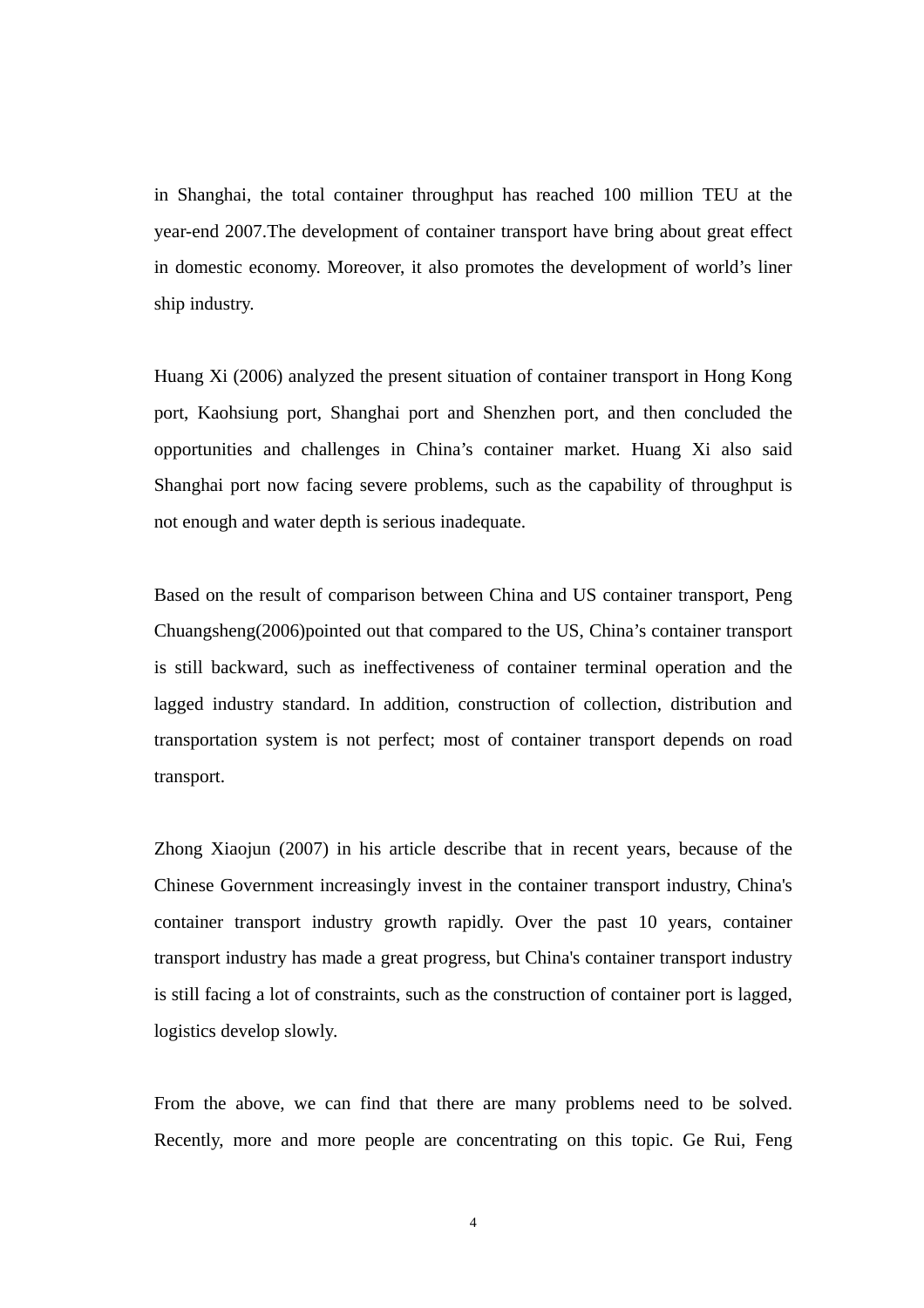in Shanghai, the total container throughput has reached 100 million TEU at the year-end 2007.The development of container transport have bring about great effect in domestic economy. Moreover, it also promotes the development of world's liner ship industry.

Huang Xi (2006) analyzed the present situation of container transport in Hong Kong port, Kaohsiung port, Shanghai port and Shenzhen port, and then concluded the opportunities and challenges in China's container market. Huang Xi also said Shanghai port now facing severe problems, such as the capability of throughput is not enough and water depth is serious inadequate.

Based on the result of comparison between China and US container transport, Peng Chuangsheng(2006)pointed out that compared to the US, China's container transport is still backward, such as ineffectiveness of container terminal operation and the lagged industry standard. In addition, construction of collection, distribution and transportation system is not perfect; most of container transport depends on road transport.

Zhong Xiaojun (2007) in his article describe that in recent years, because of the Chinese Government increasingly invest in the container transport industry, China's container transport industry growth rapidly. Over the past 10 years, container transport industry has made a great progress, but China's container transport industry is still facing a lot of constraints, such as the construction of container port is lagged, logistics develop slowly.

From the above, we can find that there are many problems need to be solved. Recently, more and more people are concentrating on this topic. Ge Rui, Feng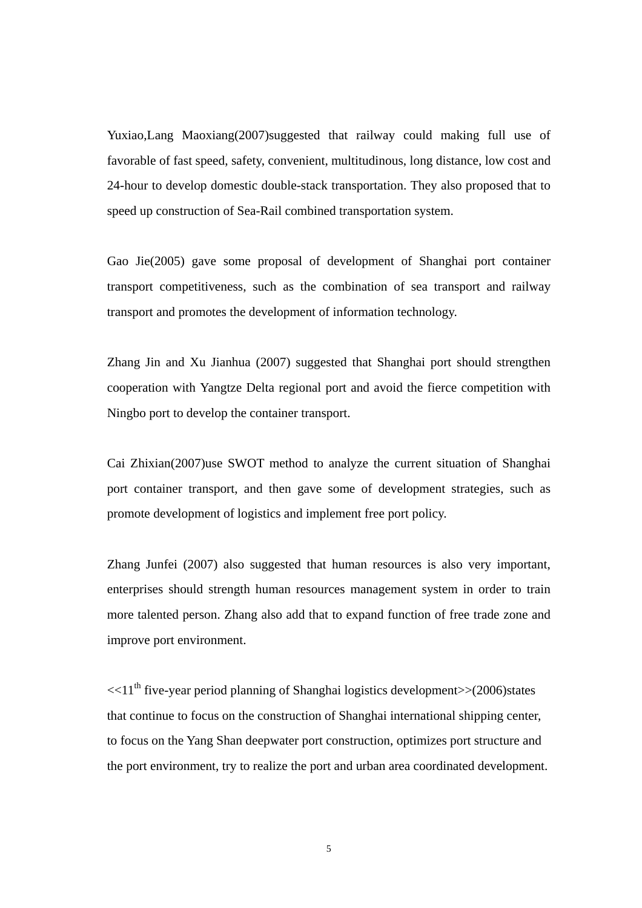Yuxiao,Lang Maoxiang(2007)suggested that railway could making full use of favorable of fast speed, safety, convenient, multitudinous, long distance, low cost and 24-hour to develop domestic double-stack transportation. They also proposed that to speed up construction of Sea-Rail combined transportation system.

Gao Jie(2005) gave some proposal of development of Shanghai port container transport competitiveness, such as the combination of sea transport and railway transport and promotes the development of information technology.

Zhang Jin and Xu Jianhua (2007) suggested that Shanghai port should strengthen cooperation with Yangtze Delta regional port and avoid the fierce competition with Ningbo port to develop the container transport.

Cai Zhixian(2007)use SWOT method to analyze the current situation of Shanghai port container transport, and then gave some of development strategies, such as promote development of logistics and implement free port policy.

Zhang Junfei (2007) also suggested that human resources is also very important, enterprises should strength human resources management system in order to train more talented person. Zhang also add that to expand function of free trade zone and improve port environment.

<<11th five-year period planning of Shanghai logistics development>>(2006)states that continue to focus on the construction of Shanghai international shipping center, to focus on the Yang Shan deepwater port construction, optimizes port structure and the port environment, try to realize the port and urban area coordinated development.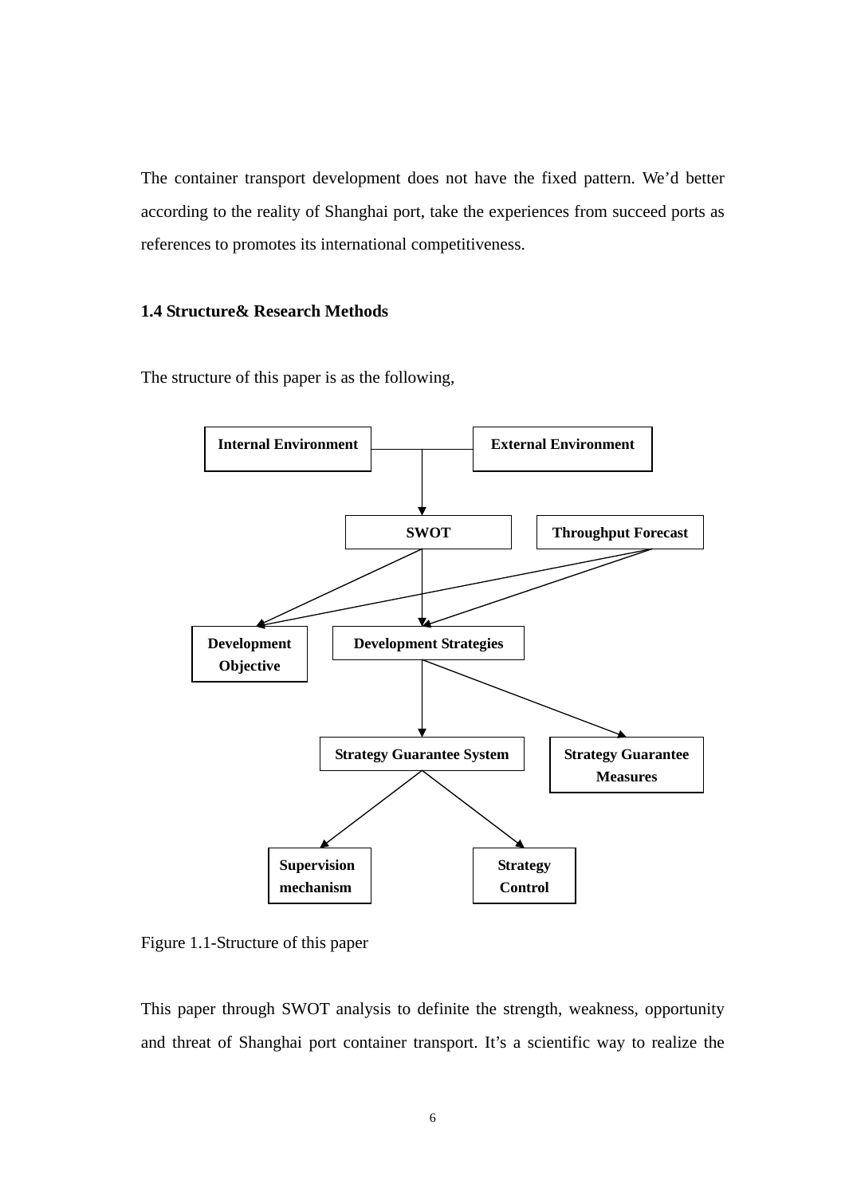The container transport development does not have the fixed pattern. We'd better according to the reality of Shanghai port, take the experiences from succeed ports as references to promotes its international competitiveness.

### 1.4 Structure& Research Methods

The structure of this paper is as the following,

**Internal Environment** | **External Environment**

**SWOT** | **Throughput Forecast**

**Development Objective** | **Development Strategies**

**Strategy Guarantee System** | **Strategy Guarantee Measures**

**Supervision mechanism** | **Strategy Control**

Figure 1.1-Structure of this paper

This paper through SWOT analysis to definite the strength, weakness, opportunity and threat of Shanghai port container transport. It's a scientific way to realize the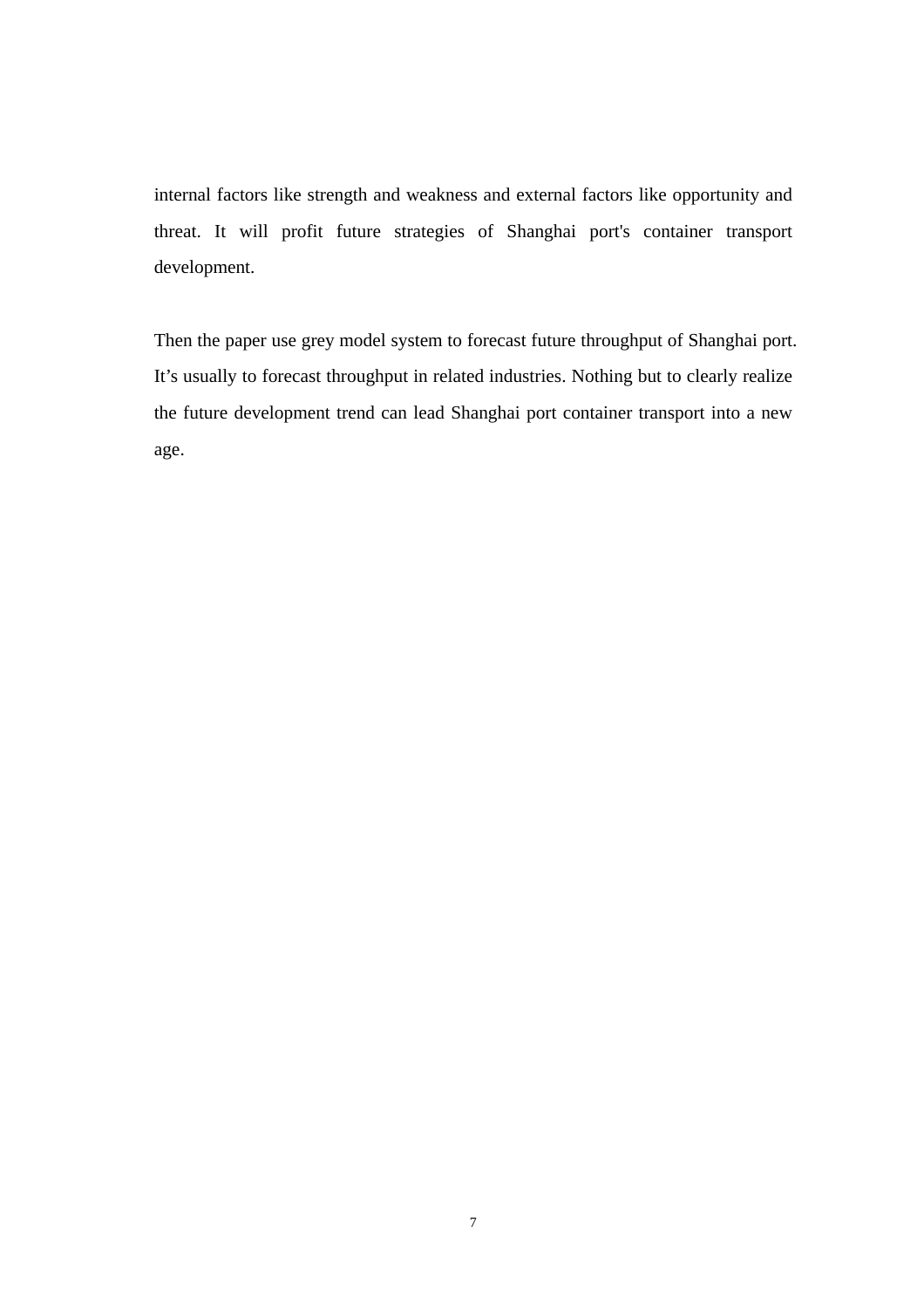internal factors like strength and weakness and external factors like opportunity and threat. It will profit future strategies of Shanghai port's container transport development.

Then the paper use grey model system to forecast future throughput of Shanghai port. It’s usually to forecast throughput in related industries. Nothing but to clearly realize the future development trend can lead Shanghai port container transport into a new age.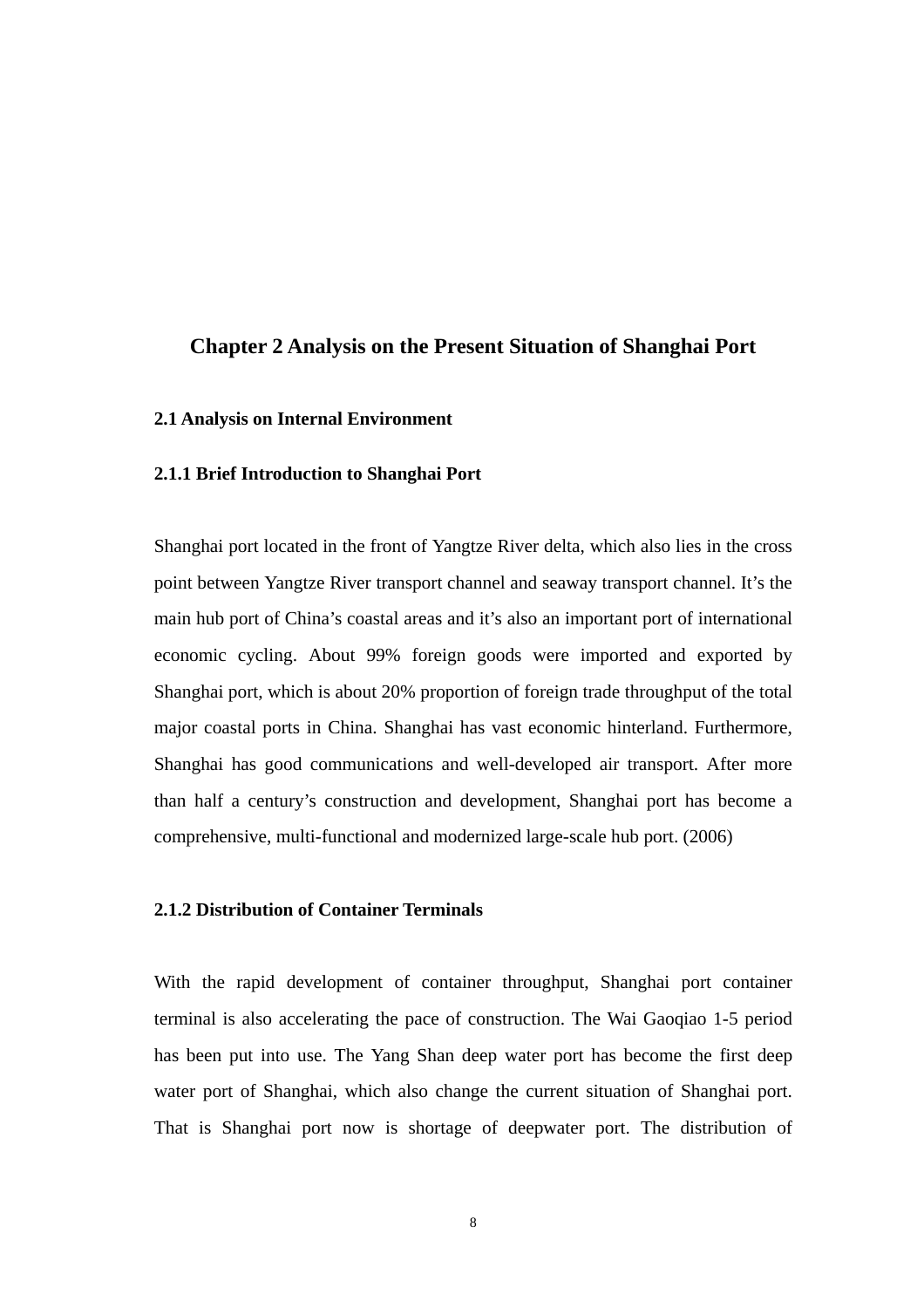# Chapter 2 Analysis on the Present Situation of Shanghai Port

## 2.1 Analysis on Internal Environment

### 2.1.1 Brief Introduction to Shanghai Port

Shanghai port located in the front of Yangtze River delta, which also lies in the cross point between Yangtze River transport channel and seaway transport channel. It's the main hub port of China's coastal areas and it's also an important port of international economic cycling. About 99% foreign goods were imported and exported by Shanghai port, which is about 20% proportion of foreign trade throughput of the total major coastal ports in China. Shanghai has vast economic hinterland. Furthermore, Shanghai has good communications and well-developed air transport. After more than half a century's construction and development, Shanghai port has become a comprehensive, multi-functional and modernized large-scale hub port. (2006)

### 2.1.2 Distribution of Container Terminals

With the rapid development of container throughput, Shanghai port container terminal is also accelerating the pace of construction. The Wai Gaoqiao 1-5 period has been put into use. The Yang Shan deep water port has become the first deep water port of Shanghai, which also change the current situation of Shanghai port. That is Shanghai port now is shortage of deepwater port. The distribution of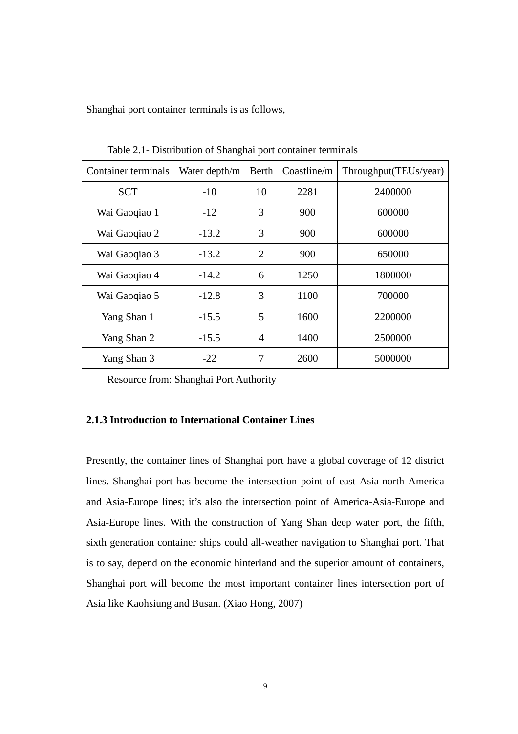Shanghai port container terminals is as follows,

Table 2.1- Distribution of Shanghai port container terminals

| Container terminals | Water depth/m | Berth | Coastline/m | Throughput(TEUs/year) |
|---|---|---|---|---|
| SCT | -10 | 10 | 2281 | 2400000 |
| Wai Gaoqiao 1 | -12 | 3 | 900 | 600000 |
| Wai Gaoqiao 2 | -13.2 | 3 | 900 | 600000 |
| Wai Gaoqiao 3 | -13.2 | 2 | 900 | 650000 |
| Wai Gaoqiao 4 | -14.2 | 6 | 1250 | 1800000 |
| Wai Gaoqiao 5 | -12.8 | 3 | 1100 | 700000 |
| Yang Shan 1 | -15.5 | 5 | 1600 | 2200000 |
| Yang Shan 2 | -15.5 | 4 | 1400 | 2500000 |
| Yang Shan 3 | -22 | 7 | 2600 | 5000000 |

Resource from: Shanghai Port Authority

### 2.1.3 Introduction to International Container Lines

Presently, the container lines of Shanghai port have a global coverage of 12 district lines. Shanghai port has become the intersection point of east Asia-north America and Asia-Europe lines; it's also the intersection point of America-Asia-Europe and Asia-Europe lines. With the construction of Yang Shan deep water port, the fifth, sixth generation container ships could all-weather navigation to Shanghai port. That is to say, depend on the economic hinterland and the superior amount of containers, Shanghai port will become the most important container lines intersection port of Asia like Kaohsiung and Busan. (Xiao Hong, 2007)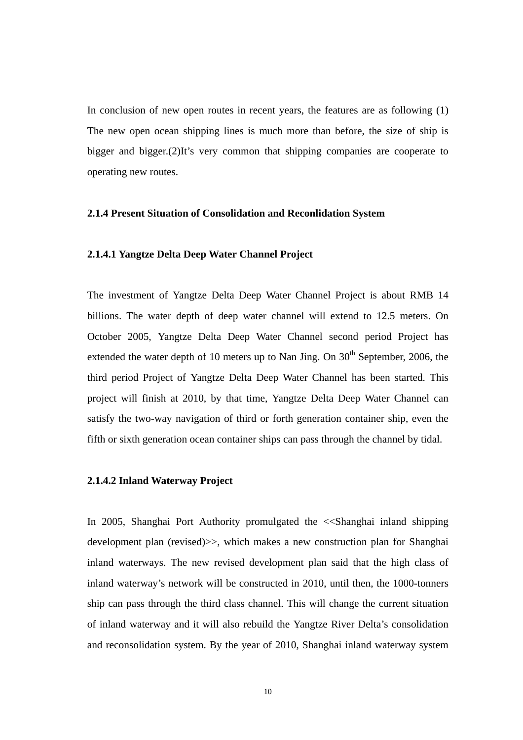In conclusion of new open routes in recent years, the features are as following (1) The new open ocean shipping lines is much more than before, the size of ship is bigger and bigger.(2)It's very common that shipping companies are cooperate to operating new routes.

#### 2.1.4 Present Situation of Consolidation and Reconlidation System

##### 2.1.4.1 Yangtze Delta Deep Water Channel Project

The investment of Yangtze Delta Deep Water Channel Project is about RMB 14 billions. The water depth of deep water channel will extend to 12.5 meters. On October 2005, Yangtze Delta Deep Water Channel second period Project has extended the water depth of 10 meters up to Nan Jing. On 30th September, 2006, the third period Project of Yangtze Delta Deep Water Channel has been started. This project will finish at 2010, by that time, Yangtze Delta Deep Water Channel can satisfy the two-way navigation of third or forth generation container ship, even the fifth or sixth generation ocean container ships can pass through the channel by tidal.

##### 2.1.4.2 Inland Waterway Project

In 2005, Shanghai Port Authority promulgated the <<Shanghai inland shipping development plan (revised)>>, which makes a new construction plan for Shanghai inland waterways. The new revised development plan said that the high class of inland waterway's network will be constructed in 2010, until then, the 1000-tonners ship can pass through the third class channel. This will change the current situation of inland waterway and it will also rebuild the Yangtze River Delta's consolidation and reconsolidation system. By the year of 2010, Shanghai inland waterway system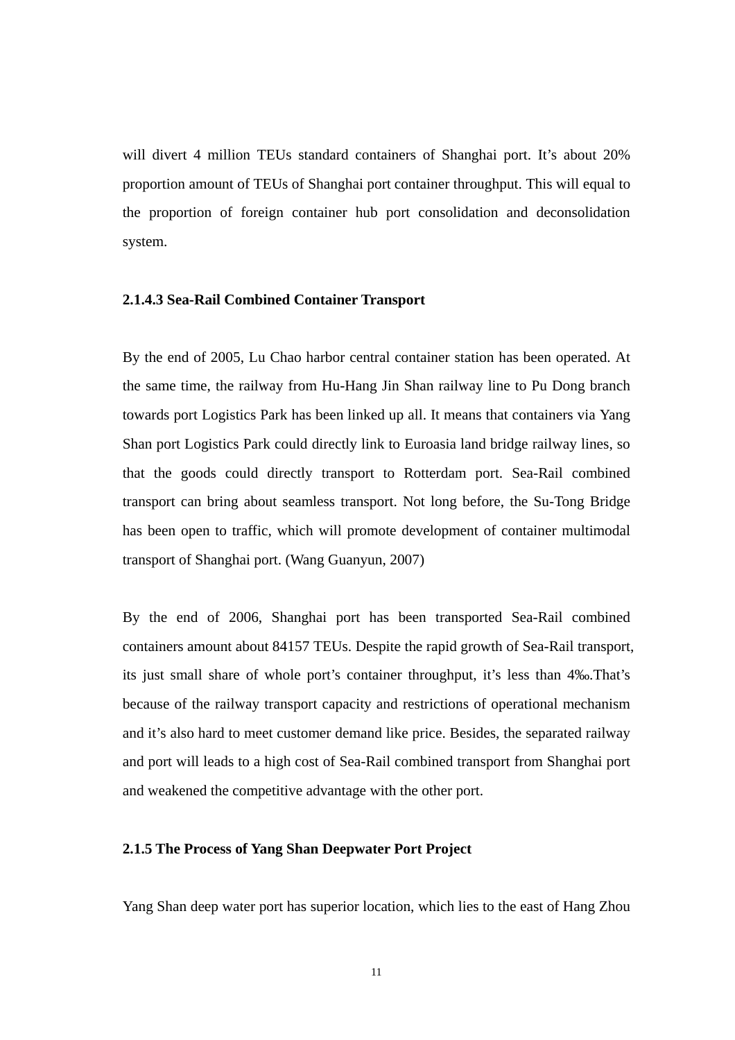will divert 4 million TEUs standard containers of Shanghai port. It's about 20% proportion amount of TEUs of Shanghai port container throughput. This will equal to the proportion of foreign container hub port consolidation and deconsolidation system.

#### 2.1.4.3 Sea-Rail Combined Container Transport

By the end of 2005, Lu Chao harbor central container station has been operated. At the same time, the railway from Hu-Hang Jin Shan railway line to Pu Dong branch towards port Logistics Park has been linked up all. It means that containers via Yang Shan port Logistics Park could directly link to Euroasia land bridge railway lines, so that the goods could directly transport to Rotterdam port. Sea-Rail combined transport can bring about seamless transport. Not long before, the Su-Tong Bridge has been open to traffic, which will promote development of container multimodal transport of Shanghai port. (Wang Guanyun, 2007)

By the end of 2006, Shanghai port has been transported Sea-Rail combined containers amount about 84157 TEUs. Despite the rapid growth of Sea-Rail transport, its just small share of whole port's container throughput, it's less than 4‰.That's because of the railway transport capacity and restrictions of operational mechanism and it's also hard to meet customer demand like price. Besides, the separated railway and port will leads to a high cost of Sea-Rail combined transport from Shanghai port and weakened the competitive advantage with the other port.

### 2.1.5 The Process of Yang Shan Deepwater Port Project

Yang Shan deep water port has superior location, which lies to the east of Hang Zhou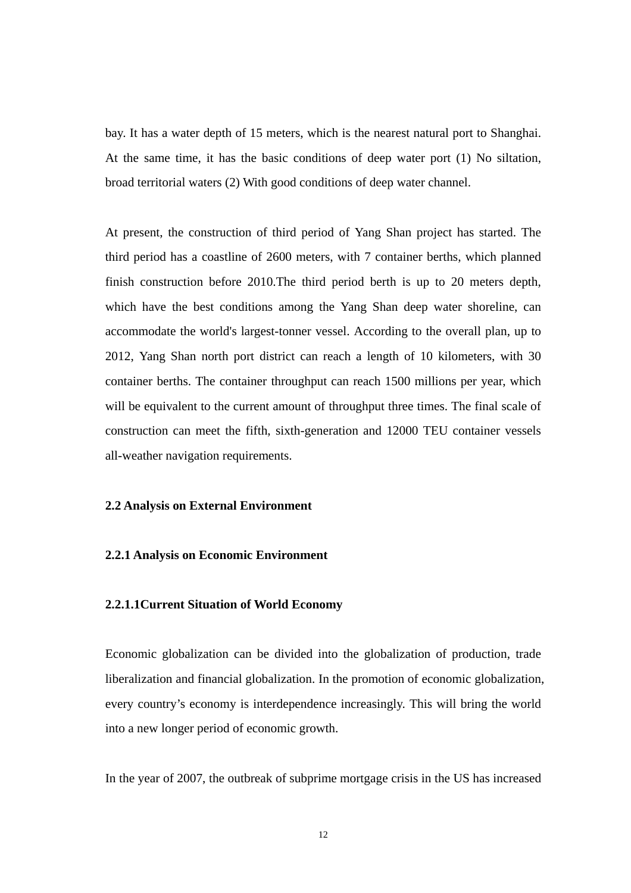bay. It has a water depth of 15 meters, which is the nearest natural port to Shanghai. At the same time, it has the basic conditions of deep water port (1) No siltation, broad territorial waters (2) With good conditions of deep water channel.

At present, the construction of third period of Yang Shan project has started. The third period has a coastline of 2600 meters, with 7 container berths, which planned finish construction before 2010.The third period berth is up to 20 meters depth, which have the best conditions among the Yang Shan deep water shoreline, can accommodate the world's largest-tonner vessel. According to the overall plan, up to 2012, Yang Shan north port district can reach a length of 10 kilometers, with 30 container berths. The container throughput can reach 1500 millions per year, which will be equivalent to the current amount of throughput three times. The final scale of construction can meet the fifth, sixth-generation and 12000 TEU container vessels all-weather navigation requirements.

## 2.2 Analysis on External Environment

### 2.2.1 Analysis on Economic Environment

#### 2.2.1.1Current Situation of World Economy

Economic globalization can be divided into the globalization of production, trade liberalization and financial globalization. In the promotion of economic globalization, every country's economy is interdependence increasingly. This will bring the world into a new longer period of economic growth.

In the year of 2007, the outbreak of subprime mortgage crisis in the US has increased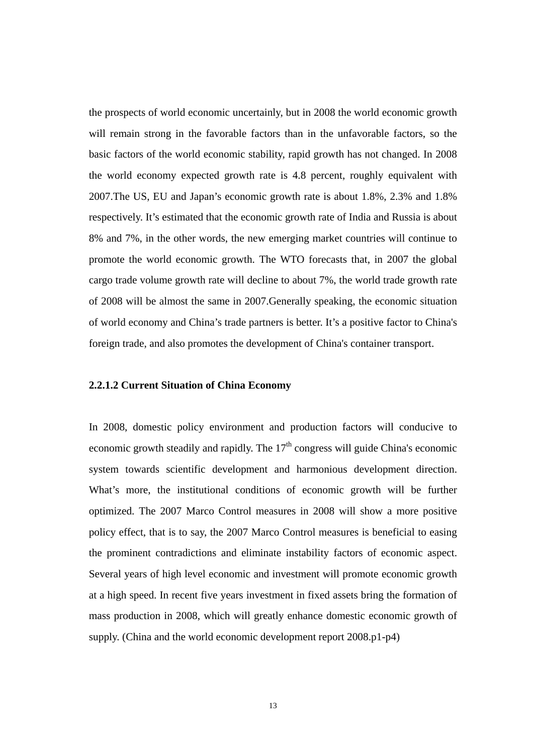the prospects of world economic uncertainly, but in 2008 the world economic growth will remain strong in the favorable factors than in the unfavorable factors, so the basic factors of the world economic stability, rapid growth has not changed. In 2008 the world economy expected growth rate is 4.8 percent, roughly equivalent with 2007.The US, EU and Japan's economic growth rate is about 1.8%, 2.3% and 1.8% respectively. It's estimated that the economic growth rate of India and Russia is about 8% and 7%, in the other words, the new emerging market countries will continue to promote the world economic growth. The WTO forecasts that, in 2007 the global cargo trade volume growth rate will decline to about 7%, the world trade growth rate of 2008 will be almost the same in 2007.Generally speaking, the economic situation of world economy and China's trade partners is better. It's a positive factor to China's foreign trade, and also promotes the development of China's container transport.

#### 2.2.1.2 Current Situation of China Economy

In 2008, domestic policy environment and production factors will conducive to economic growth steadily and rapidly. The 17th congress will guide China's economic system towards scientific development and harmonious development direction. What's more, the institutional conditions of economic growth will be further optimized. The 2007 Marco Control measures in 2008 will show a more positive policy effect, that is to say, the 2007 Marco Control measures is beneficial to easing the prominent contradictions and eliminate instability factors of economic aspect. Several years of high level economic and investment will promote economic growth at a high speed. In recent five years investment in fixed assets bring the formation of mass production in 2008, which will greatly enhance domestic economic growth of supply. (China and the world economic development report 2008.p1-p4)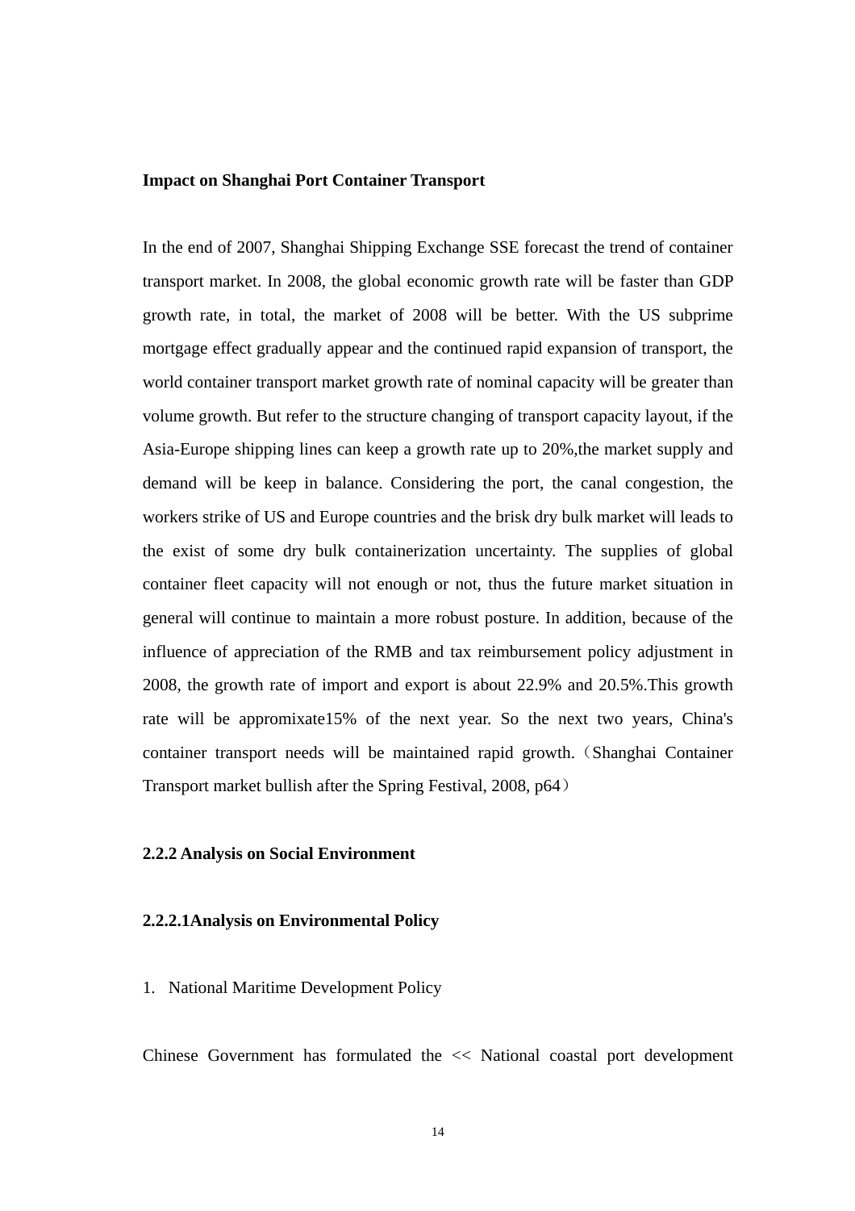**Impact on Shanghai Port Container Transport**

In the end of 2007, Shanghai Shipping Exchange SSE forecast the trend of container transport market. In 2008, the global economic growth rate will be faster than GDP growth rate, in total, the market of 2008 will be better. With the US subprime mortgage effect gradually appear and the continued rapid expansion of transport, the world container transport market growth rate of nominal capacity will be greater than volume growth. But refer to the structure changing of transport capacity layout, if the Asia-Europe shipping lines can keep a growth rate up to 20%,the market supply and demand will be keep in balance. Considering the port, the canal congestion, the workers strike of US and Europe countries and the brisk dry bulk market will leads to the exist of some dry bulk containerization uncertainty. The supplies of global container fleet capacity will not enough or not, thus the future market situation in general will continue to maintain a more robust posture. In addition, because of the influence of appreciation of the RMB and tax reimbursement policy adjustment in 2008, the growth rate of import and export is about 22.9% and 20.5%.This growth rate will be appromixate15% of the next year. So the next two years, China's container transport needs will be maintained rapid growth.（Shanghai Container Transport market bullish after the Spring Festival, 2008, p64）

### 2.2.2 Analysis on Social Environment

#### 2.2.2.1Analysis on Environmental Policy

1. National Maritime Development Policy

Chinese Government has formulated the << National coastal port development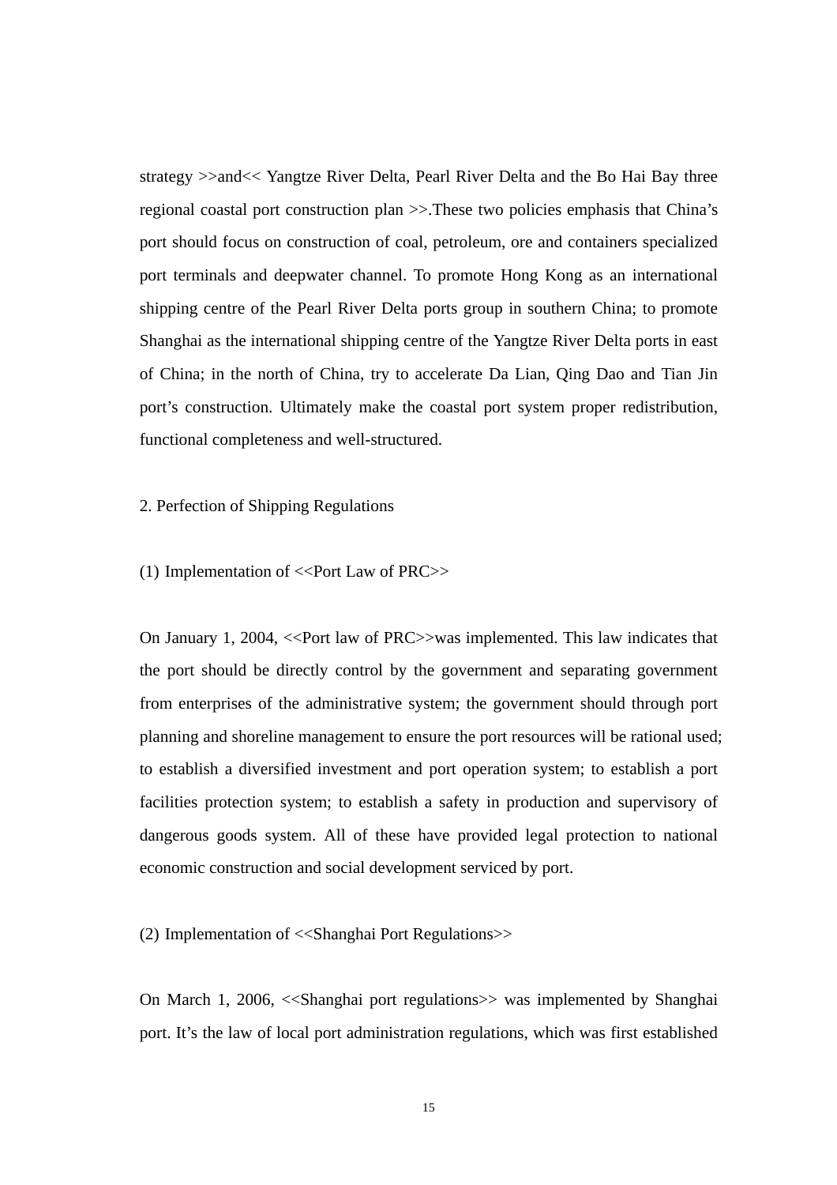strategy >>and<< Yangtze River Delta, Pearl River Delta and the Bo Hai Bay three regional coastal port construction plan >>.These two policies emphasis that China's port should focus on construction of coal, petroleum, ore and containers specialized port terminals and deepwater channel. To promote Hong Kong as an international shipping centre of the Pearl River Delta ports group in southern China; to promote Shanghai as the international shipping centre of the Yangtze River Delta ports in east of China; in the north of China, try to accelerate Da Lian, Qing Dao and Tian Jin port's construction. Ultimately make the coastal port system proper redistribution, functional completeness and well-structured.

2. Perfection of Shipping Regulations

(1) Implementation of <<Port Law of PRC>>

On January 1, 2004, <<Port law of PRC>>was implemented. This law indicates that the port should be directly control by the government and separating government from enterprises of the administrative system; the government should through port planning and shoreline management to ensure the port resources will be rational used; to establish a diversified investment and port operation system; to establish a port facilities protection system; to establish a safety in production and supervisory of dangerous goods system. All of these have provided legal protection to national economic construction and social development serviced by port.

(2) Implementation of <<Shanghai Port Regulations>>

On March 1, 2006, <<Shanghai port regulations>> was implemented by Shanghai port. It's the law of local port administration regulations, which was first established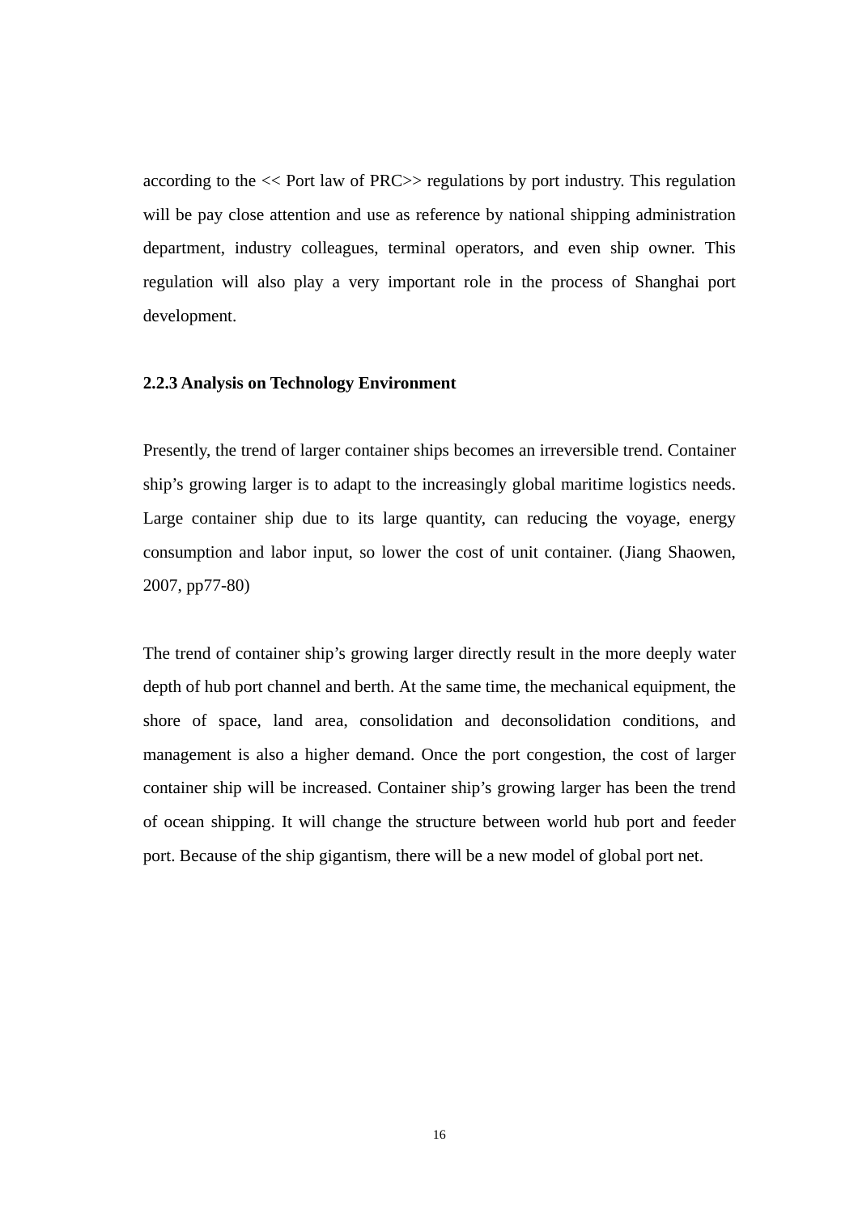according to the << Port law of PRC>> regulations by port industry. This regulation will be pay close attention and use as reference by national shipping administration department, industry colleagues, terminal operators, and even ship owner. This regulation will also play a very important role in the process of Shanghai port development.

### 2.2.3 Analysis on Technology Environment

Presently, the trend of larger container ships becomes an irreversible trend. Container ship's growing larger is to adapt to the increasingly global maritime logistics needs. Large container ship due to its large quantity, can reducing the voyage, energy consumption and labor input, so lower the cost of unit container. (Jiang Shaowen, 2007, pp77-80)

The trend of container ship's growing larger directly result in the more deeply water depth of hub port channel and berth. At the same time, the mechanical equipment, the shore of space, land area, consolidation and deconsolidation conditions, and management is also a higher demand. Once the port congestion, the cost of larger container ship will be increased. Container ship's growing larger has been the trend of ocean shipping. It will change the structure between world hub port and feeder port. Because of the ship gigantism, there will be a new model of global port net.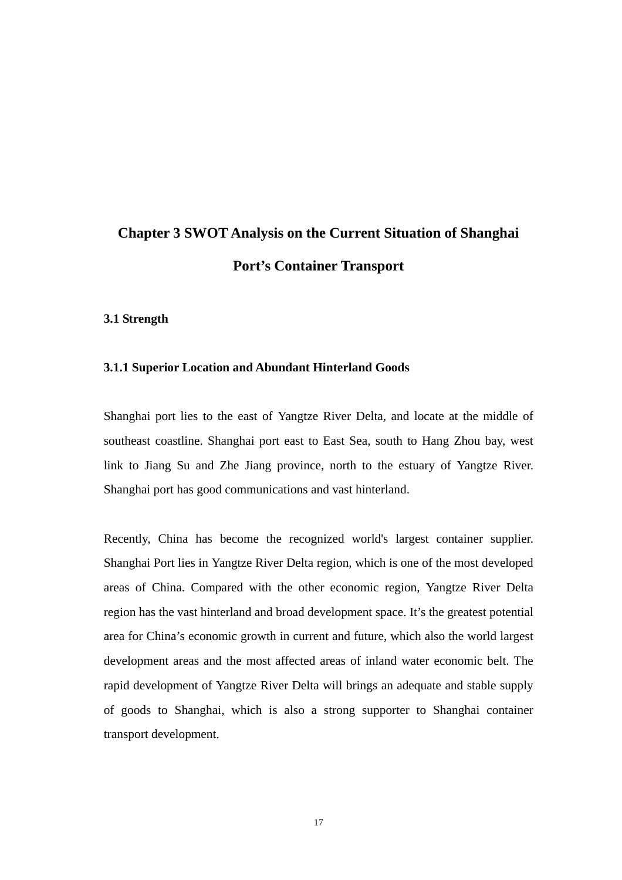# Chapter 3 SWOT Analysis on the Current Situation of Shanghai Port's Container Transport

## 3.1 Strength

### 3.1.1 Superior Location and Abundant Hinterland Goods

Shanghai port lies to the east of Yangtze River Delta, and locate at the middle of southeast coastline. Shanghai port east to East Sea, south to Hang Zhou bay, west link to Jiang Su and Zhe Jiang province, north to the estuary of Yangtze River. Shanghai port has good communications and vast hinterland.

Recently, China has become the recognized world's largest container supplier. Shanghai Port lies in Yangtze River Delta region, which is one of the most developed areas of China. Compared with the other economic region, Yangtze River Delta region has the vast hinterland and broad development space. It's the greatest potential area for China's economic growth in current and future, which also the world largest development areas and the most affected areas of inland water economic belt. The rapid development of Yangtze River Delta will brings an adequate and stable supply of goods to Shanghai, which is also a strong supporter to Shanghai container transport development.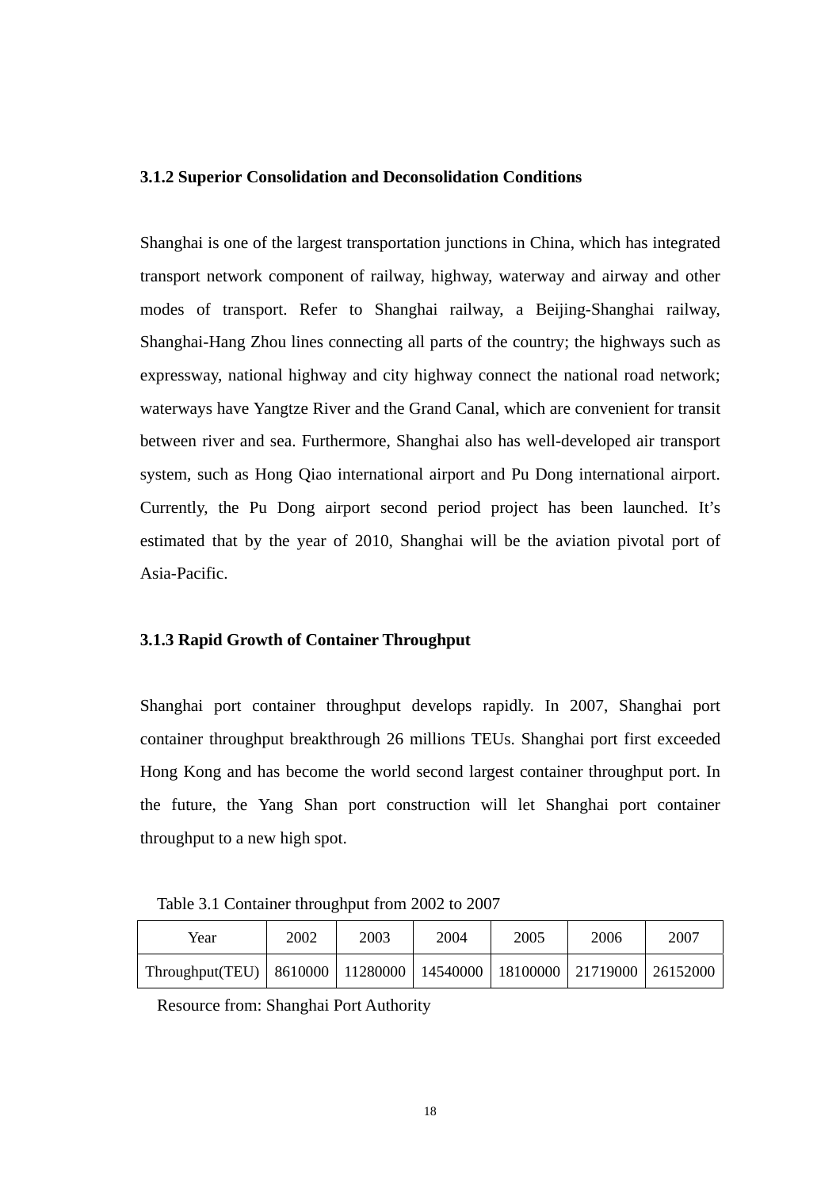### 3.1.2 Superior Consolidation and Deconsolidation Conditions

Shanghai is one of the largest transportation junctions in China, which has integrated transport network component of railway, highway, waterway and airway and other modes of transport. Refer to Shanghai railway, a Beijing-Shanghai railway, Shanghai-Hang Zhou lines connecting all parts of the country; the highways such as expressway, national highway and city highway connect the national road network; waterways have Yangtze River and the Grand Canal, which are convenient for transit between river and sea. Furthermore, Shanghai also has well-developed air transport system, such as Hong Qiao international airport and Pu Dong international airport. Currently, the Pu Dong airport second period project has been launched. It's estimated that by the year of 2010, Shanghai will be the aviation pivotal port of Asia-Pacific.

### 3.1.3 Rapid Growth of Container Throughput

Shanghai port container throughput develops rapidly. In 2007, Shanghai port container throughput breakthrough 26 millions TEUs. Shanghai port first exceeded Hong Kong and has become the world second largest container throughput port. In the future, the Yang Shan port construction will let Shanghai port container throughput to a new high spot.

Table 3.1 Container throughput from 2002 to 2007

| Year | 2002 | 2003 | 2004 | 2005 | 2006 | 2007 |
|---|---|---|---|---|---|---|
| Throughput(TEU) | 8610000 | 11280000 | 14540000 | 18100000 | 21719000 | 26152000 |

Resource from: Shanghai Port Authority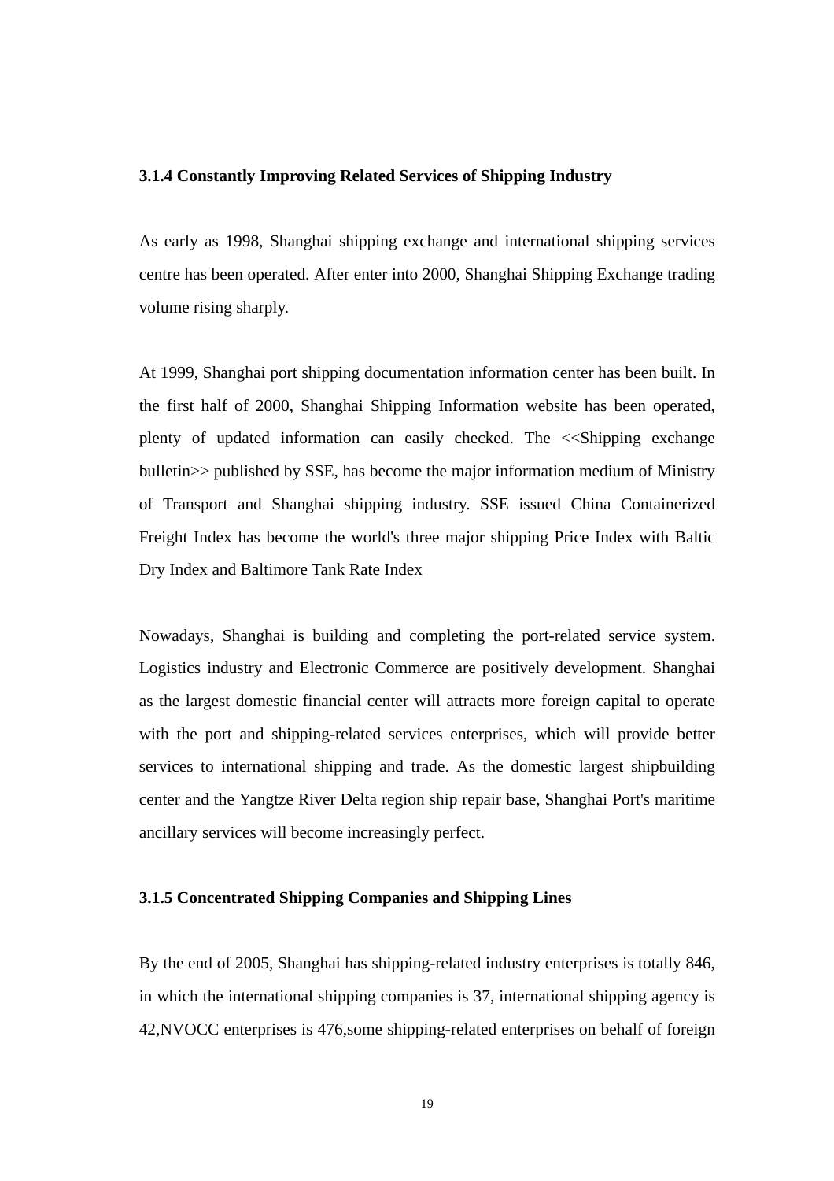### 3.1.4 Constantly Improving Related Services of Shipping Industry

As early as 1998, Shanghai shipping exchange and international shipping services centre has been operated. After enter into 2000, Shanghai Shipping Exchange trading volume rising sharply.

At 1999, Shanghai port shipping documentation information center has been built. In the first half of 2000, Shanghai Shipping Information website has been operated, plenty of updated information can easily checked. The <<Shipping exchange bulletin>> published by SSE, has become the major information medium of Ministry of Transport and Shanghai shipping industry. SSE issued China Containerized Freight Index has become the world's three major shipping Price Index with Baltic Dry Index and Baltimore Tank Rate Index

Nowadays, Shanghai is building and completing the port-related service system. Logistics industry and Electronic Commerce are positively development. Shanghai as the largest domestic financial center will attracts more foreign capital to operate with the port and shipping-related services enterprises, which will provide better services to international shipping and trade. As the domestic largest shipbuilding center and the Yangtze River Delta region ship repair base, Shanghai Port's maritime ancillary services will become increasingly perfect.

### 3.1.5 Concentrated Shipping Companies and Shipping Lines

By the end of 2005, Shanghai has shipping-related industry enterprises is totally 846, in which the international shipping companies is 37, international shipping agency is 42,NVOCC enterprises is 476,some shipping-related enterprises on behalf of foreign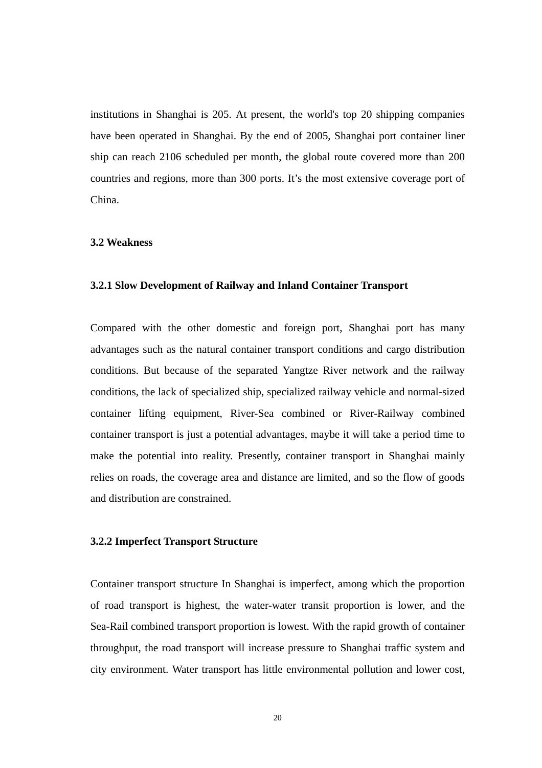institutions in Shanghai is 205. At present, the world's top 20 shipping companies have been operated in Shanghai. By the end of 2005, Shanghai port container liner ship can reach 2106 scheduled per month, the global route covered more than 200 countries and regions, more than 300 ports. It's the most extensive coverage port of China.

### 3.2 Weakness

#### 3.2.1 Slow Development of Railway and Inland Container Transport

Compared with the other domestic and foreign port, Shanghai port has many advantages such as the natural container transport conditions and cargo distribution conditions. But because of the separated Yangtze River network and the railway conditions, the lack of specialized ship, specialized railway vehicle and normal-sized container lifting equipment, River-Sea combined or River-Railway combined container transport is just a potential advantages, maybe it will take a period time to make the potential into reality. Presently, container transport in Shanghai mainly relies on roads, the coverage area and distance are limited, and so the flow of goods and distribution are constrained.

#### 3.2.2 Imperfect Transport Structure

Container transport structure In Shanghai is imperfect, among which the proportion of road transport is highest, the water-water transit proportion is lower, and the Sea-Rail combined transport proportion is lowest. With the rapid growth of container throughput, the road transport will increase pressure to Shanghai traffic system and city environment. Water transport has little environmental pollution and lower cost,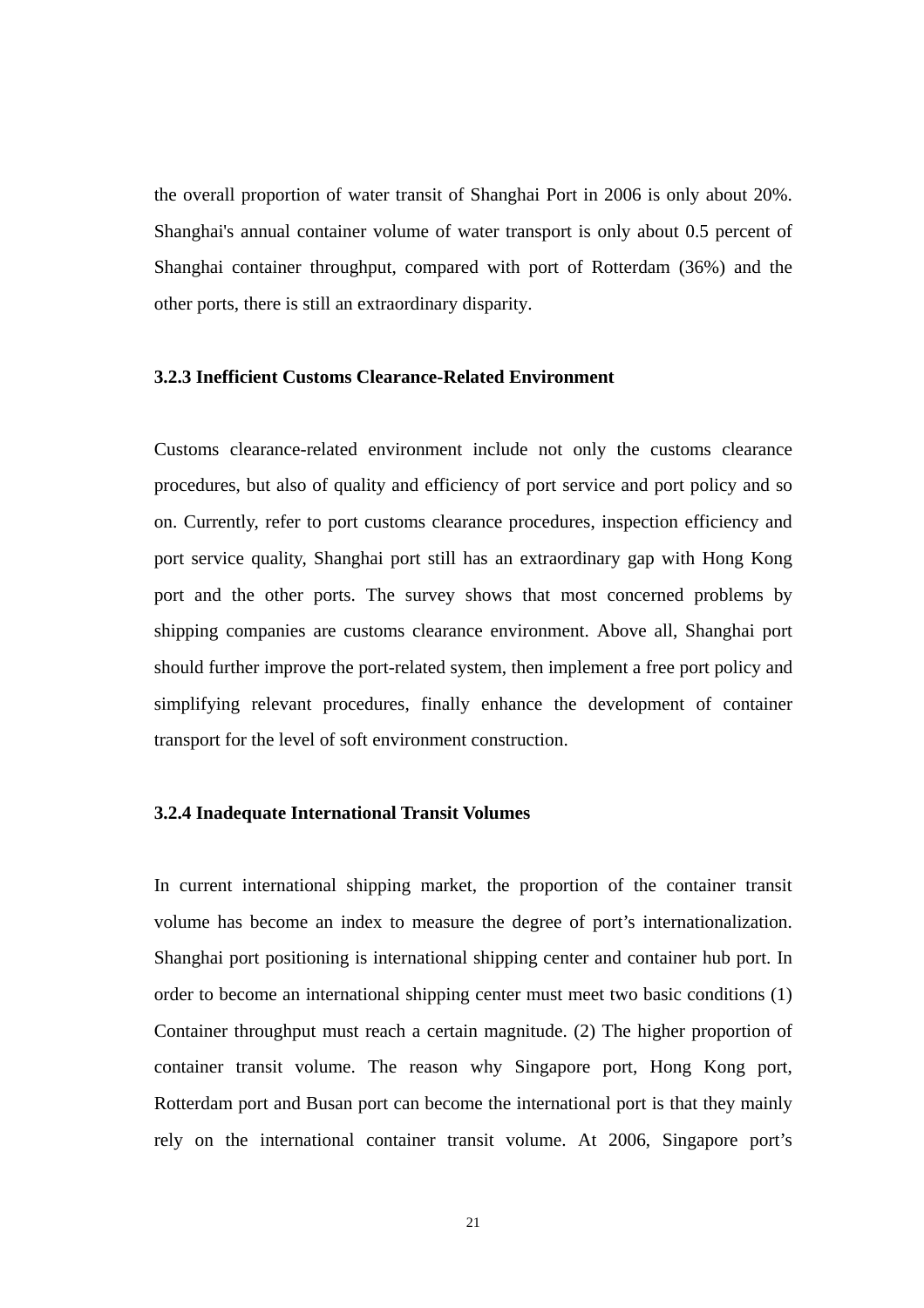the overall proportion of water transit of Shanghai Port in 2006 is only about 20%. Shanghai's annual container volume of water transport is only about 0.5 percent of Shanghai container throughput, compared with port of Rotterdam (36%) and the other ports, there is still an extraordinary disparity.

### 3.2.3 Inefficient Customs Clearance-Related Environment

Customs clearance-related environment include not only the customs clearance procedures, but also of quality and efficiency of port service and port policy and so on. Currently, refer to port customs clearance procedures, inspection efficiency and port service quality, Shanghai port still has an extraordinary gap with Hong Kong port and the other ports. The survey shows that most concerned problems by shipping companies are customs clearance environment. Above all, Shanghai port should further improve the port-related system, then implement a free port policy and simplifying relevant procedures, finally enhance the development of container transport for the level of soft environment construction.

### 3.2.4 Inadequate International Transit Volumes

In current international shipping market, the proportion of the container transit volume has become an index to measure the degree of port's internationalization. Shanghai port positioning is international shipping center and container hub port. In order to become an international shipping center must meet two basic conditions (1) Container throughput must reach a certain magnitude. (2) The higher proportion of container transit volume. The reason why Singapore port, Hong Kong port, Rotterdam port and Busan port can become the international port is that they mainly rely on the international container transit volume. At 2006, Singapore port's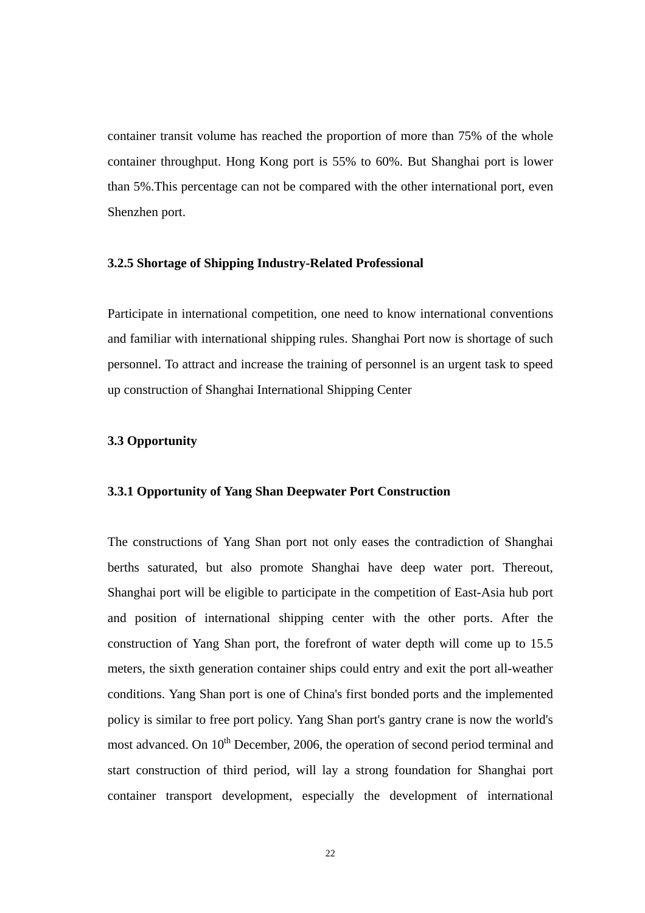container transit volume has reached the proportion of more than 75% of the whole container throughput. Hong Kong port is 55% to 60%. But Shanghai port is lower than 5%.This percentage can not be compared with the other international port, even Shenzhen port.

### 3.2.5 Shortage of Shipping Industry-Related Professional

Participate in international competition, one need to know international conventions and familiar with international shipping rules. Shanghai Port now is shortage of such personnel. To attract and increase the training of personnel is an urgent task to speed up construction of Shanghai International Shipping Center

## 3.3 Opportunity

### 3.3.1 Opportunity of Yang Shan Deepwater Port Construction

The constructions of Yang Shan port not only eases the contradiction of Shanghai berths saturated, but also promote Shanghai have deep water port. Thereout, Shanghai port will be eligible to participate in the competition of East-Asia hub port and position of international shipping center with the other ports. After the construction of Yang Shan port, the forefront of water depth will come up to 15.5 meters, the sixth generation container ships could entry and exit the port all-weather conditions. Yang Shan port is one of China's first bonded ports and the implemented policy is similar to free port policy. Yang Shan port's gantry crane is now the world's most advanced. On 10th December, 2006, the operation of second period terminal and start construction of third period, will lay a strong foundation for Shanghai port container transport development, especially the development of international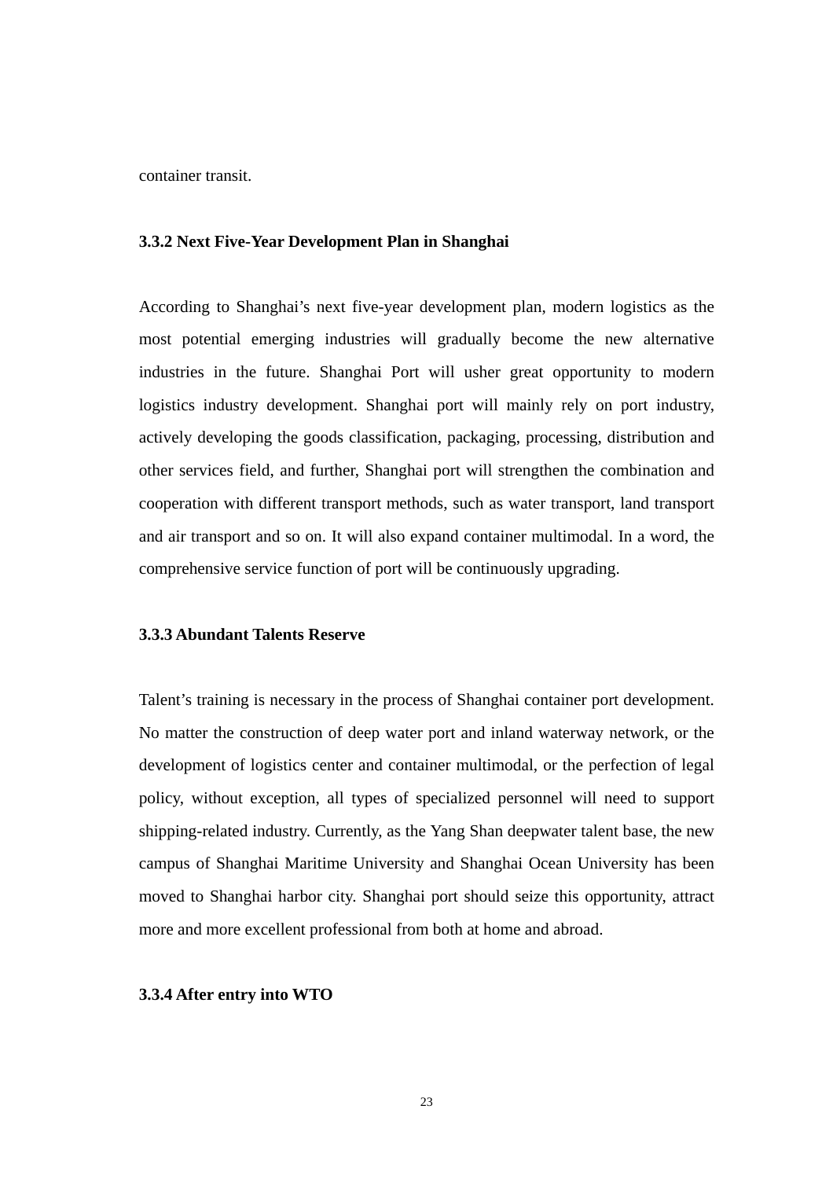container transit.

### 3.3.2 Next Five-Year Development Plan in Shanghai

According to Shanghai's next five-year development plan, modern logistics as the most potential emerging industries will gradually become the new alternative industries in the future. Shanghai Port will usher great opportunity to modern logistics industry development. Shanghai port will mainly rely on port industry, actively developing the goods classification, packaging, processing, distribution and other services field, and further, Shanghai port will strengthen the combination and cooperation with different transport methods, such as water transport, land transport and air transport and so on. It will also expand container multimodal. In a word, the comprehensive service function of port will be continuously upgrading.

### 3.3.3 Abundant Talents Reserve

Talent's training is necessary in the process of Shanghai container port development. No matter the construction of deep water port and inland waterway network, or the development of logistics center and container multimodal, or the perfection of legal policy, without exception, all types of specialized personnel will need to support shipping-related industry. Currently, as the Yang Shan deepwater talent base, the new campus of Shanghai Maritime University and Shanghai Ocean University has been moved to Shanghai harbor city. Shanghai port should seize this opportunity, attract more and more excellent professional from both at home and abroad.

### 3.3.4 After entry into WTO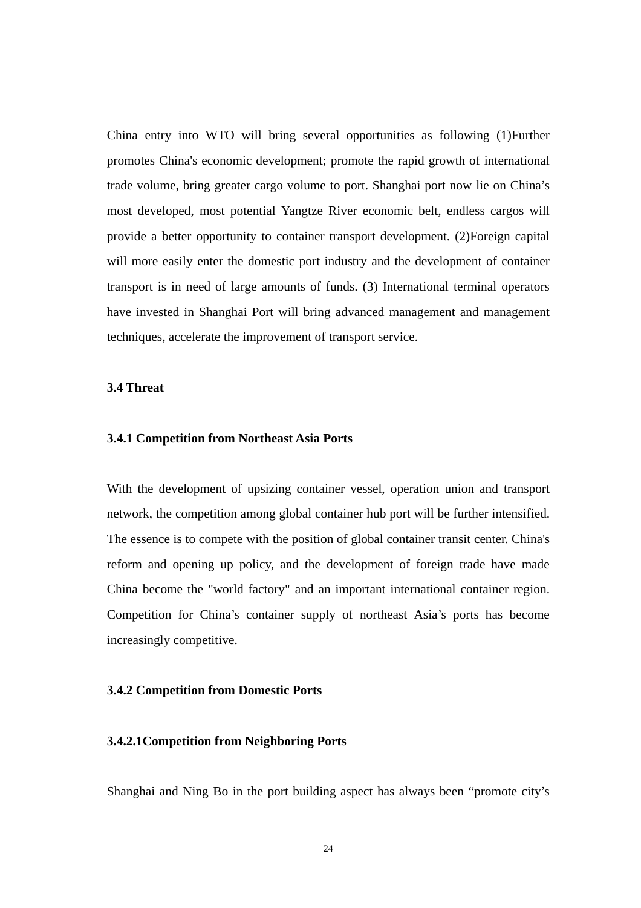China entry into WTO will bring several opportunities as following (1)Further promotes China's economic development; promote the rapid growth of international trade volume, bring greater cargo volume to port. Shanghai port now lie on China's most developed, most potential Yangtze River economic belt, endless cargos will provide a better opportunity to container transport development. (2)Foreign capital will more easily enter the domestic port industry and the development of container transport is in need of large amounts of funds. (3) International terminal operators have invested in Shanghai Port will bring advanced management and management techniques, accelerate the improvement of transport service.

### 3.4 Threat

#### 3.4.1 Competition from Northeast Asia Ports

With the development of upsizing container vessel, operation union and transport network, the competition among global container hub port will be further intensified. The essence is to compete with the position of global container transit center. China's reform and opening up policy, and the development of foreign trade have made China become the "world factory" and an important international container region. Competition for China's container supply of northeast Asia's ports has become increasingly competitive.

#### 3.4.2 Competition from Domestic Ports

##### 3.4.2.1Competition from Neighboring Ports

Shanghai and Ning Bo in the port building aspect has always been "promote city's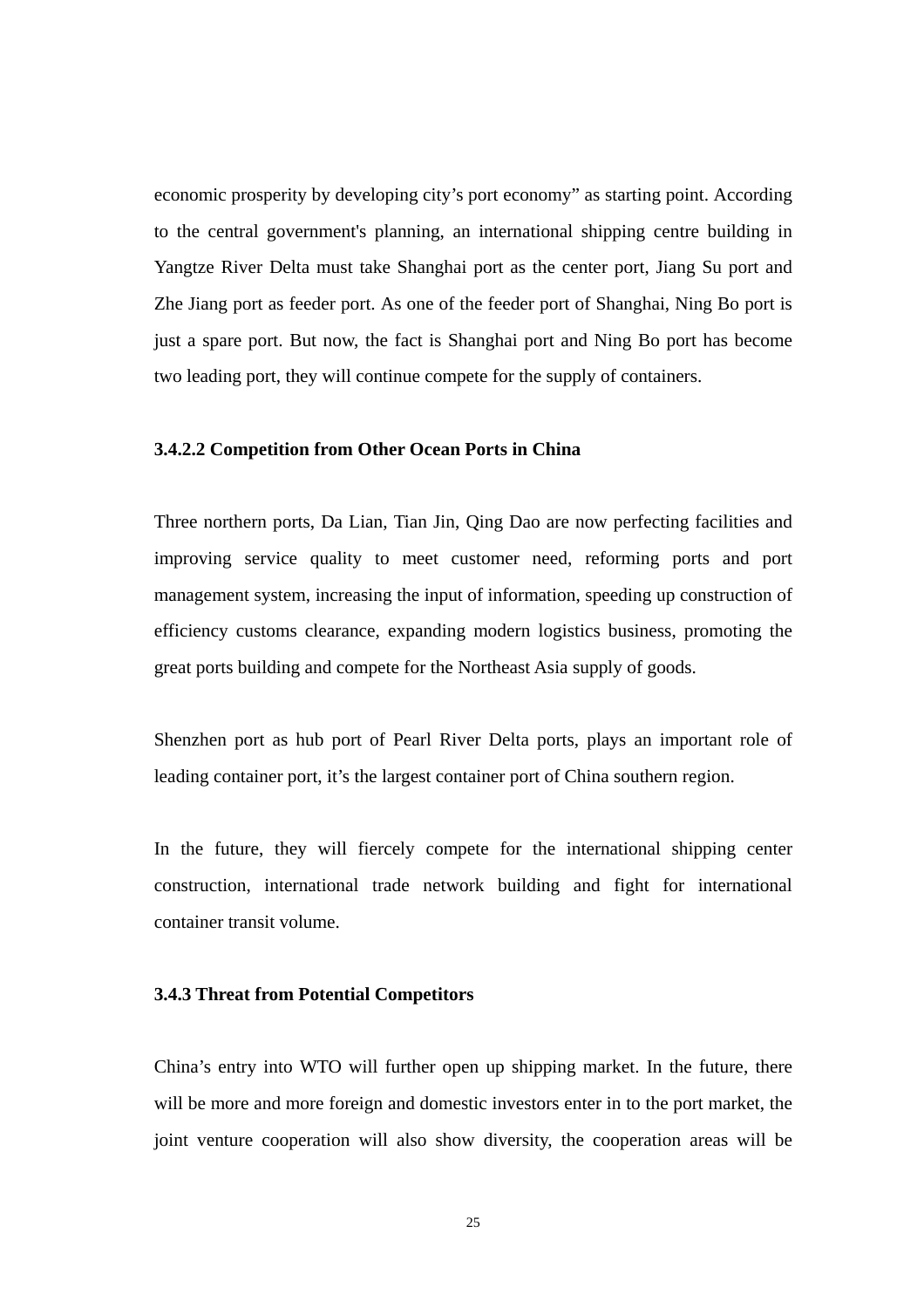economic prosperity by developing city's port economy" as starting point. According to the central government's planning, an international shipping centre building in Yangtze River Delta must take Shanghai port as the center port, Jiang Su port and Zhe Jiang port as feeder port. As one of the feeder port of Shanghai, Ning Bo port is just a spare port. But now, the fact is Shanghai port and Ning Bo port has become two leading port, they will continue compete for the supply of containers.

#### 3.4.2.2 Competition from Other Ocean Ports in China

Three northern ports, Da Lian, Tian Jin, Qing Dao are now perfecting facilities and improving service quality to meet customer need, reforming ports and port management system, increasing the input of information, speeding up construction of efficiency customs clearance, expanding modern logistics business, promoting the great ports building and compete for the Northeast Asia supply of goods.

Shenzhen port as hub port of Pearl River Delta ports, plays an important role of leading container port, it's the largest container port of China southern region.

In the future, they will fiercely compete for the international shipping center construction, international trade network building and fight for international container transit volume.

### 3.4.3 Threat from Potential Competitors

China's entry into WTO will further open up shipping market. In the future, there will be more and more foreign and domestic investors enter in to the port market, the joint venture cooperation will also show diversity, the cooperation areas will be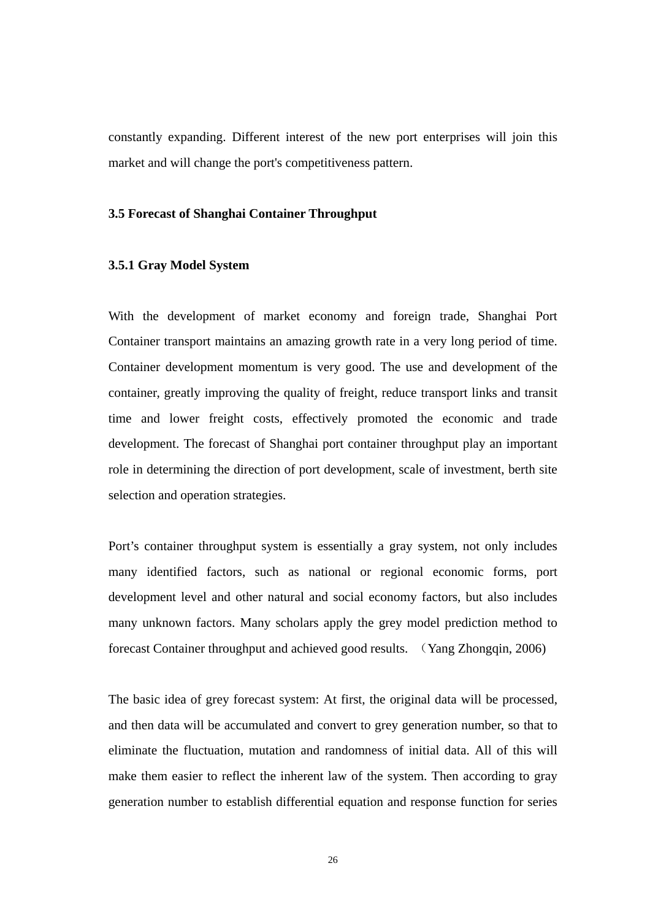constantly expanding. Different interest of the new port enterprises will join this market and will change the port's competitiveness pattern.

## 3.5 Forecast of Shanghai Container Throughput

### 3.5.1 Gray Model System

With the development of market economy and foreign trade, Shanghai Port Container transport maintains an amazing growth rate in a very long period of time. Container development momentum is very good. The use and development of the container, greatly improving the quality of freight, reduce transport links and transit time and lower freight costs, effectively promoted the economic and trade development. The forecast of Shanghai port container throughput play an important role in determining the direction of port development, scale of investment, berth site selection and operation strategies.

Port's container throughput system is essentially a gray system, not only includes many identified factors, such as national or regional economic forms, port development level and other natural and social economy factors, but also includes many unknown factors. Many scholars apply the grey model prediction method to forecast Container throughput and achieved good results. （Yang Zhongqin, 2006)

The basic idea of grey forecast system: At first, the original data will be processed, and then data will be accumulated and convert to grey generation number, so that to eliminate the fluctuation, mutation and randomness of initial data. All of this will make them easier to reflect the inherent law of the system. Then according to gray generation number to establish differential equation and response function for series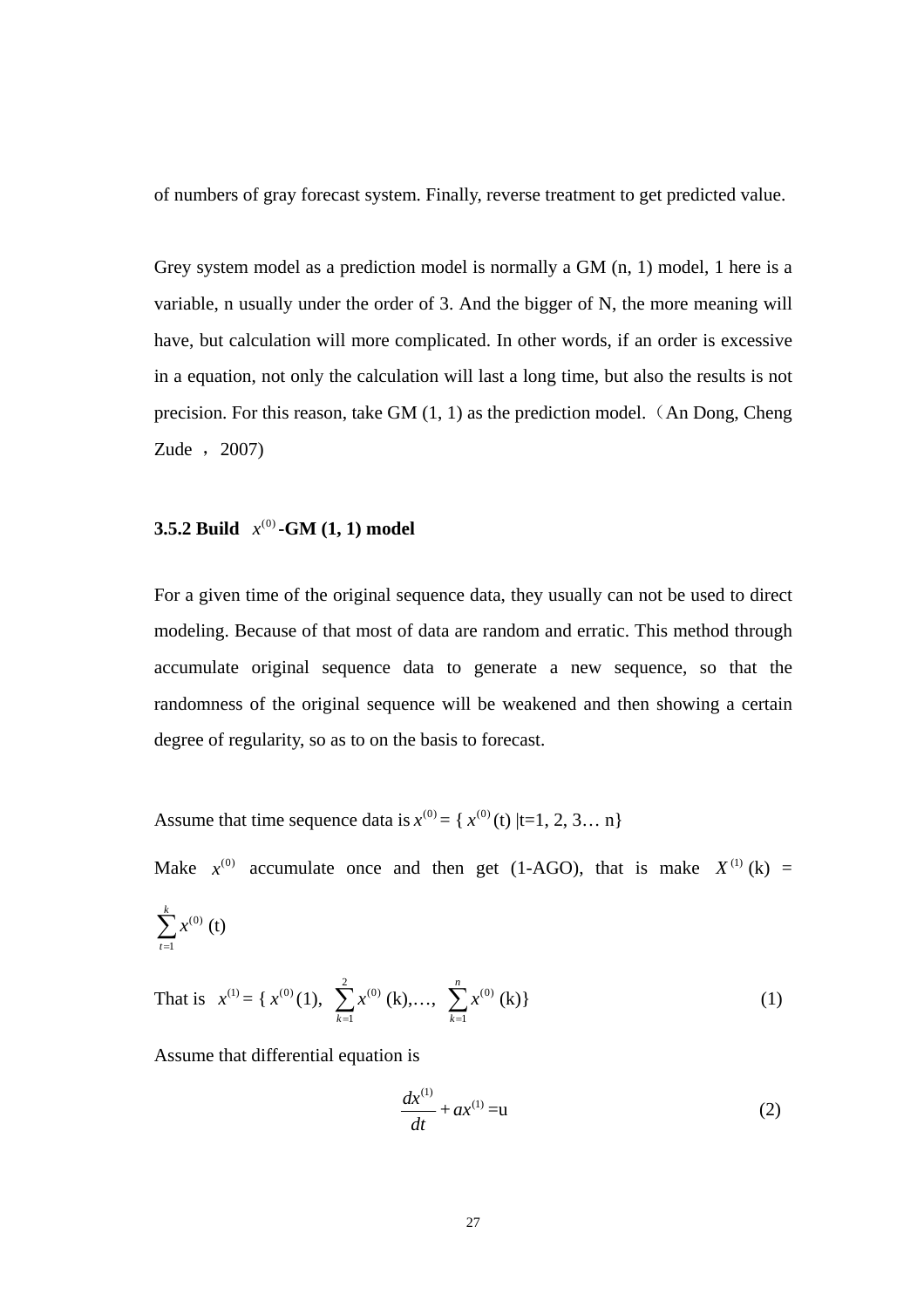of numbers of gray forecast system. Finally, reverse treatment to get predicted value.

Grey system model as a prediction model is normally a GM (n, 1) model, 1 here is a variable, n usually under the order of 3. And the bigger of N, the more meaning will have, but calculation will more complicated. In other words, if an order is excessive in a equation, not only the calculation will last a long time, but also the results is not precision. For this reason, take GM (1, 1) as the prediction model.（An Dong, Cheng Zude ，2007)

### 3.5.2 Build $x^{(0)}$-GM (1, 1) model

For a given time of the original sequence data, they usually can not be used to direct modeling. Because of that most of data are random and erratic. This method through accumulate original sequence data to generate a new sequence, so that the randomness of the original sequence will be weakened and then showing a certain degree of regularity, so as to on the basis to forecast.

Assume that time sequence data is $x^{(0)} = \{ x^{(0)}(t) \mid t=1, 2, 3\ldots n\}$

Make $x^{(0)}$ accumulate once and then get (1-AGO), that is make $X^{(1)}(k) = \sum_{t=1}^{k} x^{(0)}(t)$

That is $x^{(1)} = \{ x^{(0)}(1), \sum_{k=1}^{2} x^{(0)}(k), \ldots, \sum_{k=1}^{n} x^{(0)}(k)\}$ (1)

Assume that differential equation is

$$\frac{dx^{(1)}}{dt} + ax^{(1)} = u \tag{2}$$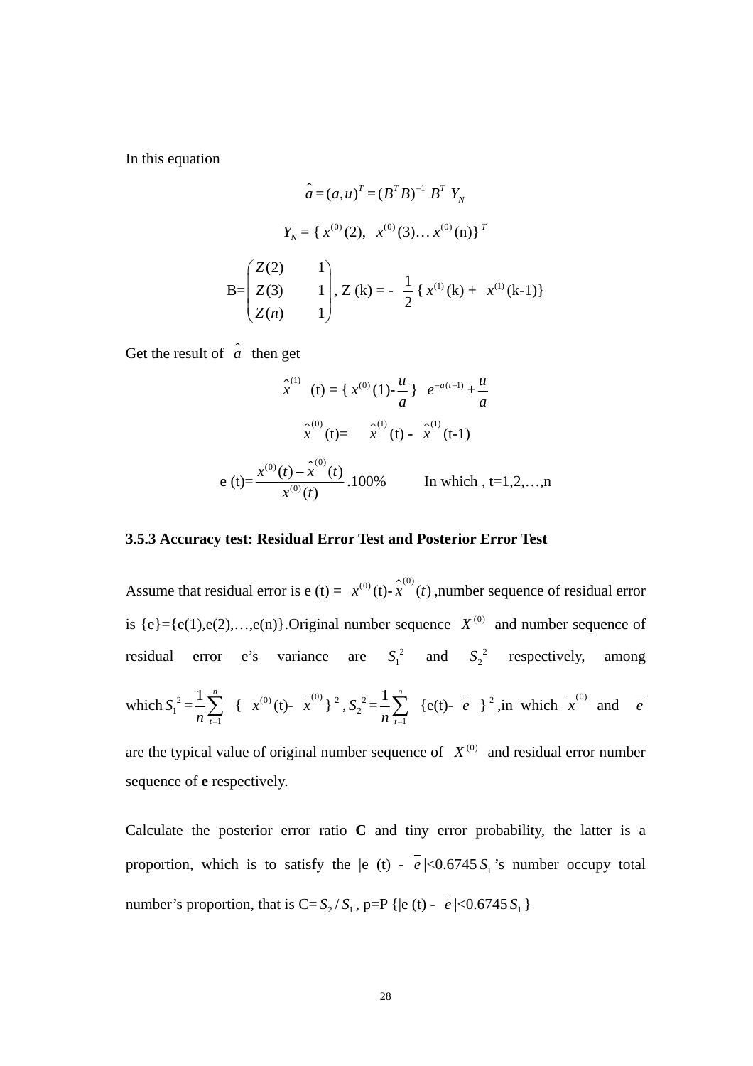In this equation

$$\hat{a} = (a,u)^T = (B^T B)^{-1} \; B^T \; Y_N$$

$$Y_N = \{ \, x^{(0)}(2), \;\; x^{(0)}(3)\ldots x^{(0)}(\text{n})\}^T$$

$$\text{B}=\begin{pmatrix} Z(2) & 1 \\ Z(3) & 1 \\ Z(n) & 1 \end{pmatrix}, \; \text{Z (k) = -} \; \frac{1}{2}\{ \, x^{(1)}(\text{k}) + \;\; x^{(1)}(\text{k-1})\}$$

Get the result of $\hat{a}$ then get

$$\hat{x}^{(1)} \;\; (\text{t}) = \{ \, x^{(0)}(1)\text{-}\frac{u}{a}\} \;\; e^{-a(t-1)} + \frac{u}{a}$$

$$\hat{x}^{(0)}(\text{t})= \quad \hat{x}^{(1)}(\text{t}) \text{ - } \; \hat{x}^{(1)}(\text{t-1})$$

$$\text{e (t)=}\frac{x^{(0)}(t) - \hat{x}^{(0)}(t)}{x^{(0)}(t)}.100\% \qquad \text{In which , t=1,2,…,n}$$

### 3.5.3 Accuracy test: Residual Error Test and Posterior Error Test

Assume that residual error is e (t) = $x^{(0)}$(t)-$\hat{x}^{(0)}(t)$ ,number sequence of residual error is {e}={e(1),e(2),…,e(n)}.Original number sequence $X^{(0)}$ and number sequence of residual error e's variance are $S_1^{\,2}$ and $S_2^{\,2}$ respectively, among which $S_1^{\,2} = \frac{1}{n}\sum_{t=1}^{n} \{ \, x^{(0)}(t) - \overline{x}^{(0)} \}^2$, $S_2^{\,2} = \frac{1}{n}\sum_{t=1}^{n} \{ e(t) - \overline{e} \}^2$ ,in which $\overline{x}^{(0)}$ and $\overline{e}$ are the typical value of original number sequence of $X^{(0)}$ and residual error number sequence of **e** respectively.

Calculate the posterior error ratio **C** and tiny error probability, the latter is a proportion, which is to satisfy the |e (t) - $\overline{e}$|<0.6745$S_1$'s number occupy total number's proportion, that is C=$S_2 / S_1$, p=P {|e (t) - $\overline{e}$|<0.6745$S_1$}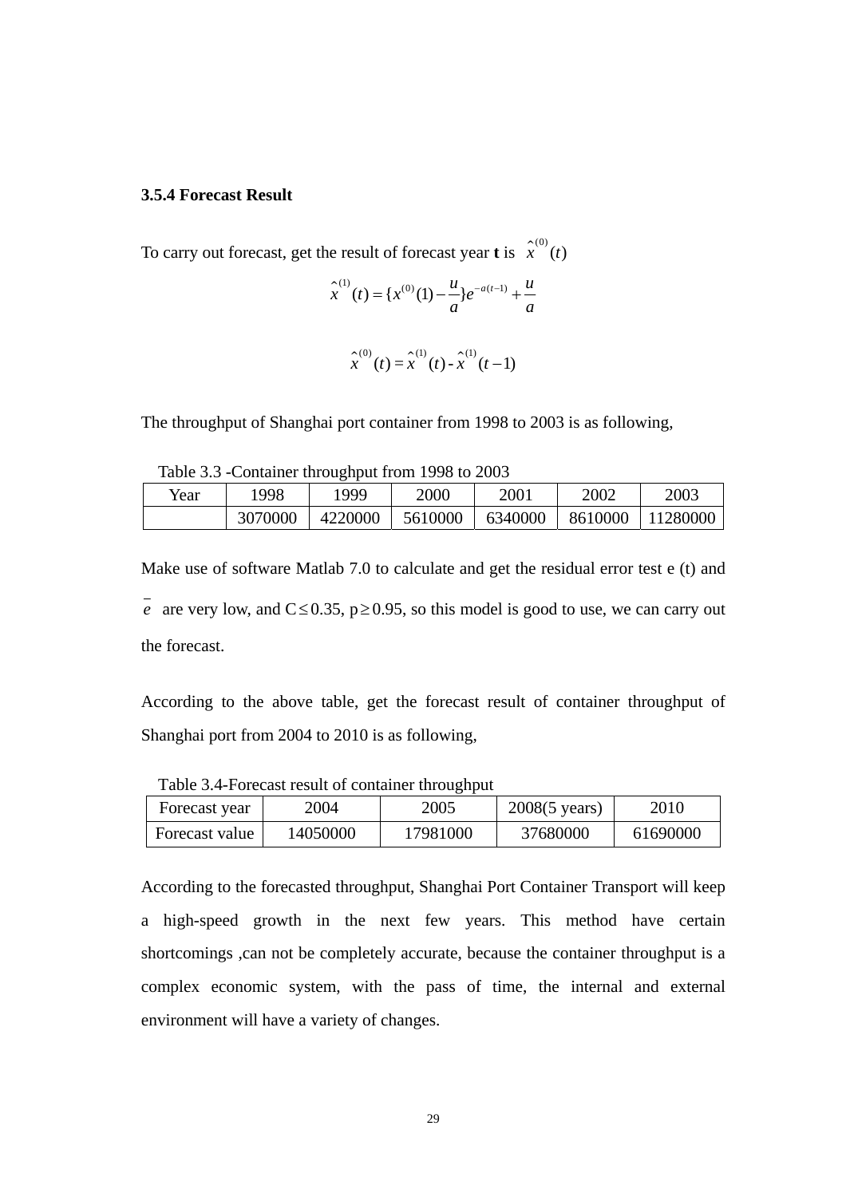### 3.5.4 Forecast Result

To carry out forecast, get the result of forecast year **t** is $\hat{x}^{(0)}(t)$

$$\hat{x}^{(1)}(t) = \{x^{(0)}(1) - \frac{u}{a}\}e^{-a(t-1)} + \frac{u}{a}$$

$$\hat{x}^{(0)}(t) = \hat{x}^{(1)}(t) - \hat{x}^{(1)}(t-1)$$

The throughput of Shanghai port container from 1998 to 2003 is as following,

Table 3.3 -Container throughput from 1998 to 2003

| Year | 1998 | 1999 | 2000 | 2001 | 2002 | 2003 |
|---|---|---|---|---|---|---|
| | 3070000 | 4220000 | 5610000 | 6340000 | 8610000 | 11280000 |

Make use of software Matlab 7.0 to calculate and get the residual error test e (t) and $\bar{e}$ are very low, and $C \leq 0.35$, $p \geq 0.95$, so this model is good to use, we can carry out the forecast.

According to the above table, get the forecast result of container throughput of Shanghai port from 2004 to 2010 is as following,

Table 3.4-Forecast result of container throughput

| Forecast year | 2004 | 2005 | 2008(5 years) | 2010 |
|---|---|---|---|---|
| Forecast value | 14050000 | 17981000 | 37680000 | 61690000 |

According to the forecasted throughput, Shanghai Port Container Transport will keep a high-speed growth in the next few years. This method have certain shortcomings ,can not be completely accurate, because the container throughput is a complex economic system, with the pass of time, the internal and external environment will have a variety of changes.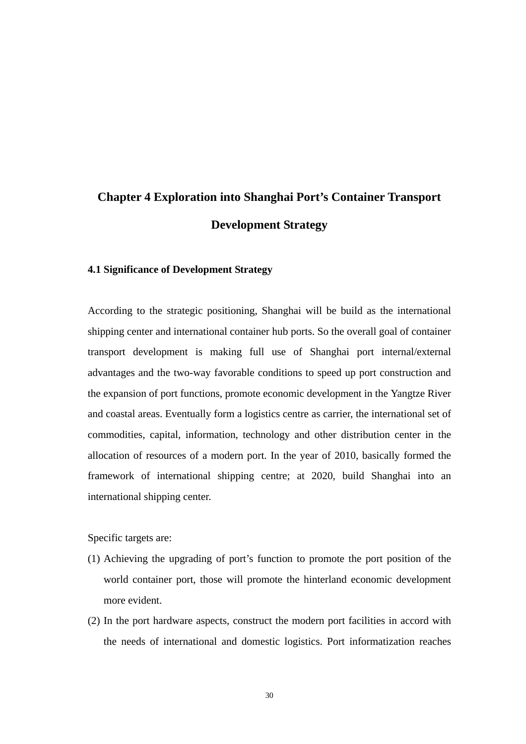# Chapter 4 Exploration into Shanghai Port's Container Transport Development Strategy

## 4.1 Significance of Development Strategy

According to the strategic positioning, Shanghai will be build as the international shipping center and international container hub ports. So the overall goal of container transport development is making full use of Shanghai port internal/external advantages and the two-way favorable conditions to speed up port construction and the expansion of port functions, promote economic development in the Yangtze River and coastal areas. Eventually form a logistics centre as carrier, the international set of commodities, capital, information, technology and other distribution center in the allocation of resources of a modern port. In the year of 2010, basically formed the framework of international shipping centre; at 2020, build Shanghai into an international shipping center.

Specific targets are:

(1) Achieving the upgrading of port's function to promote the port position of the world container port, those will promote the hinterland economic development more evident.

(2) In the port hardware aspects, construct the modern port facilities in accord with the needs of international and domestic logistics. Port informatization reaches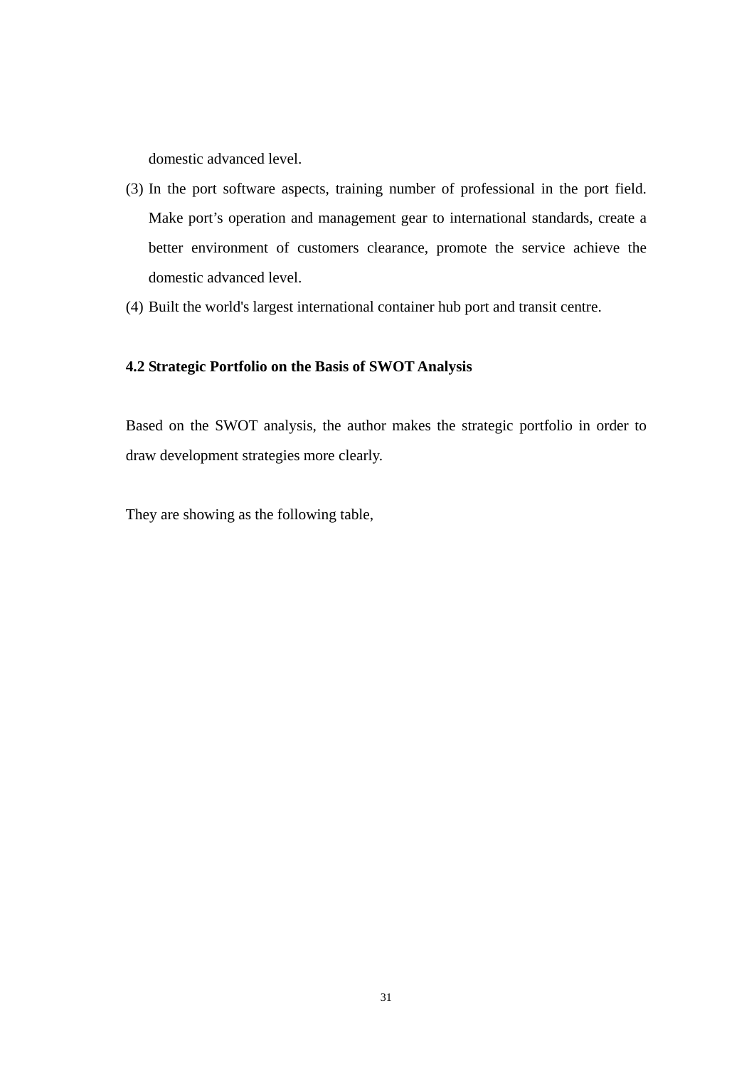domestic advanced level.

(3) In the port software aspects, training number of professional in the port field. Make port’s operation and management gear to international standards, create a better environment of customers clearance, promote the service achieve the domestic advanced level.

(4) Built the world's largest international container hub port and transit centre.

**4.2 Strategic Portfolio on the Basis of SWOT Analysis**

Based on the SWOT analysis, the author makes the strategic portfolio in order to draw development strategies more clearly.

They are showing as the following table,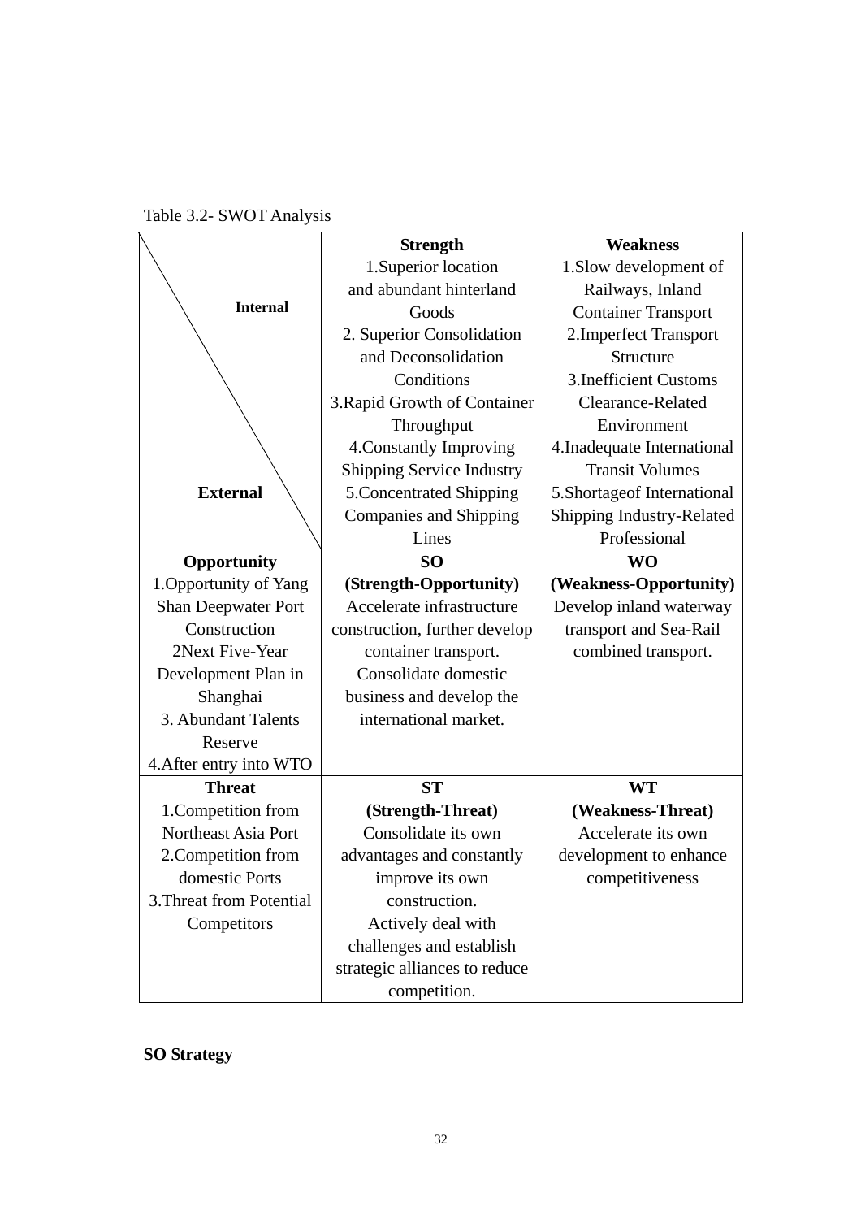Table 3.2- SWOT Analysis

| Internal / External | Strength<br>1.Superior location and abundant hinterland Goods<br>2. Superior Consolidation and Deconsolidation Conditions<br>3.Rapid Growth of Container Throughput<br>4.Constantly Improving Shipping Service Industry<br>5.Concentrated Shipping Companies and Shipping Lines | Weakness<br>1.Slow development of Railways, Inland Container Transport<br>2.Imperfect Transport Structure<br>3.Inefficient Customs Clearance-Related Environment<br>4.Inadequate International Transit Volumes<br>5.Shortageof International Shipping Industry-Related Professional |
|---|---|---|
| **Opportunity**<br>1.Opportunity of Yang Shan Deepwater Port Construction<br>2Next Five-Year Development Plan in Shanghai<br>3. Abundant Talents Reserve<br>4.After entry into WTO | **SO (Strength-Opportunity)**<br>Accelerate infrastructure construction, further develop container transport. Consolidate domestic business and develop the international market. | **WO (Weakness-Opportunity)**<br>Develop inland waterway transport and Sea-Rail combined transport. |
| **Threat**<br>1.Competition from Northeast Asia Port<br>2.Competition from domestic Ports<br>3.Threat from Potential Competitors | **ST (Strength-Threat)**<br>Consolidate its own advantages and constantly improve its own construction. Actively deal with challenges and establish strategic alliances to reduce competition. | **WT (Weakness-Threat)**<br>Accelerate its own development to enhance competitiveness |

**SO Strategy**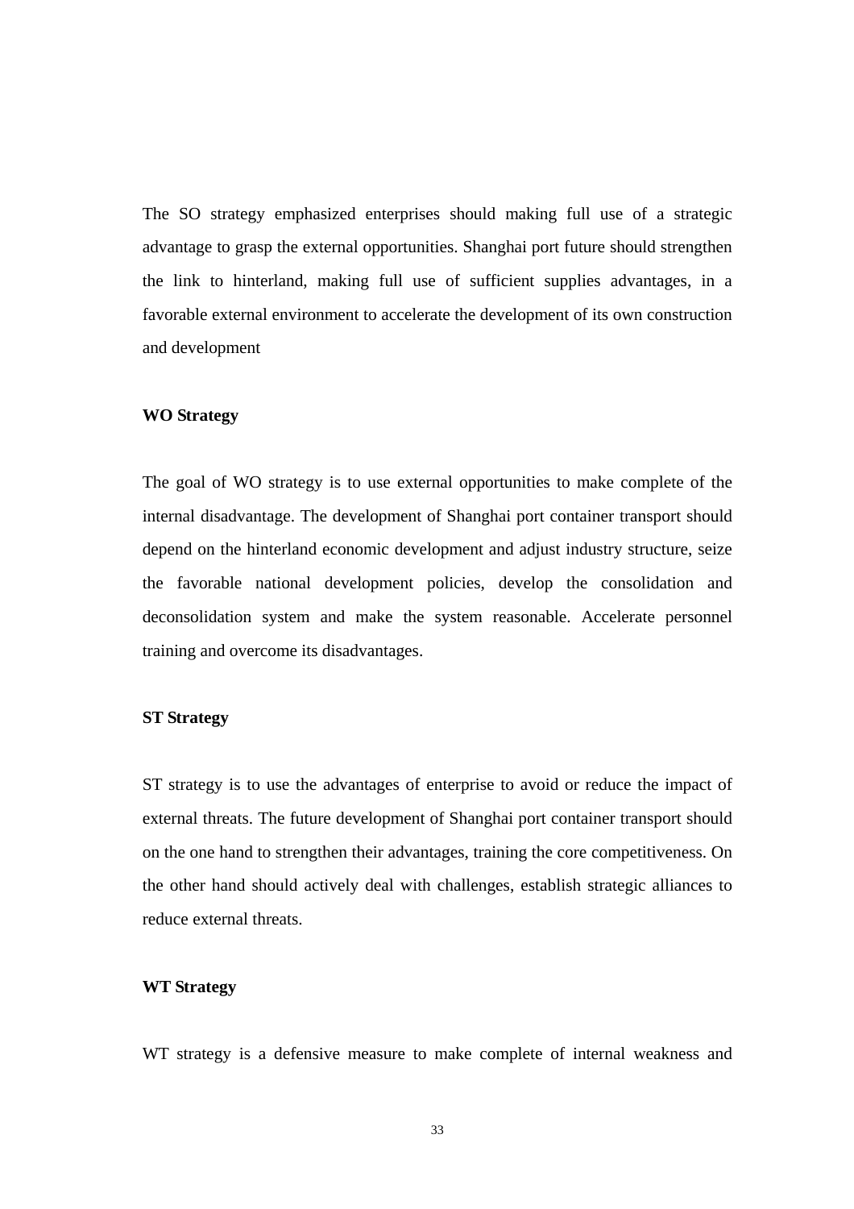The SO strategy emphasized enterprises should making full use of a strategic advantage to grasp the external opportunities. Shanghai port future should strengthen the link to hinterland, making full use of sufficient supplies advantages, in a favorable external environment to accelerate the development of its own construction and development

**WO Strategy**

The goal of WO strategy is to use external opportunities to make complete of the internal disadvantage. The development of Shanghai port container transport should depend on the hinterland economic development and adjust industry structure, seize the favorable national development policies, develop the consolidation and deconsolidation system and make the system reasonable. Accelerate personnel training and overcome its disadvantages.

**ST Strategy**

ST strategy is to use the advantages of enterprise to avoid or reduce the impact of external threats. The future development of Shanghai port container transport should on the one hand to strengthen their advantages, training the core competitiveness. On the other hand should actively deal with challenges, establish strategic alliances to reduce external threats.

**WT Strategy**

WT strategy is a defensive measure to make complete of internal weakness and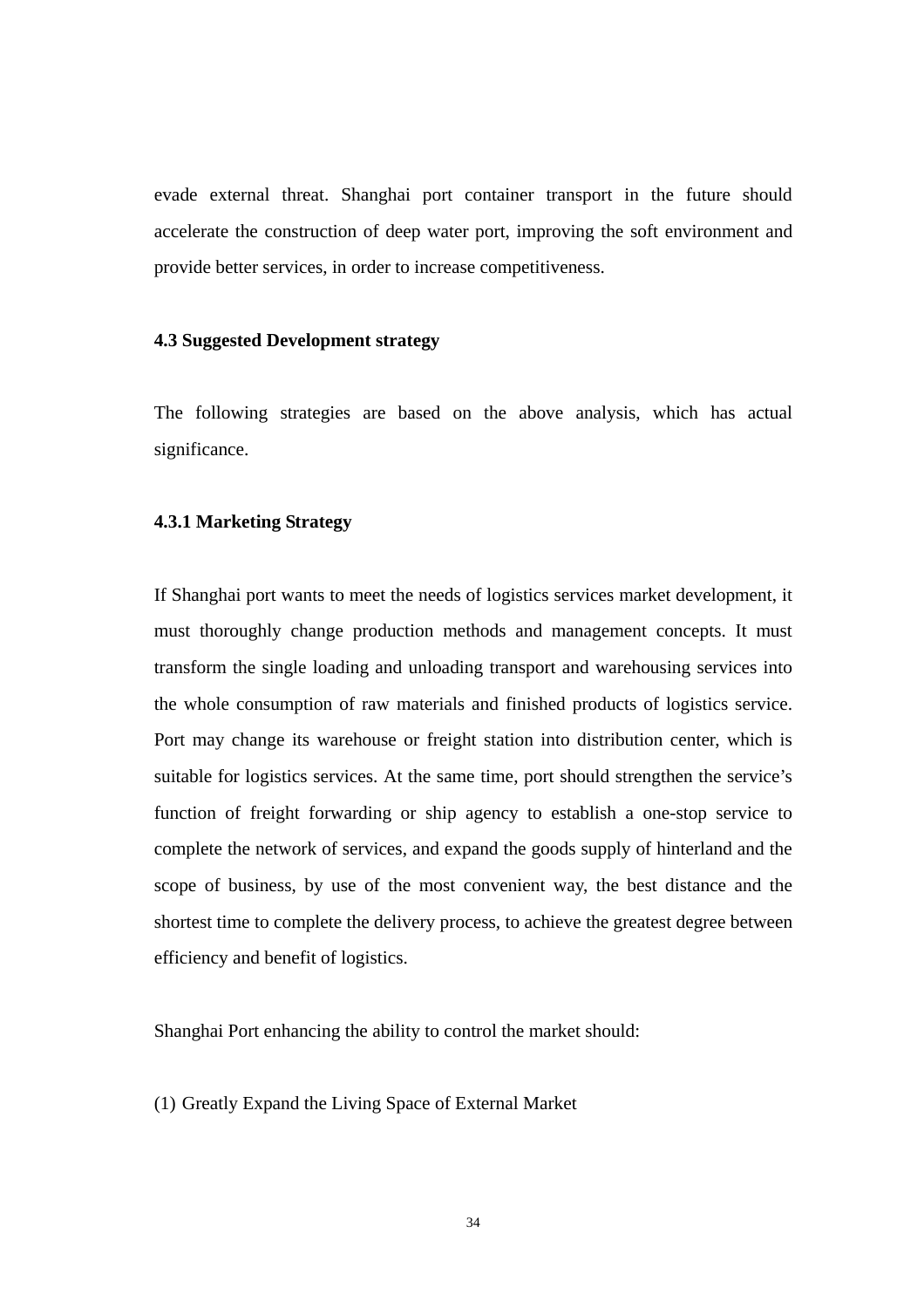evade external threat. Shanghai port container transport in the future should accelerate the construction of deep water port, improving the soft environment and provide better services, in order to increase competitiveness.

### 4.3 Suggested Development strategy

The following strategies are based on the above analysis, which has actual significance.

#### 4.3.1 Marketing Strategy

If Shanghai port wants to meet the needs of logistics services market development, it must thoroughly change production methods and management concepts. It must transform the single loading and unloading transport and warehousing services into the whole consumption of raw materials and finished products of logistics service. Port may change its warehouse or freight station into distribution center, which is suitable for logistics services. At the same time, port should strengthen the service's function of freight forwarding or ship agency to establish a one-stop service to complete the network of services, and expand the goods supply of hinterland and the scope of business, by use of the most convenient way, the best distance and the shortest time to complete the delivery process, to achieve the greatest degree between efficiency and benefit of logistics.

Shanghai Port enhancing the ability to control the market should:

(1) Greatly Expand the Living Space of External Market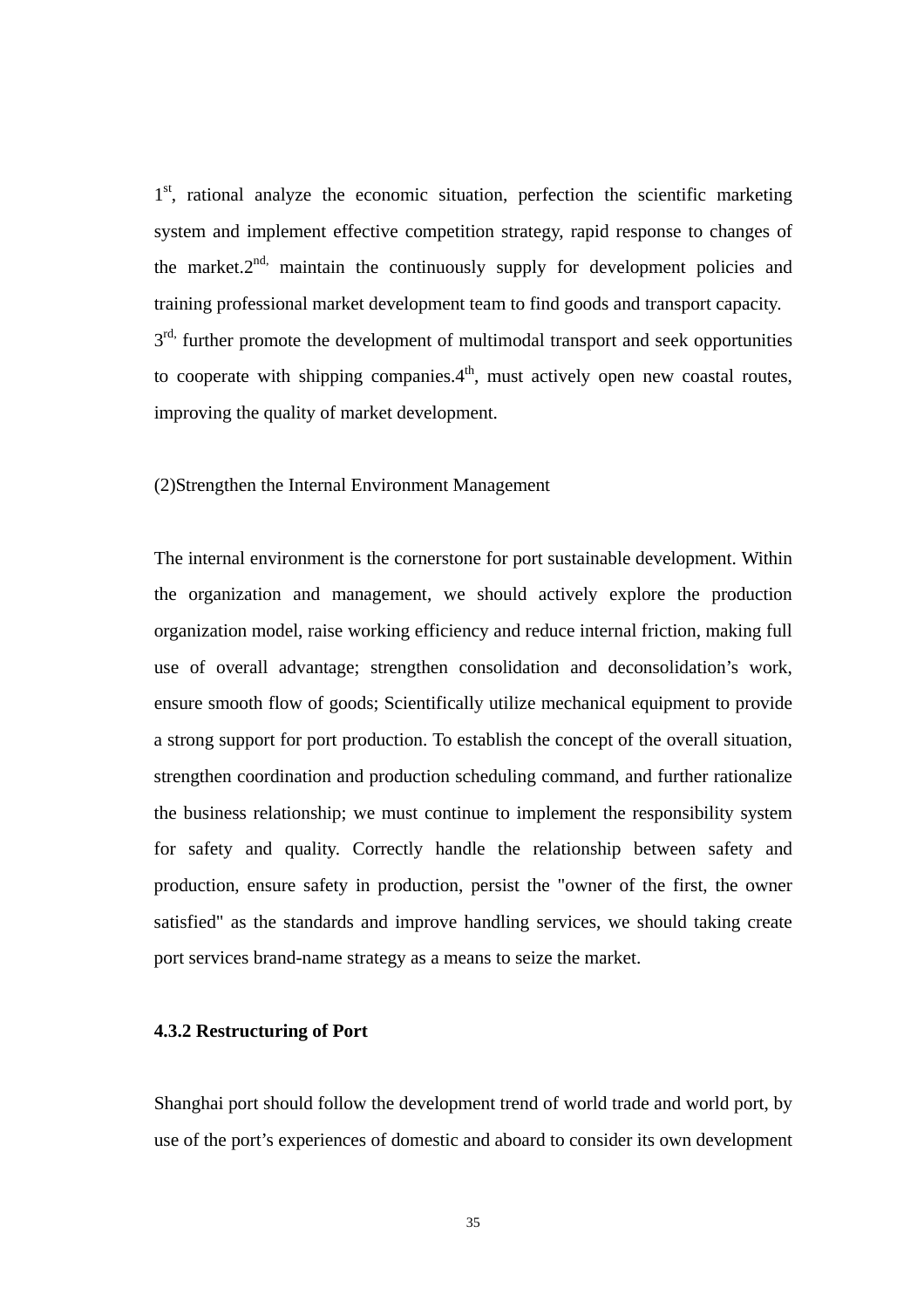1st, rational analyze the economic situation, perfection the scientific marketing system and implement effective competition strategy, rapid response to changes of the market.2nd, maintain the continuously supply for development policies and training professional market development team to find goods and transport capacity. 3rd, further promote the development of multimodal transport and seek opportunities to cooperate with shipping companies.4th, must actively open new coastal routes, improving the quality of market development.

(2)Strengthen the Internal Environment Management

The internal environment is the cornerstone for port sustainable development. Within the organization and management, we should actively explore the production organization model, raise working efficiency and reduce internal friction, making full use of overall advantage; strengthen consolidation and deconsolidation's work, ensure smooth flow of goods; Scientifically utilize mechanical equipment to provide a strong support for port production. To establish the concept of the overall situation, strengthen coordination and production scheduling command, and further rationalize the business relationship; we must continue to implement the responsibility system for safety and quality. Correctly handle the relationship between safety and production, ensure safety in production, persist the "owner of the first, the owner satisfied" as the standards and improve handling services, we should taking create port services brand-name strategy as a means to seize the market.

**4.3.2 Restructuring of Port**

Shanghai port should follow the development trend of world trade and world port, by use of the port's experiences of domestic and aboard to consider its own development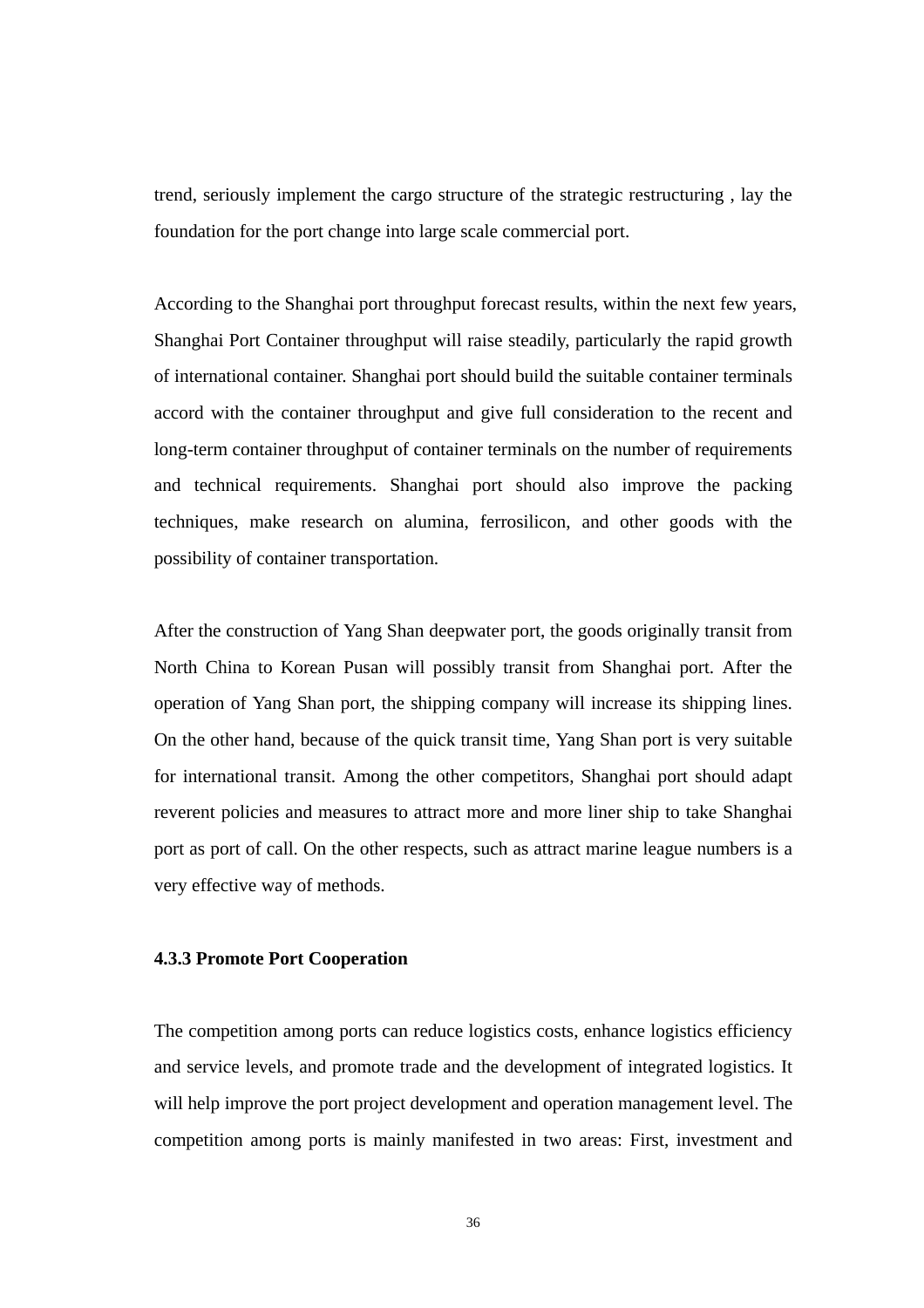trend, seriously implement the cargo structure of the strategic restructuring , lay the foundation for the port change into large scale commercial port.

According to the Shanghai port throughput forecast results, within the next few years, Shanghai Port Container throughput will raise steadily, particularly the rapid growth of international container. Shanghai port should build the suitable container terminals accord with the container throughput and give full consideration to the recent and long-term container throughput of container terminals on the number of requirements and technical requirements. Shanghai port should also improve the packing techniques, make research on alumina, ferrosilicon, and other goods with the possibility of container transportation.

After the construction of Yang Shan deepwater port, the goods originally transit from North China to Korean Pusan will possibly transit from Shanghai port. After the operation of Yang Shan port, the shipping company will increase its shipping lines. On the other hand, because of the quick transit time, Yang Shan port is very suitable for international transit. Among the other competitors, Shanghai port should adapt reverent policies and measures to attract more and more liner ship to take Shanghai port as port of call. On the other respects, such as attract marine league numbers is a very effective way of methods.

### 4.3.3 Promote Port Cooperation

The competition among ports can reduce logistics costs, enhance logistics efficiency and service levels, and promote trade and the development of integrated logistics. It will help improve the port project development and operation management level. The competition among ports is mainly manifested in two areas: First, investment and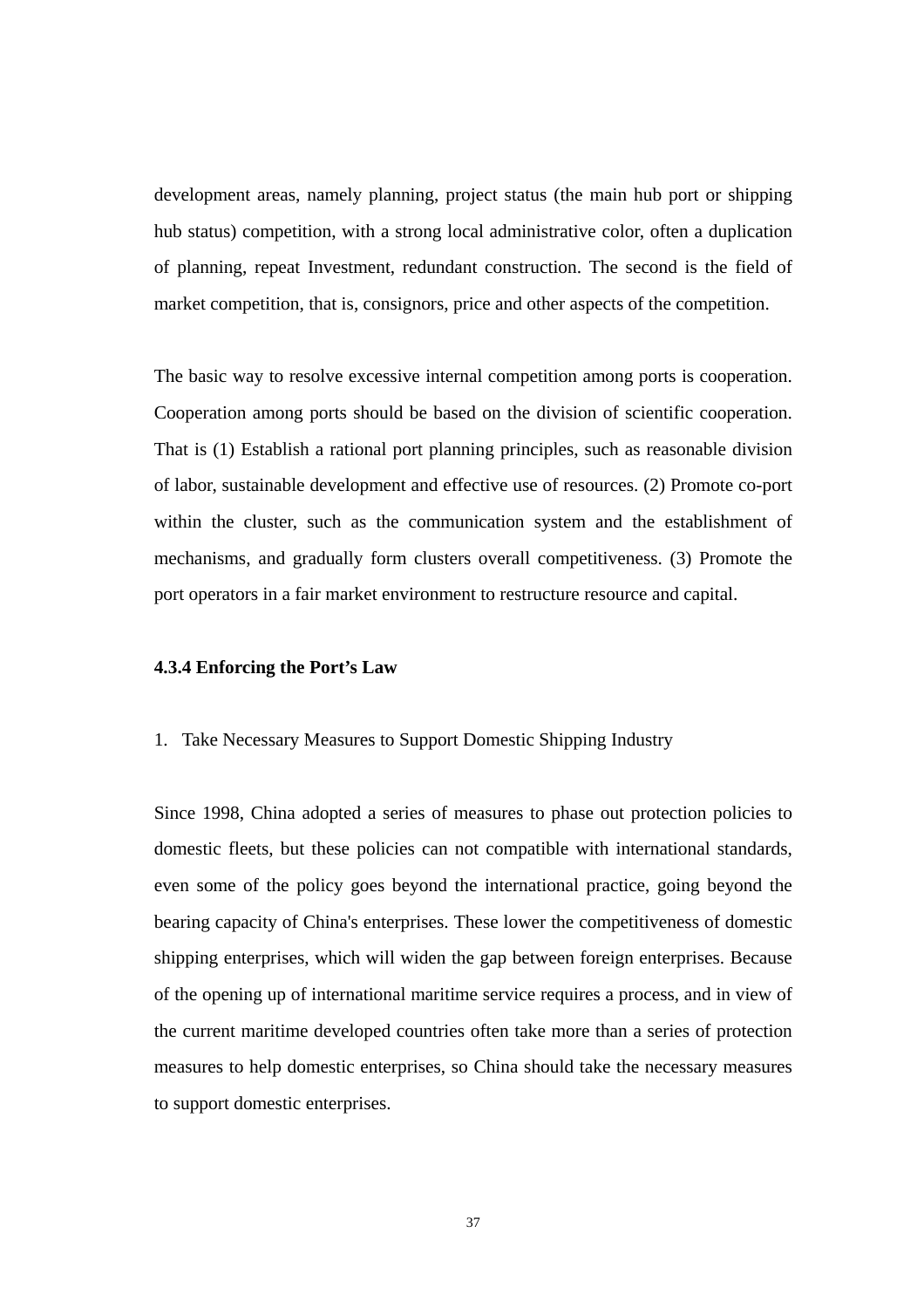development areas, namely planning, project status (the main hub port or shipping hub status) competition, with a strong local administrative color, often a duplication of planning, repeat Investment, redundant construction. The second is the field of market competition, that is, consignors, price and other aspects of the competition.

The basic way to resolve excessive internal competition among ports is cooperation. Cooperation among ports should be based on the division of scientific cooperation. That is (1) Establish a rational port planning principles, such as reasonable division of labor, sustainable development and effective use of resources. (2) Promote co-port within the cluster, such as the communication system and the establishment of mechanisms, and gradually form clusters overall competitiveness. (3) Promote the port operators in a fair market environment to restructure resource and capital.

#### 4.3.4 Enforcing the Port's Law

1. Take Necessary Measures to Support Domestic Shipping Industry

Since 1998, China adopted a series of measures to phase out protection policies to domestic fleets, but these policies can not compatible with international standards, even some of the policy goes beyond the international practice, going beyond the bearing capacity of China's enterprises. These lower the competitiveness of domestic shipping enterprises, which will widen the gap between foreign enterprises. Because of the opening up of international maritime service requires a process, and in view of the current maritime developed countries often take more than a series of protection measures to help domestic enterprises, so China should take the necessary measures to support domestic enterprises.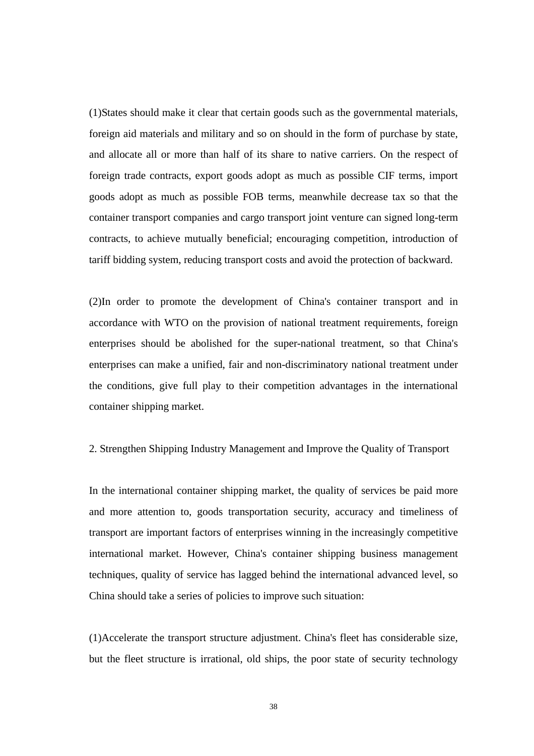(1)States should make it clear that certain goods such as the governmental materials, foreign aid materials and military and so on should in the form of purchase by state, and allocate all or more than half of its share to native carriers. On the respect of foreign trade contracts, export goods adopt as much as possible CIF terms, import goods adopt as much as possible FOB terms, meanwhile decrease tax so that the container transport companies and cargo transport joint venture can signed long-term contracts, to achieve mutually beneficial; encouraging competition, introduction of tariff bidding system, reducing transport costs and avoid the protection of backward.

(2)In order to promote the development of China's container transport and in accordance with WTO on the provision of national treatment requirements, foreign enterprises should be abolished for the super-national treatment, so that China's enterprises can make a unified, fair and non-discriminatory national treatment under the conditions, give full play to their competition advantages in the international container shipping market.

2. Strengthen Shipping Industry Management and Improve the Quality of Transport

In the international container shipping market, the quality of services be paid more and more attention to, goods transportation security, accuracy and timeliness of transport are important factors of enterprises winning in the increasingly competitive international market. However, China's container shipping business management techniques, quality of service has lagged behind the international advanced level, so China should take a series of policies to improve such situation:

(1)Accelerate the transport structure adjustment. China's fleet has considerable size, but the fleet structure is irrational, old ships, the poor state of security technology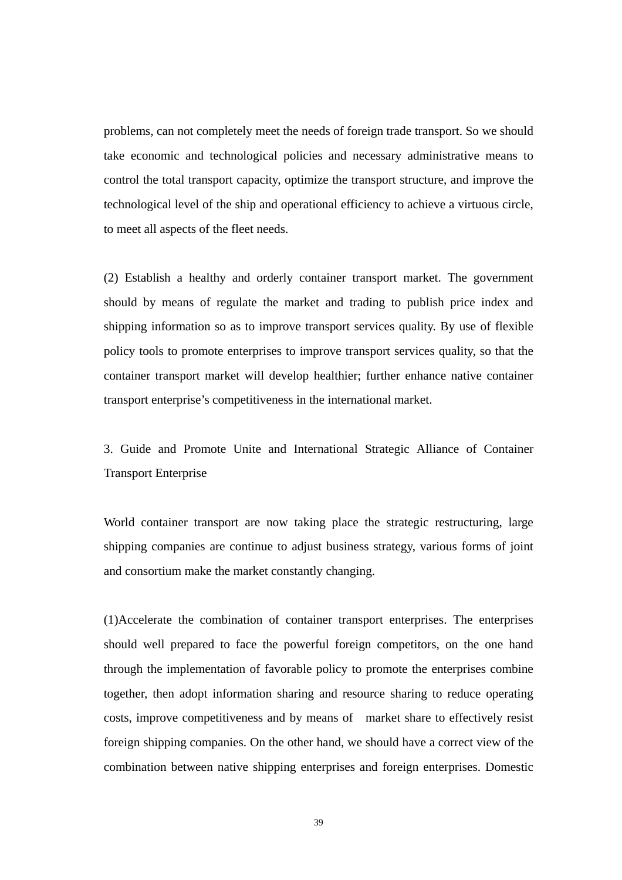problems, can not completely meet the needs of foreign trade transport. So we should take economic and technological policies and necessary administrative means to control the total transport capacity, optimize the transport structure, and improve the technological level of the ship and operational efficiency to achieve a virtuous circle, to meet all aspects of the fleet needs.

(2) Establish a healthy and orderly container transport market. The government should by means of regulate the market and trading to publish price index and shipping information so as to improve transport services quality. By use of flexible policy tools to promote enterprises to improve transport services quality, so that the container transport market will develop healthier; further enhance native container transport enterprise's competitiveness in the international market.

3. Guide and Promote Unite and International Strategic Alliance of Container Transport Enterprise

World container transport are now taking place the strategic restructuring, large shipping companies are continue to adjust business strategy, various forms of joint and consortium make the market constantly changing.

(1)Accelerate the combination of container transport enterprises. The enterprises should well prepared to face the powerful foreign competitors, on the one hand through the implementation of favorable policy to promote the enterprises combine together, then adopt information sharing and resource sharing to reduce operating costs, improve competitiveness and by means of market share to effectively resist foreign shipping companies. On the other hand, we should have a correct view of the combination between native shipping enterprises and foreign enterprises. Domestic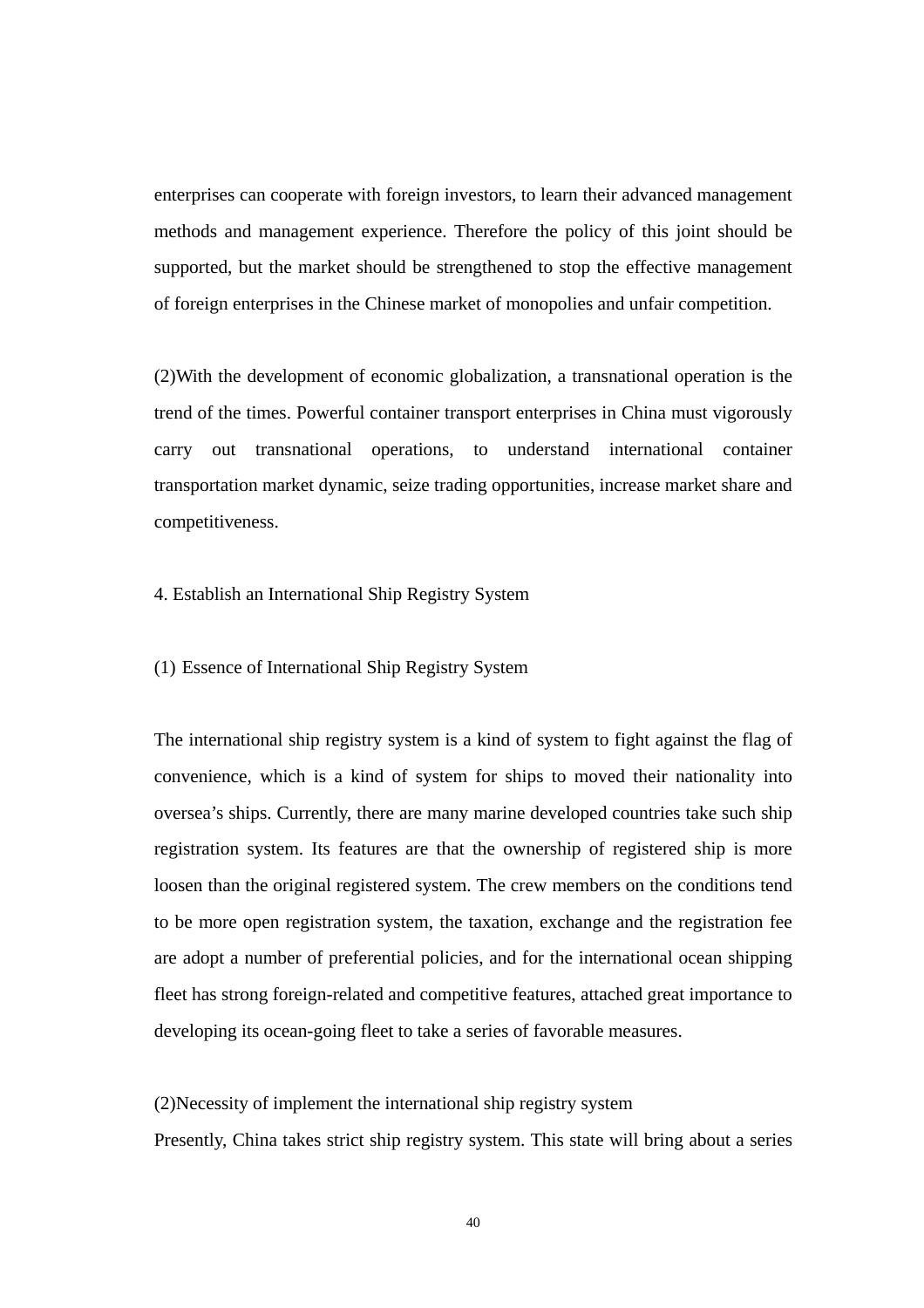enterprises can cooperate with foreign investors, to learn their advanced management methods and management experience. Therefore the policy of this joint should be supported, but the market should be strengthened to stop the effective management of foreign enterprises in the Chinese market of monopolies and unfair competition.

(2)With the development of economic globalization, a transnational operation is the trend of the times. Powerful container transport enterprises in China must vigorously carry out transnational operations, to understand international container transportation market dynamic, seize trading opportunities, increase market share and competitiveness.

4. Establish an International Ship Registry System

(1) Essence of International Ship Registry System

The international ship registry system is a kind of system to fight against the flag of convenience, which is a kind of system for ships to moved their nationality into oversea's ships. Currently, there are many marine developed countries take such ship registration system. Its features are that the ownership of registered ship is more loosen than the original registered system. The crew members on the conditions tend to be more open registration system, the taxation, exchange and the registration fee are adopt a number of preferential policies, and for the international ocean shipping fleet has strong foreign-related and competitive features, attached great importance to developing its ocean-going fleet to take a series of favorable measures.

(2)Necessity of implement the international ship registry system

Presently, China takes strict ship registry system. This state will bring about a series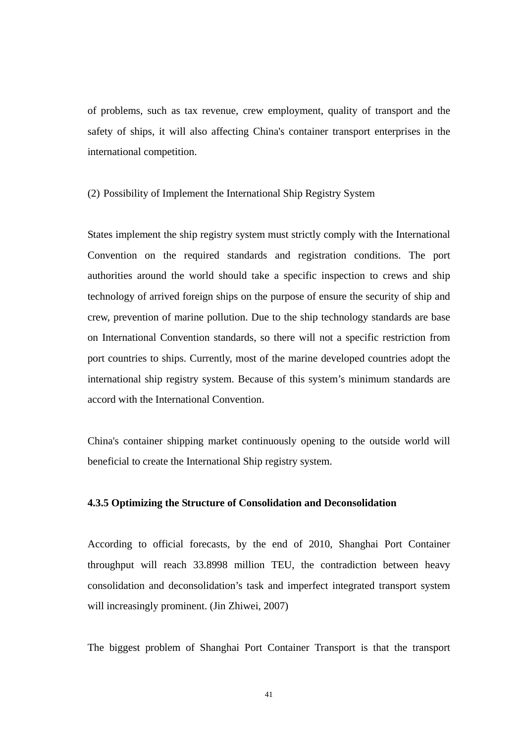of problems, such as tax revenue, crew employment, quality of transport and the safety of ships, it will also affecting China's container transport enterprises in the international competition.

(2) Possibility of Implement the International Ship Registry System

States implement the ship registry system must strictly comply with the International Convention on the required standards and registration conditions. The port authorities around the world should take a specific inspection to crews and ship technology of arrived foreign ships on the purpose of ensure the security of ship and crew, prevention of marine pollution. Due to the ship technology standards are base on International Convention standards, so there will not a specific restriction from port countries to ships. Currently, most of the marine developed countries adopt the international ship registry system. Because of this system's minimum standards are accord with the International Convention.

China's container shipping market continuously opening to the outside world will beneficial to create the International Ship registry system.

#### 4.3.5 Optimizing the Structure of Consolidation and Deconsolidation

According to official forecasts, by the end of 2010, Shanghai Port Container throughput will reach 33.8998 million TEU, the contradiction between heavy consolidation and deconsolidation's task and imperfect integrated transport system will increasingly prominent. (Jin Zhiwei, 2007)

The biggest problem of Shanghai Port Container Transport is that the transport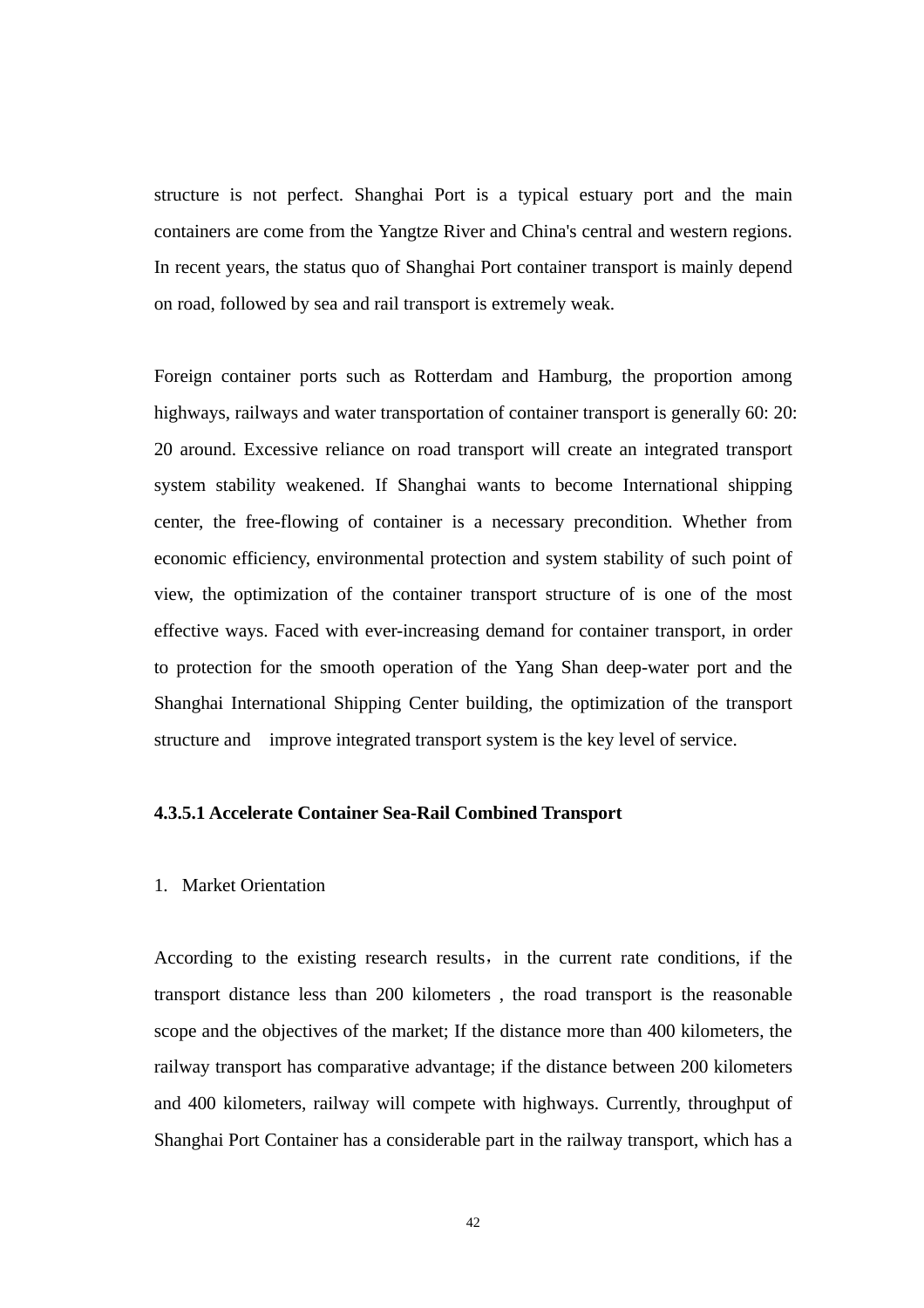structure is not perfect. Shanghai Port is a typical estuary port and the main containers are come from the Yangtze River and China's central and western regions. In recent years, the status quo of Shanghai Port container transport is mainly depend on road, followed by sea and rail transport is extremely weak.

Foreign container ports such as Rotterdam and Hamburg, the proportion among highways, railways and water transportation of container transport is generally 60: 20: 20 around. Excessive reliance on road transport will create an integrated transport system stability weakened. If Shanghai wants to become International shipping center, the free-flowing of container is a necessary precondition. Whether from economic efficiency, environmental protection and system stability of such point of view, the optimization of the container transport structure of is one of the most effective ways. Faced with ever-increasing demand for container transport, in order to protection for the smooth operation of the Yang Shan deep-water port and the Shanghai International Shipping Center building, the optimization of the transport structure and improve integrated transport system is the key level of service.

**4.3.5.1 Accelerate Container Sea-Rail Combined Transport**

1. Market Orientation

According to the existing research results，in the current rate conditions, if the transport distance less than 200 kilometers , the road transport is the reasonable scope and the objectives of the market; If the distance more than 400 kilometers, the railway transport has comparative advantage; if the distance between 200 kilometers and 400 kilometers, railway will compete with highways. Currently, throughput of Shanghai Port Container has a considerable part in the railway transport, which has a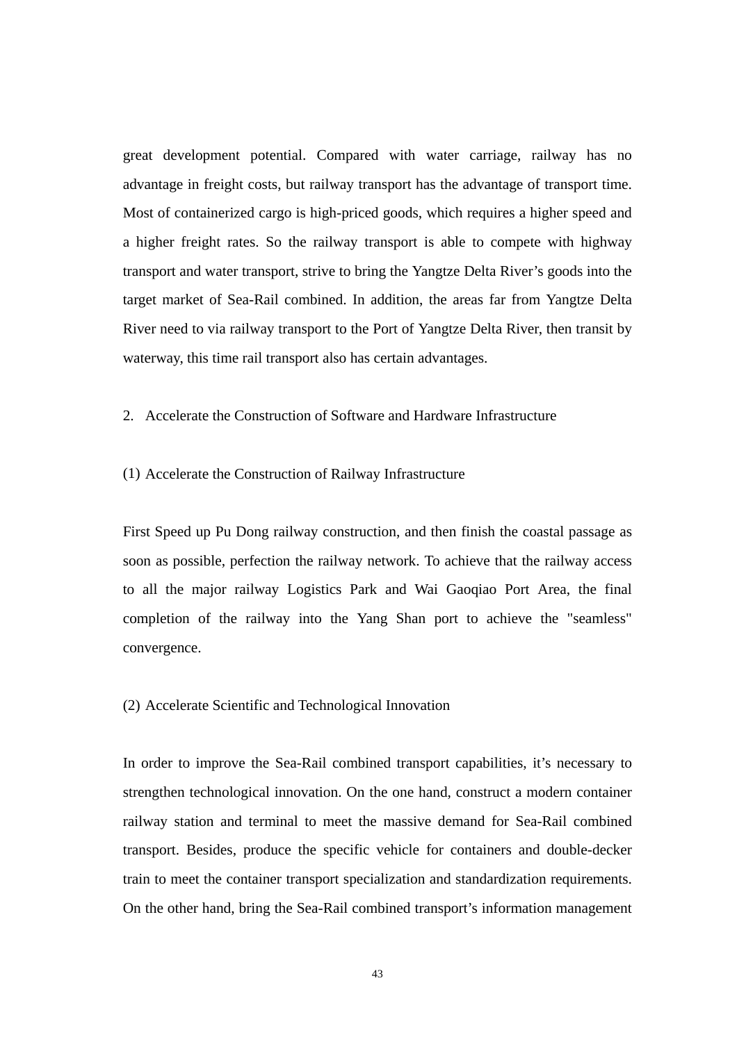great development potential. Compared with water carriage, railway has no advantage in freight costs, but railway transport has the advantage of transport time. Most of containerized cargo is high-priced goods, which requires a higher speed and a higher freight rates. So the railway transport is able to compete with highway transport and water transport, strive to bring the Yangtze Delta River's goods into the target market of Sea-Rail combined. In addition, the areas far from Yangtze Delta River need to via railway transport to the Port of Yangtze Delta River, then transit by waterway, this time rail transport also has certain advantages.

2. Accelerate the Construction of Software and Hardware Infrastructure

(1) Accelerate the Construction of Railway Infrastructure

First Speed up Pu Dong railway construction, and then finish the coastal passage as soon as possible, perfection the railway network. To achieve that the railway access to all the major railway Logistics Park and Wai Gaoqiao Port Area, the final completion of the railway into the Yang Shan port to achieve the "seamless" convergence.

(2) Accelerate Scientific and Technological Innovation

In order to improve the Sea-Rail combined transport capabilities, it's necessary to strengthen technological innovation. On the one hand, construct a modern container railway station and terminal to meet the massive demand for Sea-Rail combined transport. Besides, produce the specific vehicle for containers and double-decker train to meet the container transport specialization and standardization requirements. On the other hand, bring the Sea-Rail combined transport's information management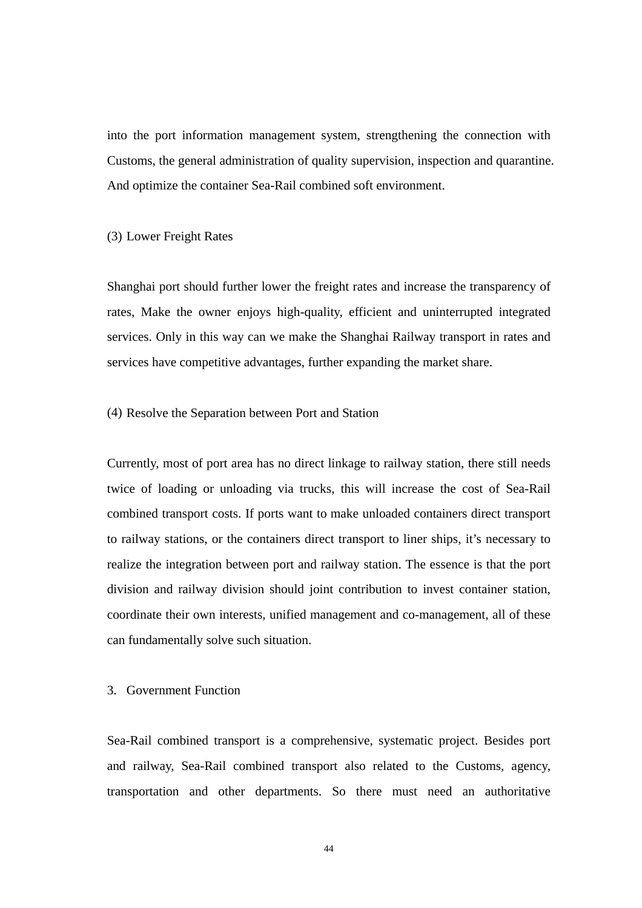into the port information management system, strengthening the connection with Customs, the general administration of quality supervision, inspection and quarantine. And optimize the container Sea-Rail combined soft environment.

(3) Lower Freight Rates

Shanghai port should further lower the freight rates and increase the transparency of rates, Make the owner enjoys high-quality, efficient and uninterrupted integrated services. Only in this way can we make the Shanghai Railway transport in rates and services have competitive advantages, further expanding the market share.

(4) Resolve the Separation between Port and Station

Currently, most of port area has no direct linkage to railway station, there still needs twice of loading or unloading via trucks, this will increase the cost of Sea-Rail combined transport costs. If ports want to make unloaded containers direct transport to railway stations, or the containers direct transport to liner ships, it's necessary to realize the integration between port and railway station. The essence is that the port division and railway division should joint contribution to invest container station, coordinate their own interests, unified management and co-management, all of these can fundamentally solve such situation.

3. Government Function

Sea-Rail combined transport is a comprehensive, systematic project. Besides port and railway, Sea-Rail combined transport also related to the Customs, agency, transportation and other departments. So there must need an authoritative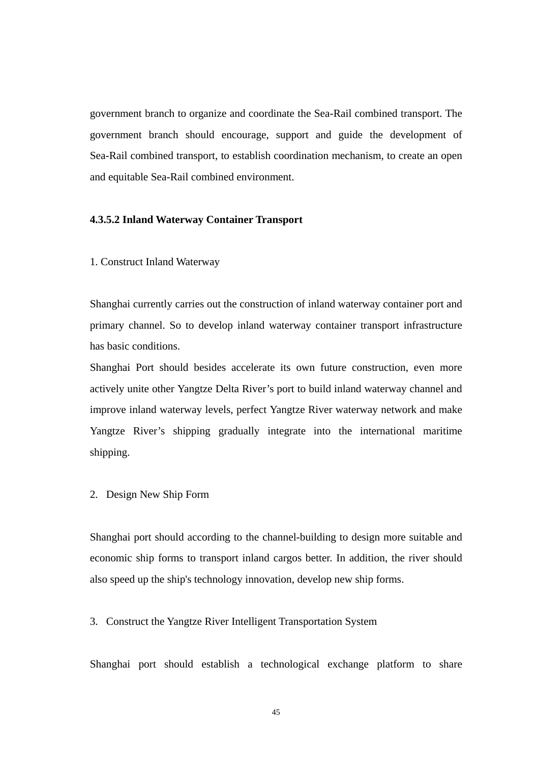government branch to organize and coordinate the Sea-Rail combined transport. The government branch should encourage, support and guide the development of Sea-Rail combined transport, to establish coordination mechanism, to create an open and equitable Sea-Rail combined environment.

#### 4.3.5.2 Inland Waterway Container Transport

1. Construct Inland Waterway

Shanghai currently carries out the construction of inland waterway container port and primary channel. So to develop inland waterway container transport infrastructure has basic conditions.

Shanghai Port should besides accelerate its own future construction, even more actively unite other Yangtze Delta River's port to build inland waterway channel and improve inland waterway levels, perfect Yangtze River waterway network and make Yangtze River's shipping gradually integrate into the international maritime shipping.

2. Design New Ship Form

Shanghai port should according to the channel-building to design more suitable and economic ship forms to transport inland cargos better. In addition, the river should also speed up the ship's technology innovation, develop new ship forms.

3. Construct the Yangtze River Intelligent Transportation System

Shanghai port should establish a technological exchange platform to share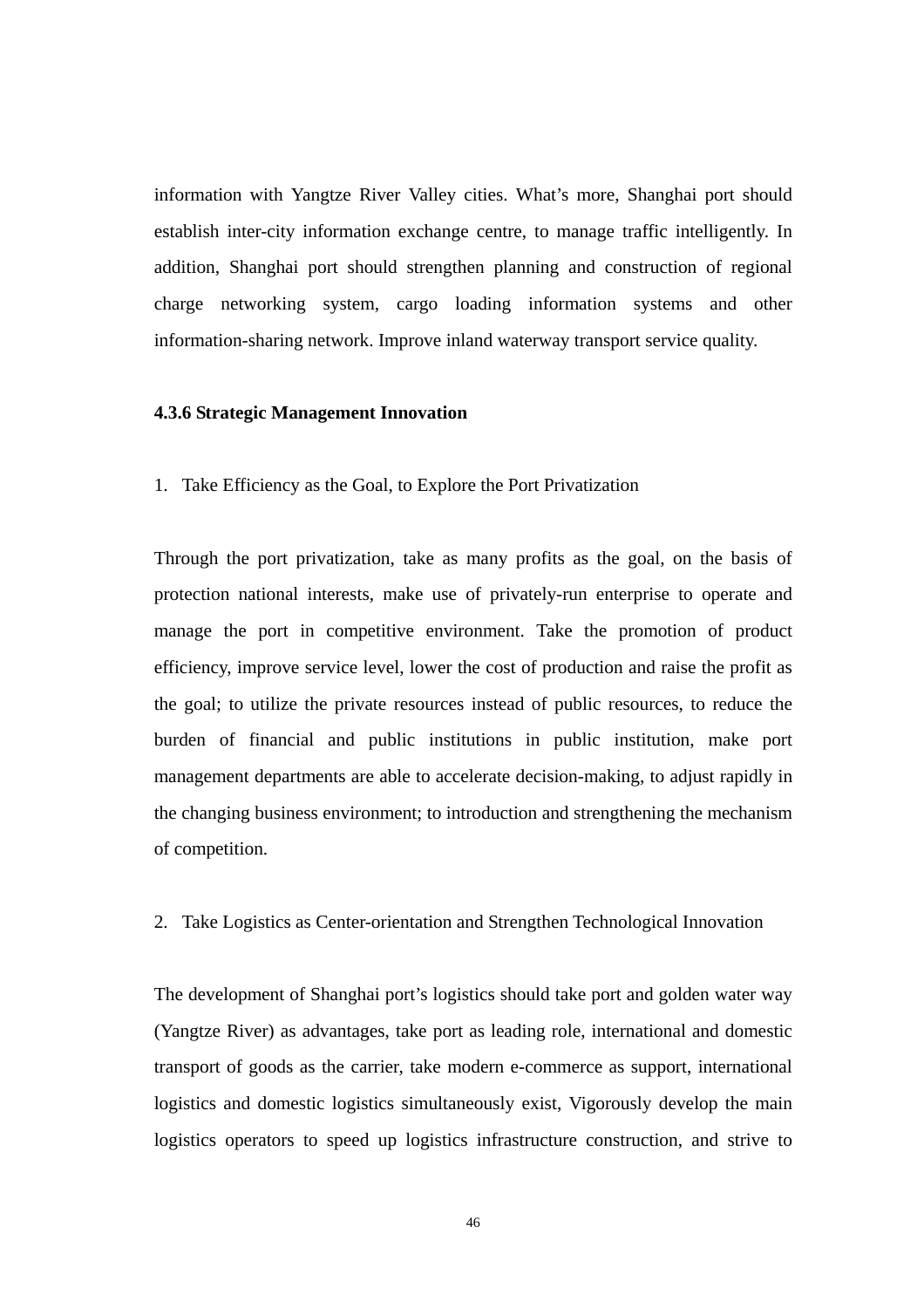information with Yangtze River Valley cities. What's more, Shanghai port should establish inter-city information exchange centre, to manage traffic intelligently. In addition, Shanghai port should strengthen planning and construction of regional charge networking system, cargo loading information systems and other information-sharing network. Improve inland waterway transport service quality.

#### 4.3.6 Strategic Management Innovation

1. Take Efficiency as the Goal, to Explore the Port Privatization

Through the port privatization, take as many profits as the goal, on the basis of protection national interests, make use of privately-run enterprise to operate and manage the port in competitive environment. Take the promotion of product efficiency, improve service level, lower the cost of production and raise the profit as the goal; to utilize the private resources instead of public resources, to reduce the burden of financial and public institutions in public institution, make port management departments are able to accelerate decision-making, to adjust rapidly in the changing business environment; to introduction and strengthening the mechanism of competition.

2. Take Logistics as Center-orientation and Strengthen Technological Innovation

The development of Shanghai port's logistics should take port and golden water way (Yangtze River) as advantages, take port as leading role, international and domestic transport of goods as the carrier, take modern e-commerce as support, international logistics and domestic logistics simultaneously exist, Vigorously develop the main logistics operators to speed up logistics infrastructure construction, and strive to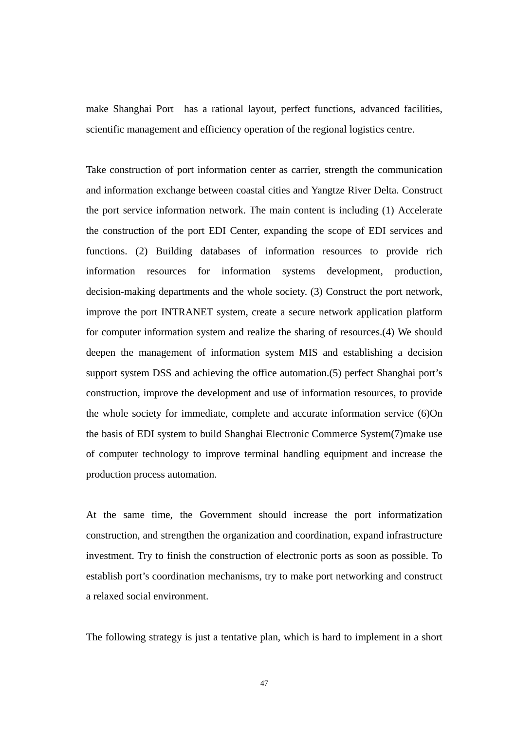make Shanghai Port has a rational layout, perfect functions, advanced facilities, scientific management and efficiency operation of the regional logistics centre.

Take construction of port information center as carrier, strength the communication and information exchange between coastal cities and Yangtze River Delta. Construct the port service information network. The main content is including (1) Accelerate the construction of the port EDI Center, expanding the scope of EDI services and functions. (2) Building databases of information resources to provide rich information resources for information systems development, production, decision-making departments and the whole society. (3) Construct the port network, improve the port INTRANET system, create a secure network application platform for computer information system and realize the sharing of resources.(4) We should deepen the management of information system MIS and establishing a decision support system DSS and achieving the office automation.(5) perfect Shanghai port's construction, improve the development and use of information resources, to provide the whole society for immediate, complete and accurate information service (6)On the basis of EDI system to build Shanghai Electronic Commerce System(7)make use of computer technology to improve terminal handling equipment and increase the production process automation.

At the same time, the Government should increase the port informatization construction, and strengthen the organization and coordination, expand infrastructure investment. Try to finish the construction of electronic ports as soon as possible. To establish port's coordination mechanisms, try to make port networking and construct a relaxed social environment.

The following strategy is just a tentative plan, which is hard to implement in a short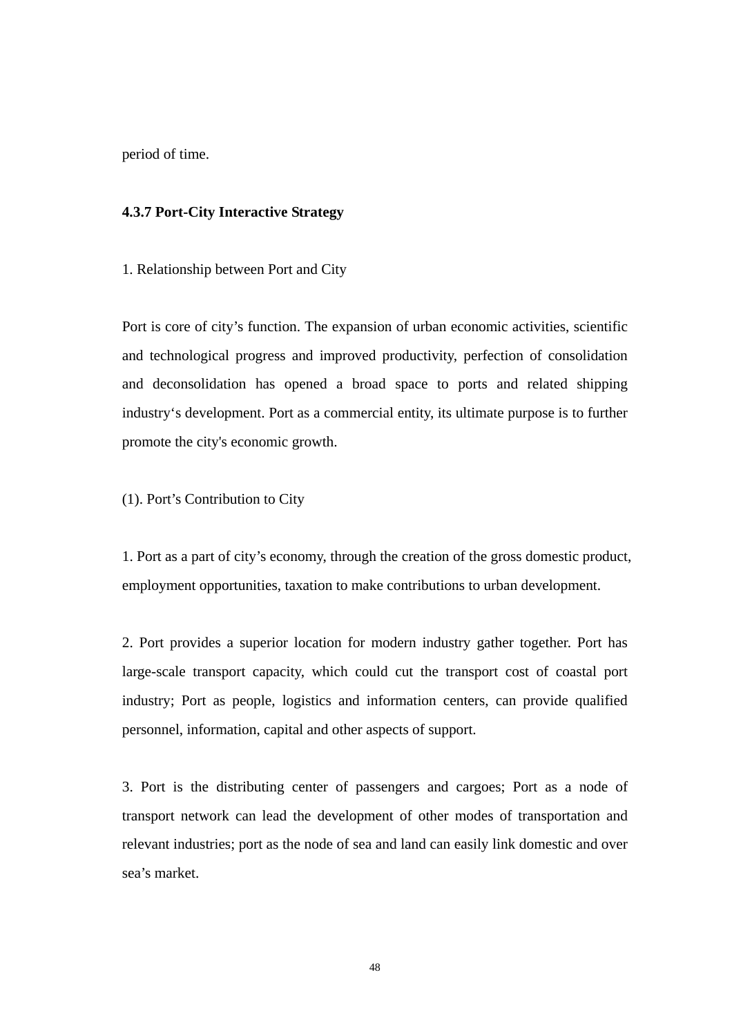period of time.

### 4.3.7 Port-City Interactive Strategy

1. Relationship between Port and City

Port is core of city's function. The expansion of urban economic activities, scientific and technological progress and improved productivity, perfection of consolidation and deconsolidation has opened a broad space to ports and related shipping industry's development. Port as a commercial entity, its ultimate purpose is to further promote the city's economic growth.

(1). Port's Contribution to City

1. Port as a part of city's economy, through the creation of the gross domestic product, employment opportunities, taxation to make contributions to urban development.

2. Port provides a superior location for modern industry gather together. Port has large-scale transport capacity, which could cut the transport cost of coastal port industry; Port as people, logistics and information centers, can provide qualified personnel, information, capital and other aspects of support.

3. Port is the distributing center of passengers and cargoes; Port as a node of transport network can lead the development of other modes of transportation and relevant industries; port as the node of sea and land can easily link domestic and over sea's market.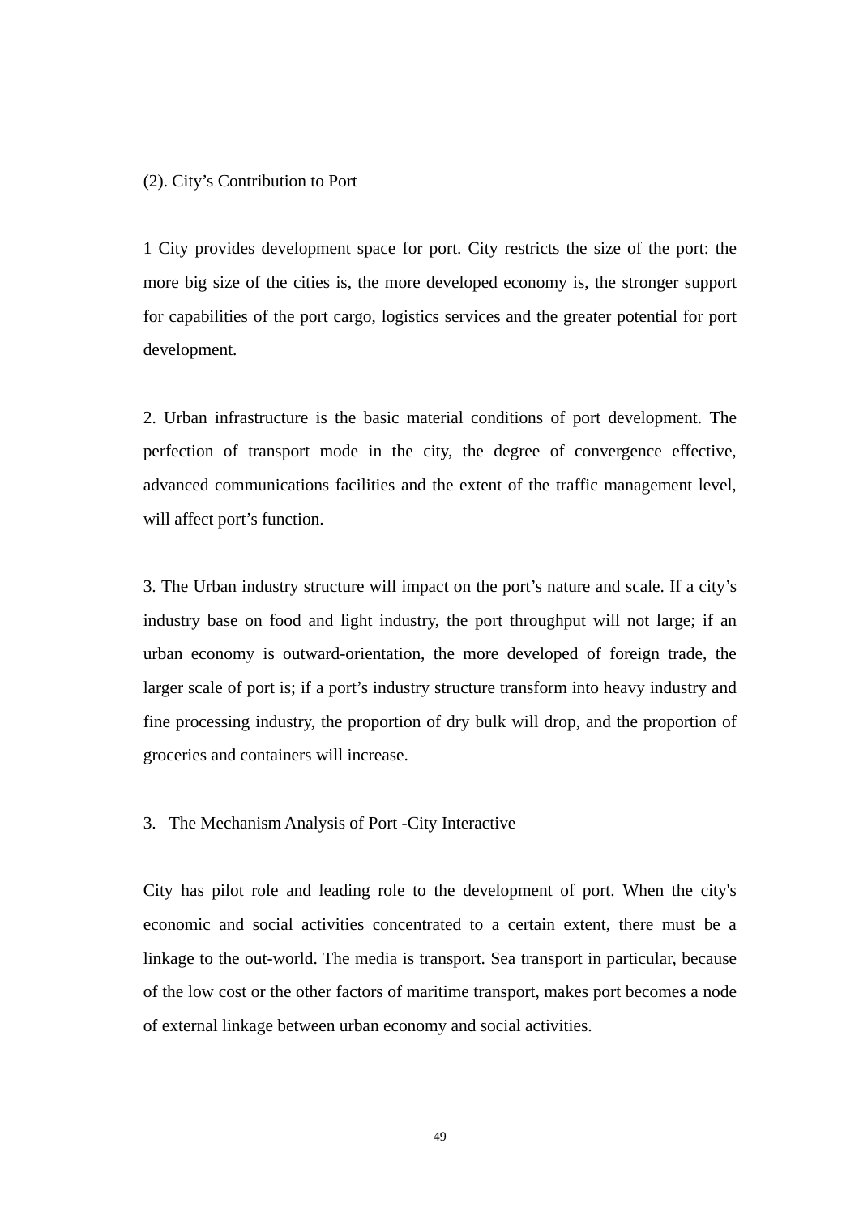(2). City's Contribution to Port

1 City provides development space for port. City restricts the size of the port: the more big size of the cities is, the more developed economy is, the stronger support for capabilities of the port cargo, logistics services and the greater potential for port development.

2. Urban infrastructure is the basic material conditions of port development. The perfection of transport mode in the city, the degree of convergence effective, advanced communications facilities and the extent of the traffic management level, will affect port's function.

3. The Urban industry structure will impact on the port's nature and scale. If a city's industry base on food and light industry, the port throughput will not large; if an urban economy is outward-orientation, the more developed of foreign trade, the larger scale of port is; if a port's industry structure transform into heavy industry and fine processing industry, the proportion of dry bulk will drop, and the proportion of groceries and containers will increase.

3. The Mechanism Analysis of Port -City Interactive

City has pilot role and leading role to the development of port. When the city's economic and social activities concentrated to a certain extent, there must be a linkage to the out-world. The media is transport. Sea transport in particular, because of the low cost or the other factors of maritime transport, makes port becomes a node of external linkage between urban economy and social activities.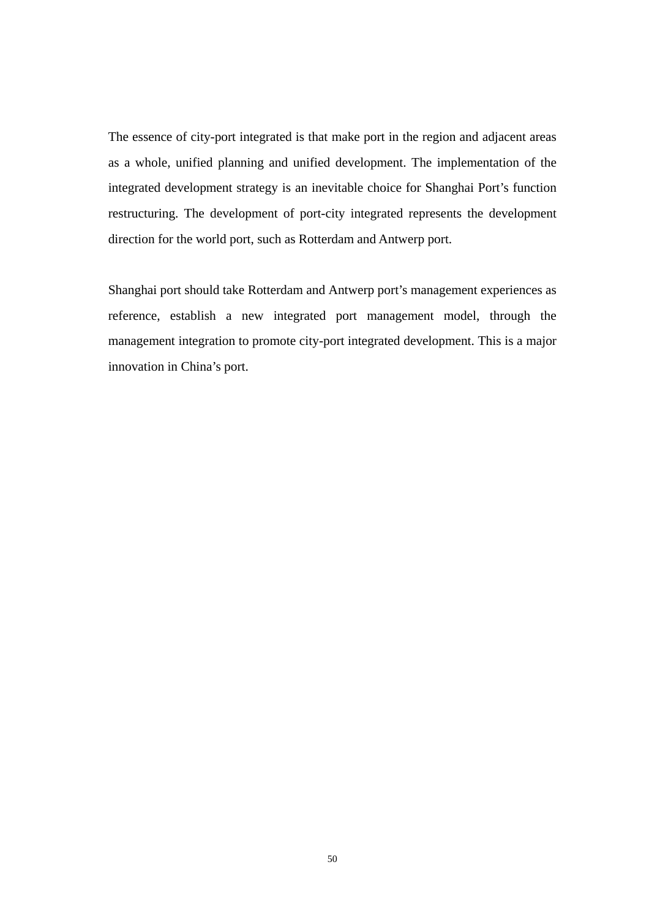The essence of city-port integrated is that make port in the region and adjacent areas as a whole, unified planning and unified development. The implementation of the integrated development strategy is an inevitable choice for Shanghai Port's function restructuring. The development of port-city integrated represents the development direction for the world port, such as Rotterdam and Antwerp port.

Shanghai port should take Rotterdam and Antwerp port's management experiences as reference, establish a new integrated port management model, through the management integration to promote city-port integrated development. This is a major innovation in China's port.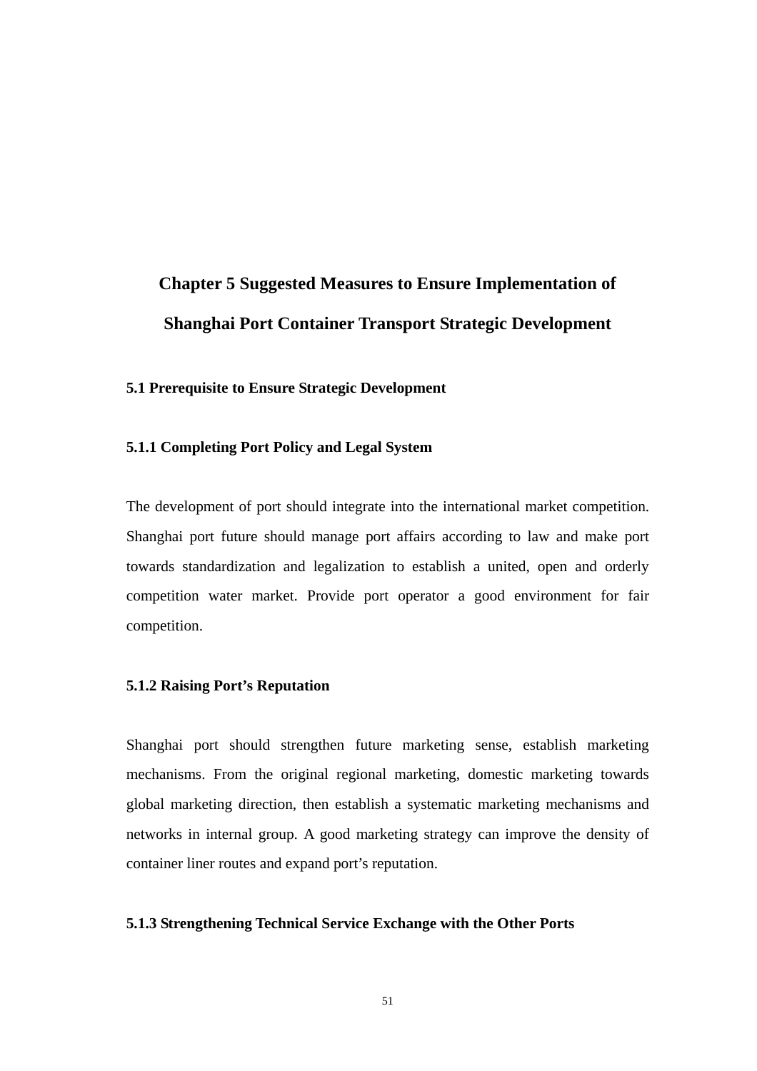# Chapter 5 Suggested Measures to Ensure Implementation of Shanghai Port Container Transport Strategic Development

## 5.1 Prerequisite to Ensure Strategic Development

### 5.1.1 Completing Port Policy and Legal System

The development of port should integrate into the international market competition. Shanghai port future should manage port affairs according to law and make port towards standardization and legalization to establish a united, open and orderly competition water market. Provide port operator a good environment for fair competition.

### 5.1.2 Raising Port's Reputation

Shanghai port should strengthen future marketing sense, establish marketing mechanisms. From the original regional marketing, domestic marketing towards global marketing direction, then establish a systematic marketing mechanisms and networks in internal group. A good marketing strategy can improve the density of container liner routes and expand port's reputation.

### 5.1.3 Strengthening Technical Service Exchange with the Other Ports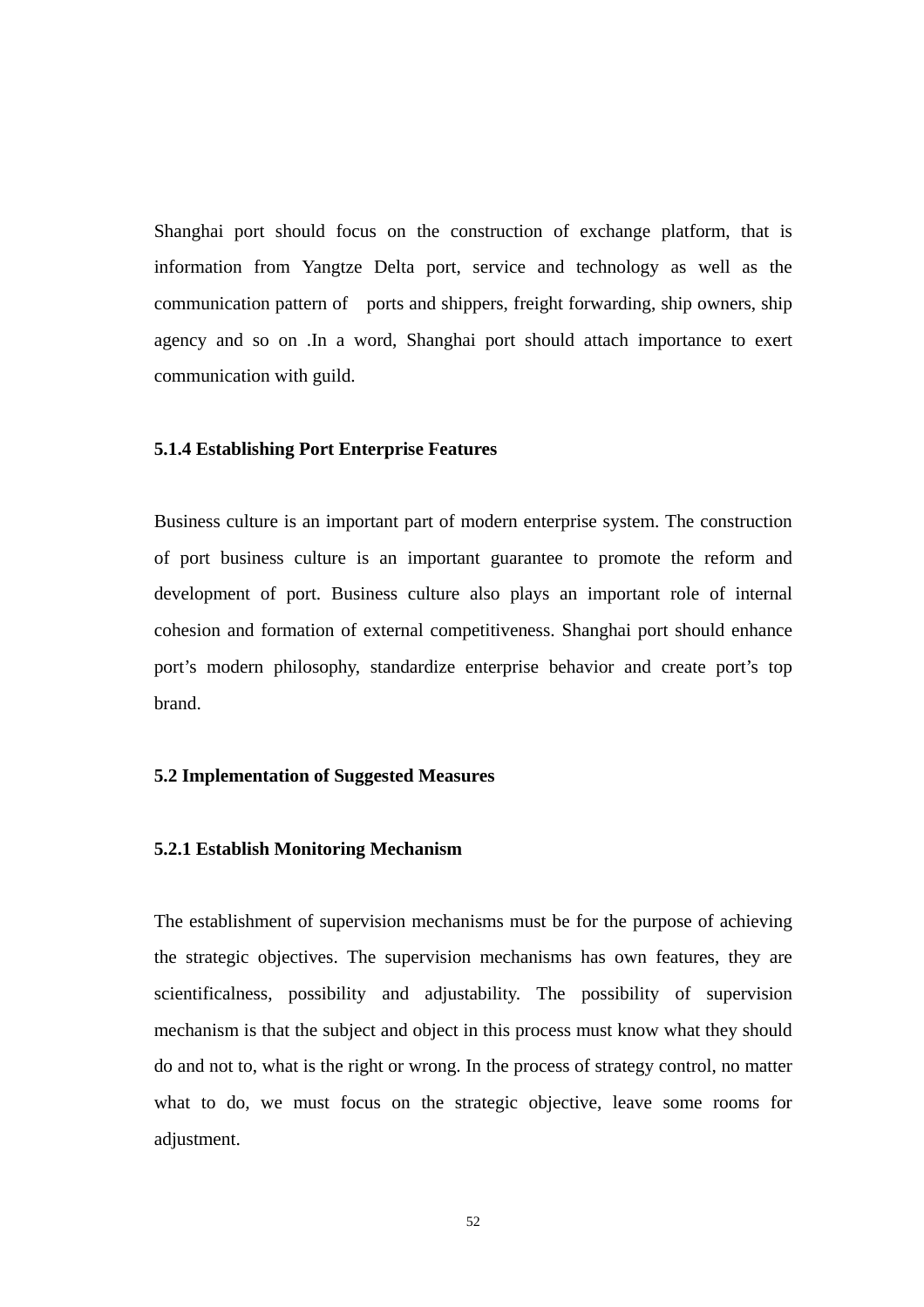Shanghai port should focus on the construction of exchange platform, that is information from Yangtze Delta port, service and technology as well as the communication pattern of ports and shippers, freight forwarding, ship owners, ship agency and so on .In a word, Shanghai port should attach importance to exert communication with guild.

### 5.1.4 Establishing Port Enterprise Features

Business culture is an important part of modern enterprise system. The construction of port business culture is an important guarantee to promote the reform and development of port. Business culture also plays an important role of internal cohesion and formation of external competitiveness. Shanghai port should enhance port's modern philosophy, standardize enterprise behavior and create port's top brand.

## 5.2 Implementation of Suggested Measures

### 5.2.1 Establish Monitoring Mechanism

The establishment of supervision mechanisms must be for the purpose of achieving the strategic objectives. The supervision mechanisms has own features, they are scientificalness, possibility and adjustability. The possibility of supervision mechanism is that the subject and object in this process must know what they should do and not to, what is the right or wrong. In the process of strategy control, no matter what to do, we must focus on the strategic objective, leave some rooms for adjustment.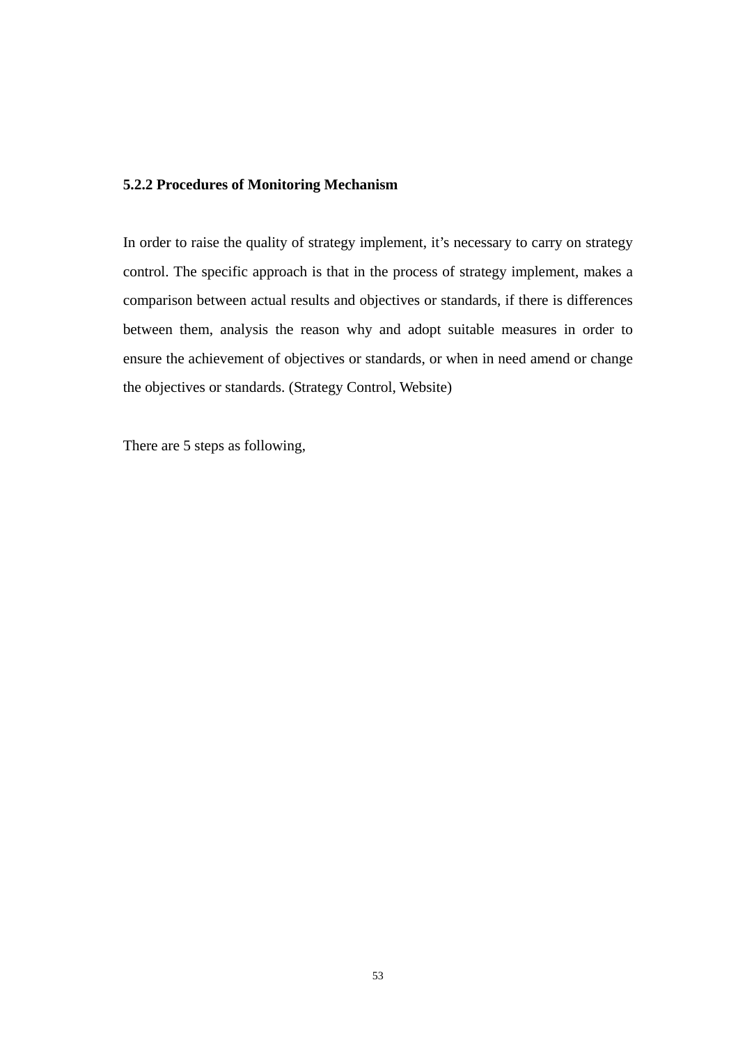### 5.2.2 Procedures of Monitoring Mechanism

In order to raise the quality of strategy implement, it's necessary to carry on strategy control. The specific approach is that in the process of strategy implement, makes a comparison between actual results and objectives or standards, if there is differences between them, analysis the reason why and adopt suitable measures in order to ensure the achievement of objectives or standards, or when in need amend or change the objectives or standards. (Strategy Control, Website)

There are 5 steps as following,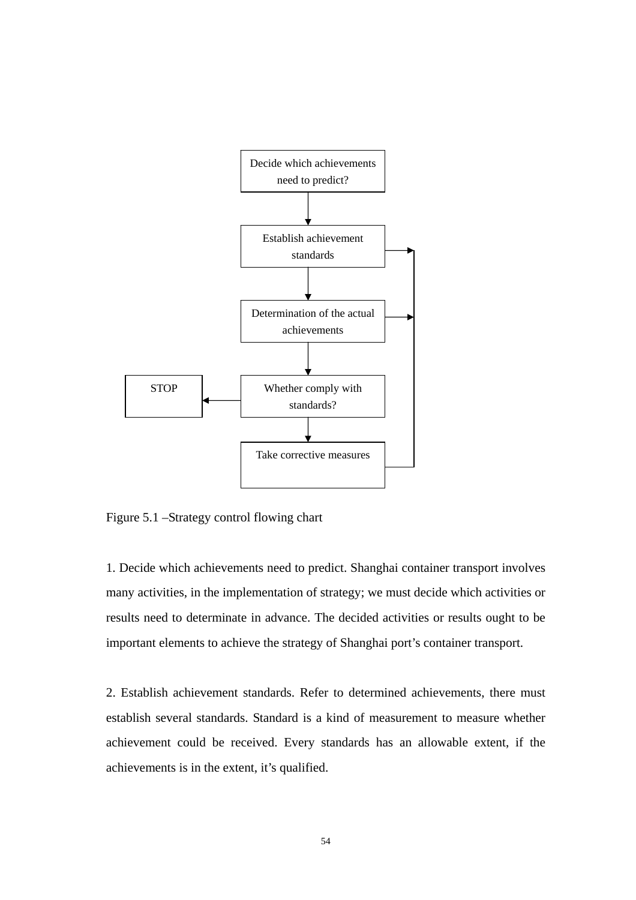Decide which achievements need to predict?

Establish achievement standards

Determination of the actual achievements

STOP

Whether comply with standards?

Take corrective measures

Figure 5.1 –Strategy control flowing chart

1. Decide which achievements need to predict. Shanghai container transport involves many activities, in the implementation of strategy; we must decide which activities or results need to determinate in advance. The decided activities or results ought to be important elements to achieve the strategy of Shanghai port's container transport.

2. Establish achievement standards. Refer to determined achievements, there must establish several standards. Standard is a kind of measurement to measure whether achievement could be received. Every standards has an allowable extent, if the achievements is in the extent, it's qualified.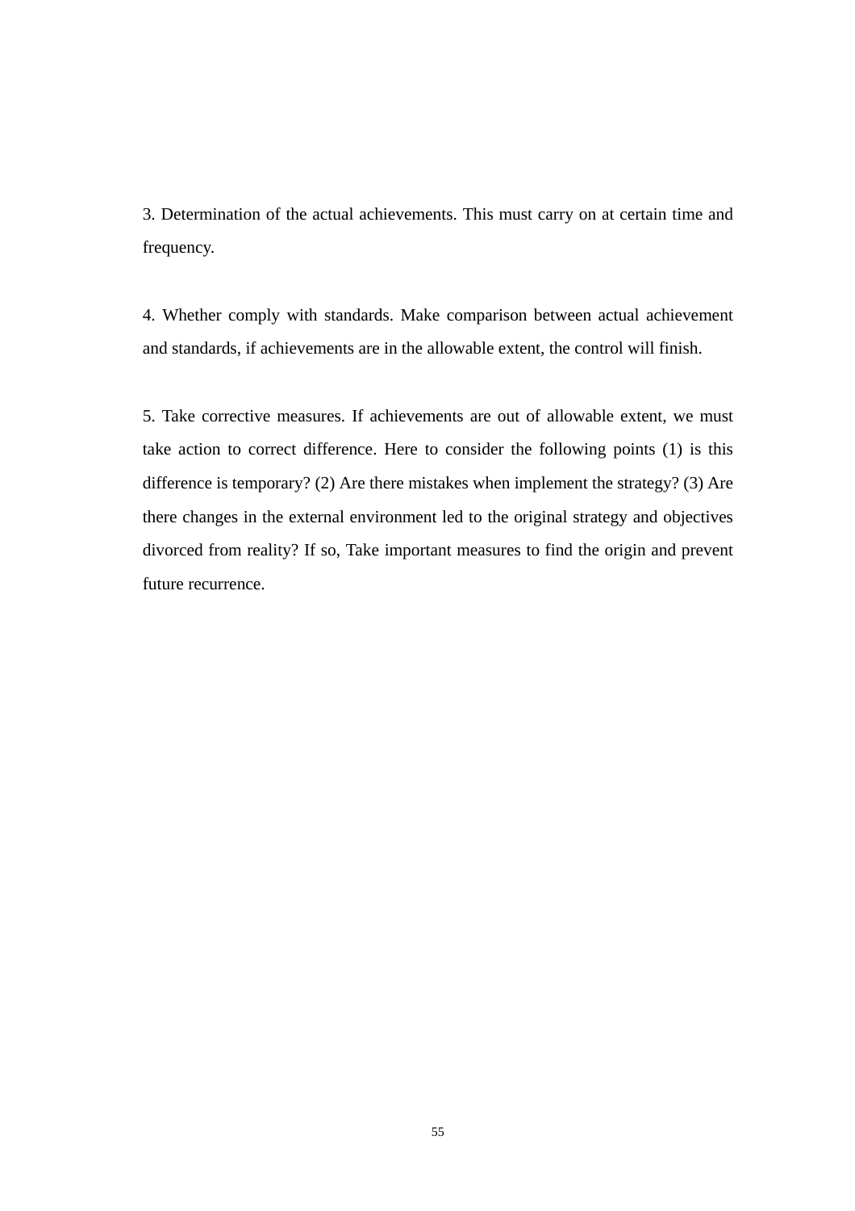3. Determination of the actual achievements. This must carry on at certain time and frequency.

4. Whether comply with standards. Make comparison between actual achievement and standards, if achievements are in the allowable extent, the control will finish.

5. Take corrective measures. If achievements are out of allowable extent, we must take action to correct difference. Here to consider the following points (1) is this difference is temporary? (2) Are there mistakes when implement the strategy? (3) Are there changes in the external environment led to the original strategy and objectives divorced from reality? If so, Take important measures to find the origin and prevent future recurrence.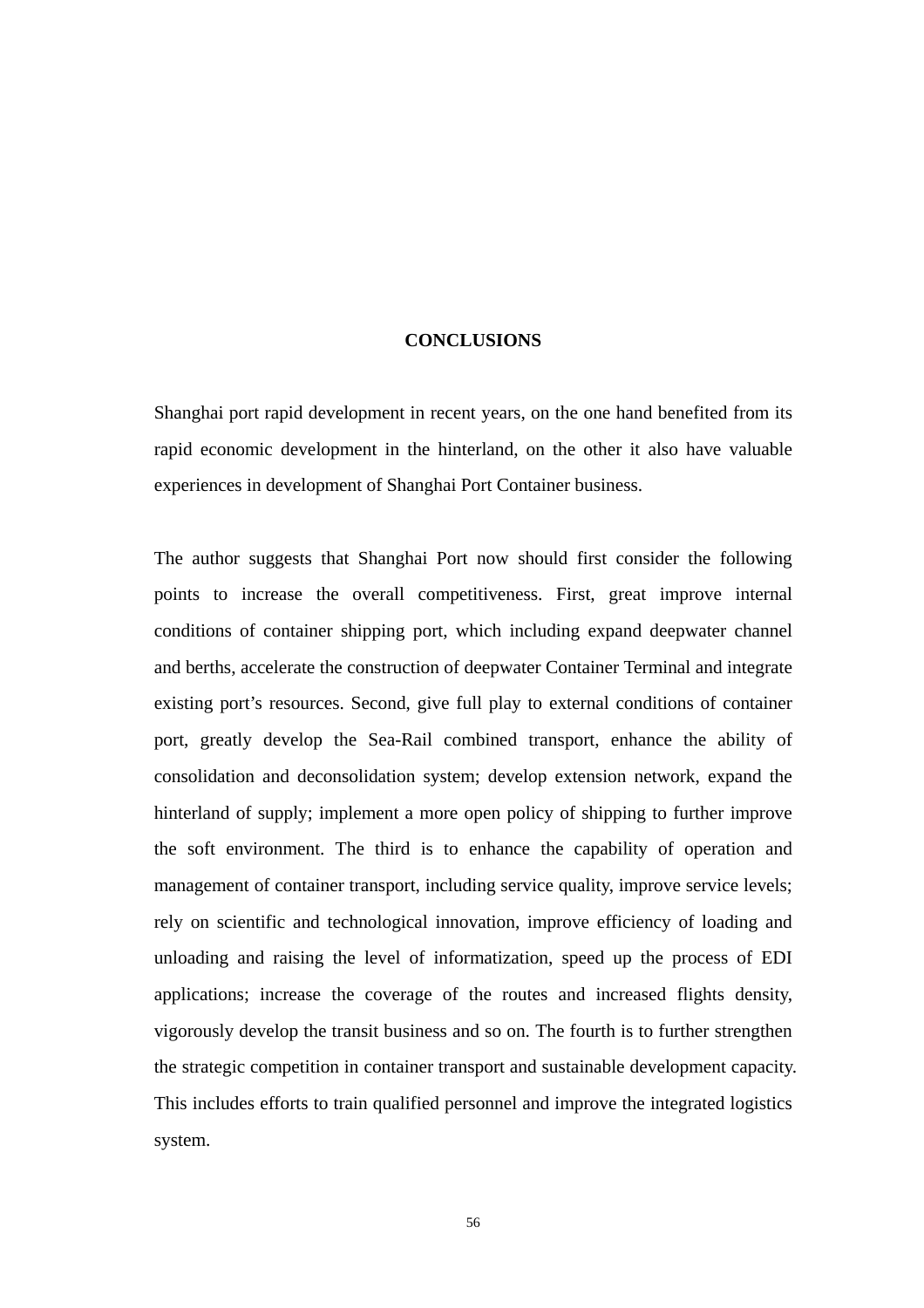# CONCLUSIONS

Shanghai port rapid development in recent years, on the one hand benefited from its rapid economic development in the hinterland, on the other it also have valuable experiences in development of Shanghai Port Container business.

The author suggests that Shanghai Port now should first consider the following points to increase the overall competitiveness. First, great improve internal conditions of container shipping port, which including expand deepwater channel and berths, accelerate the construction of deepwater Container Terminal and integrate existing port's resources. Second, give full play to external conditions of container port, greatly develop the Sea-Rail combined transport, enhance the ability of consolidation and deconsolidation system; develop extension network, expand the hinterland of supply; implement a more open policy of shipping to further improve the soft environment. The third is to enhance the capability of operation and management of container transport, including service quality, improve service levels; rely on scientific and technological innovation, improve efficiency of loading and unloading and raising the level of informatization, speed up the process of EDI applications; increase the coverage of the routes and increased flights density, vigorously develop the transit business and so on. The fourth is to further strengthen the strategic competition in container transport and sustainable development capacity. This includes efforts to train qualified personnel and improve the integrated logistics system.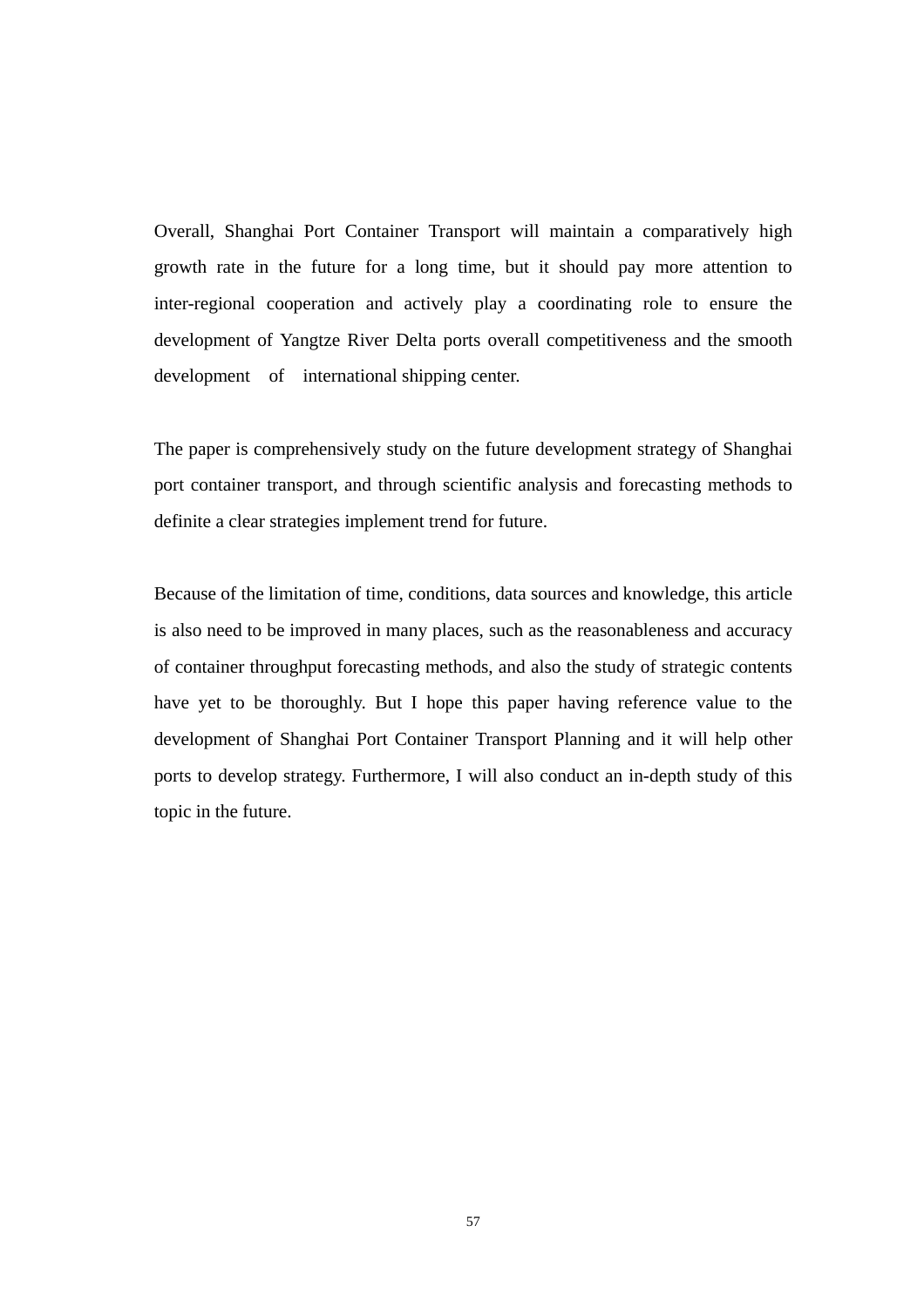Overall, Shanghai Port Container Transport will maintain a comparatively high growth rate in the future for a long time, but it should pay more attention to inter-regional cooperation and actively play a coordinating role to ensure the development of Yangtze River Delta ports overall competitiveness and the smooth development of international shipping center.

The paper is comprehensively study on the future development strategy of Shanghai port container transport, and through scientific analysis and forecasting methods to definite a clear strategies implement trend for future.

Because of the limitation of time, conditions, data sources and knowledge, this article is also need to be improved in many places, such as the reasonableness and accuracy of container throughput forecasting methods, and also the study of strategic contents have yet to be thoroughly. But I hope this paper having reference value to the development of Shanghai Port Container Transport Planning and it will help other ports to develop strategy. Furthermore, I will also conduct an in-depth study of this topic in the future.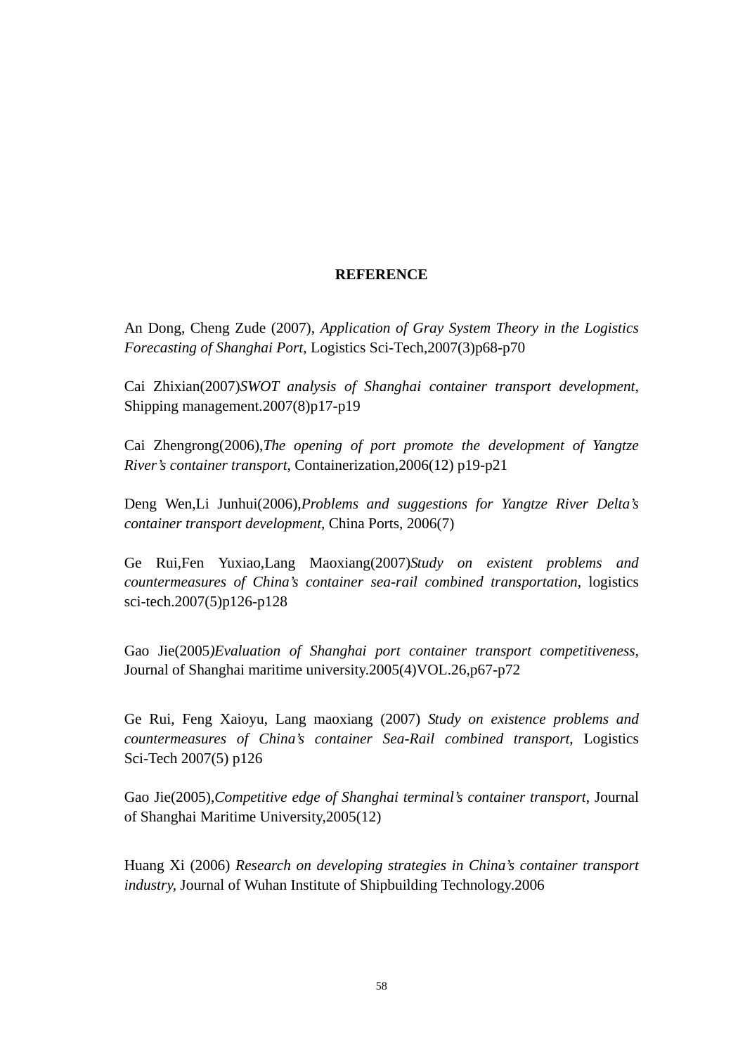**REFERENCE**

An Dong, Cheng Zude (2007), *Application of Gray System Theory in the Logistics Forecasting of Shanghai Port,* Logistics Sci-Tech,2007(3)p68-p70

Cai Zhixian(2007)*SWOT analysis of Shanghai container transport development*, Shipping management.2007(8)p17-p19

Cai Zhengrong(2006),*The opening of port promote the development of Yangtze River's container transport*, Containerization,2006(12) p19-p21

Deng Wen,Li Junhui(2006),*Problems and suggestions for Yangtze River Delta's container transport development*, China Ports, 2006(7)

Ge Rui,Fen Yuxiao,Lang Maoxiang(2007)*Study on existent problems and countermeasures of China's container sea-rail combined transportation*, logistics sci-tech.2007(5)p126-p128

Gao Jie(2005*)Evaluation of Shanghai port container transport competitiveness*, Journal of Shanghai maritime university.2005(4)VOL.26,p67-p72

Ge Rui, Feng Xaioyu, Lang maoxiang (2007) *Study on existence problems and countermeasures of China's container Sea-Rail combined transport*, Logistics Sci-Tech 2007(5) p126

Gao Jie(2005),*Competitive edge of Shanghai terminal's container transport*, Journal of Shanghai Maritime University,2005(12)

Huang Xi (2006) *Research on developing strategies in China's container transport industry,* Journal of Wuhan Institute of Shipbuilding Technology.2006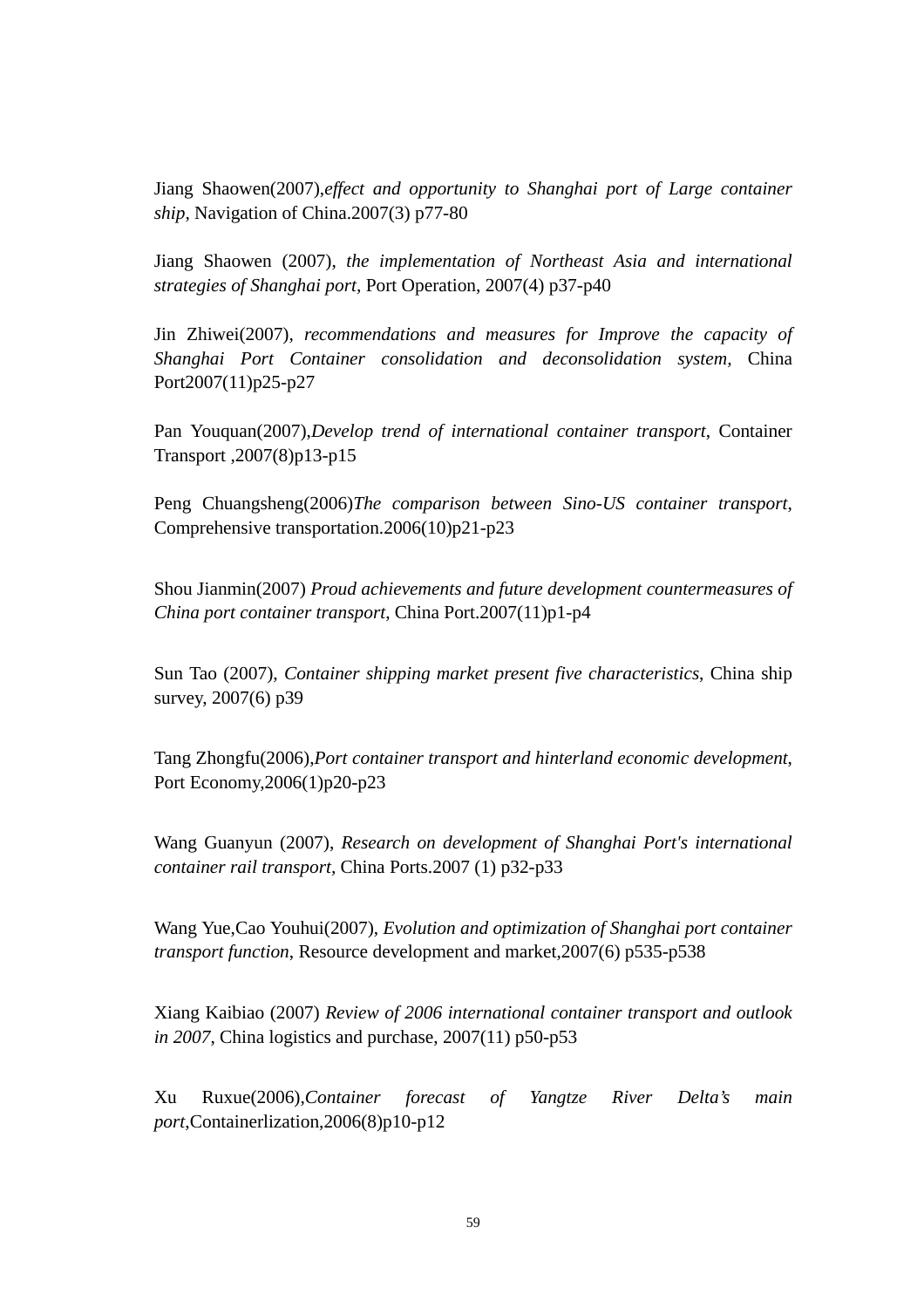Jiang Shaowen(2007),*effect and opportunity to Shanghai port of Large container ship*, Navigation of China.2007(3) p77-80

Jiang Shaowen (2007), *the implementation of Northeast Asia and international strategies of Shanghai port*, Port Operation, 2007(4) p37-p40

Jin Zhiwei(2007), *recommendations and measures for Improve the capacity of Shanghai Port Container consolidation and deconsolidation system*, China Port2007(11)p25-p27

Pan Youquan(2007),*Develop trend of international container transport*, Container Transport ,2007(8)p13-p15

Peng Chuangsheng(2006)*The comparison between Sino-US container transport*, Comprehensive transportation.2006(10)p21-p23

Shou Jianmin(2007) *Proud achievements and future development countermeasures of China port container transport*, China Port.2007(11)p1-p4

Sun Tao (2007), *Container shipping market present five characteristics*, China ship survey, 2007(6) p39

Tang Zhongfu(2006),*Port container transport and hinterland economic development*, Port Economy,2006(1)p20-p23

Wang Guanyun (2007), *Research on development of Shanghai Port's international container rail transport*, China Ports.2007 (1) p32-p33

Wang Yue,Cao Youhui(2007), *Evolution and optimization of Shanghai port container transport function*, Resource development and market,2007(6) p535-p538

Xiang Kaibiao (2007) *Review of 2006 international container transport and outlook in 2007*, China logistics and purchase, 2007(11) p50-p53

Xu Ruxue(2006),*Container forecast of Yangtze River Delta's main port*,Containerlization,2006(8)p10-p12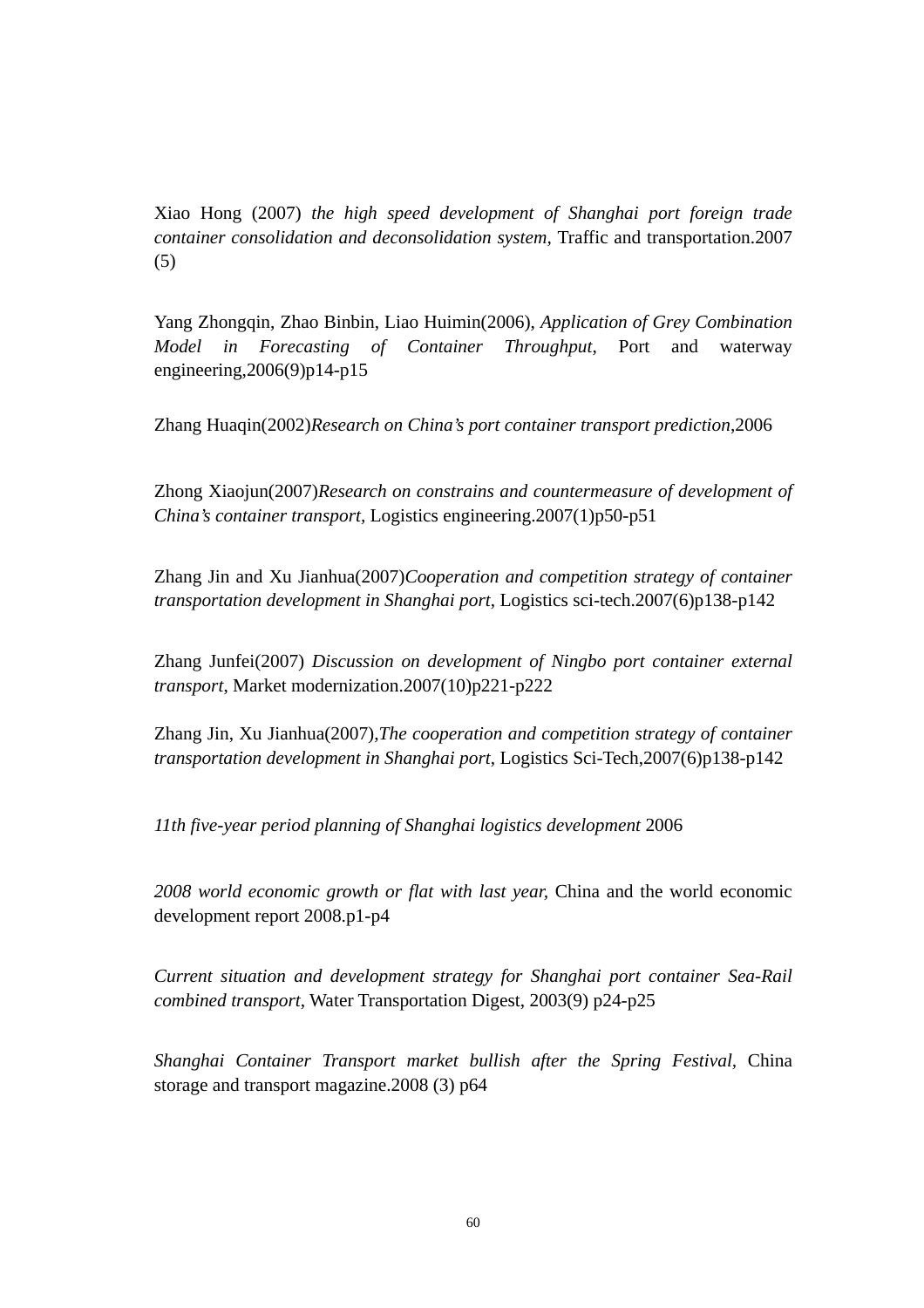Xiao Hong (2007) *the high speed development of Shanghai port foreign trade container consolidation and deconsolidation system*, Traffic and transportation.2007 (5)

Yang Zhongqin, Zhao Binbin, Liao Huimin(2006), *Application of Grey Combination Model in Forecasting of Container Throughput*, Port and waterway engineering,2006(9)p14-p15

Zhang Huaqin(2002)*Research on China's port container transport prediction*,2006

Zhong Xiaojun(2007)*Research on constrains and countermeasure of development of China's container transport*, Logistics engineering.2007(1)p50-p51

Zhang Jin and Xu Jianhua(2007)*Cooperation and competition strategy of container transportation development in Shanghai port*, Logistics sci-tech.2007(6)p138-p142

Zhang Junfei(2007) *Discussion on development of Ningbo port container external transport*, Market modernization.2007(10)p221-p222

Zhang Jin, Xu Jianhua(2007),*The cooperation and competition strategy of container transportation development in Shanghai port*, Logistics Sci-Tech,2007(6)p138-p142

*11th five-year period planning of Shanghai logistics development* 2006

*2008 world economic growth or flat with last year*, China and the world economic development report 2008.p1-p4

*Current situation and development strategy for Shanghai port container Sea-Rail combined transport*, Water Transportation Digest, 2003(9) p24-p25

*Shanghai Container Transport market bullish after the Spring Festival*, China storage and transport magazine.2008 (3) p64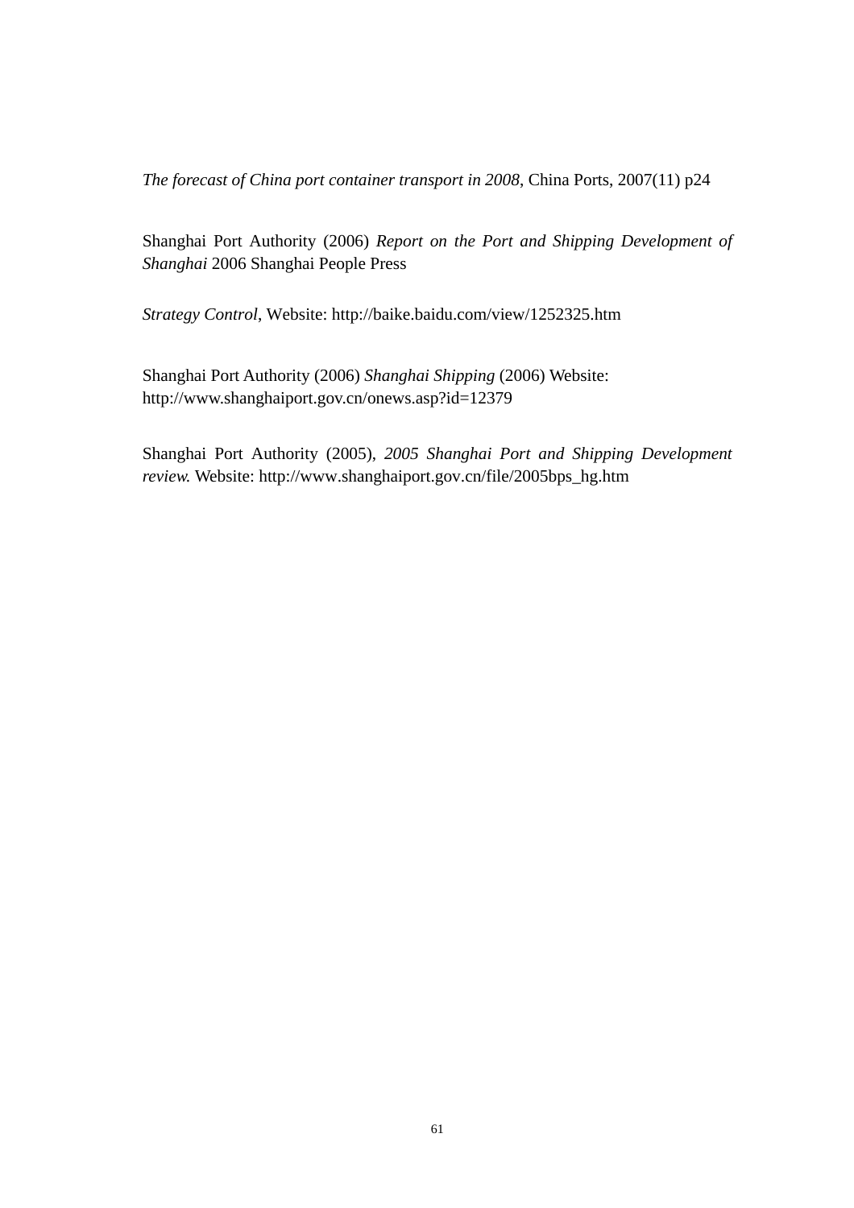*The forecast of China port container transport in 2008*, China Ports, 2007(11) p24

Shanghai Port Authority (2006) *Report on the Port and Shipping Development of Shanghai* 2006 Shanghai People Press

*Strategy Control*, Website: http://baike.baidu.com/view/1252325.htm

Shanghai Port Authority (2006) *Shanghai Shipping* (2006) Website: http://www.shanghaiport.gov.cn/onews.asp?id=12379

Shanghai Port Authority (2005), *2005 Shanghai Port and Shipping Development review*. Website: http://www.shanghaiport.gov.cn/file/2005bps_hg.htm